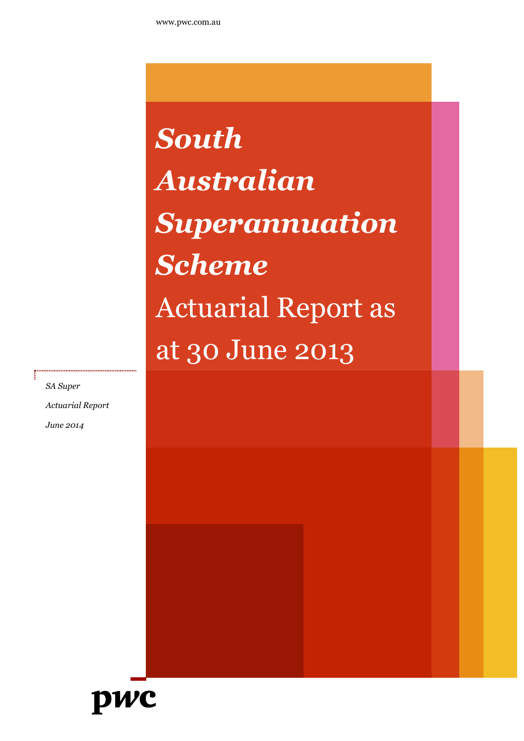www.pwc.com.au

# *South Australian Superannuation Scheme*

# Actuarial Report as at 30 June 2013

*SA Super*

*Actuarial Report*

*June 2014*

pwc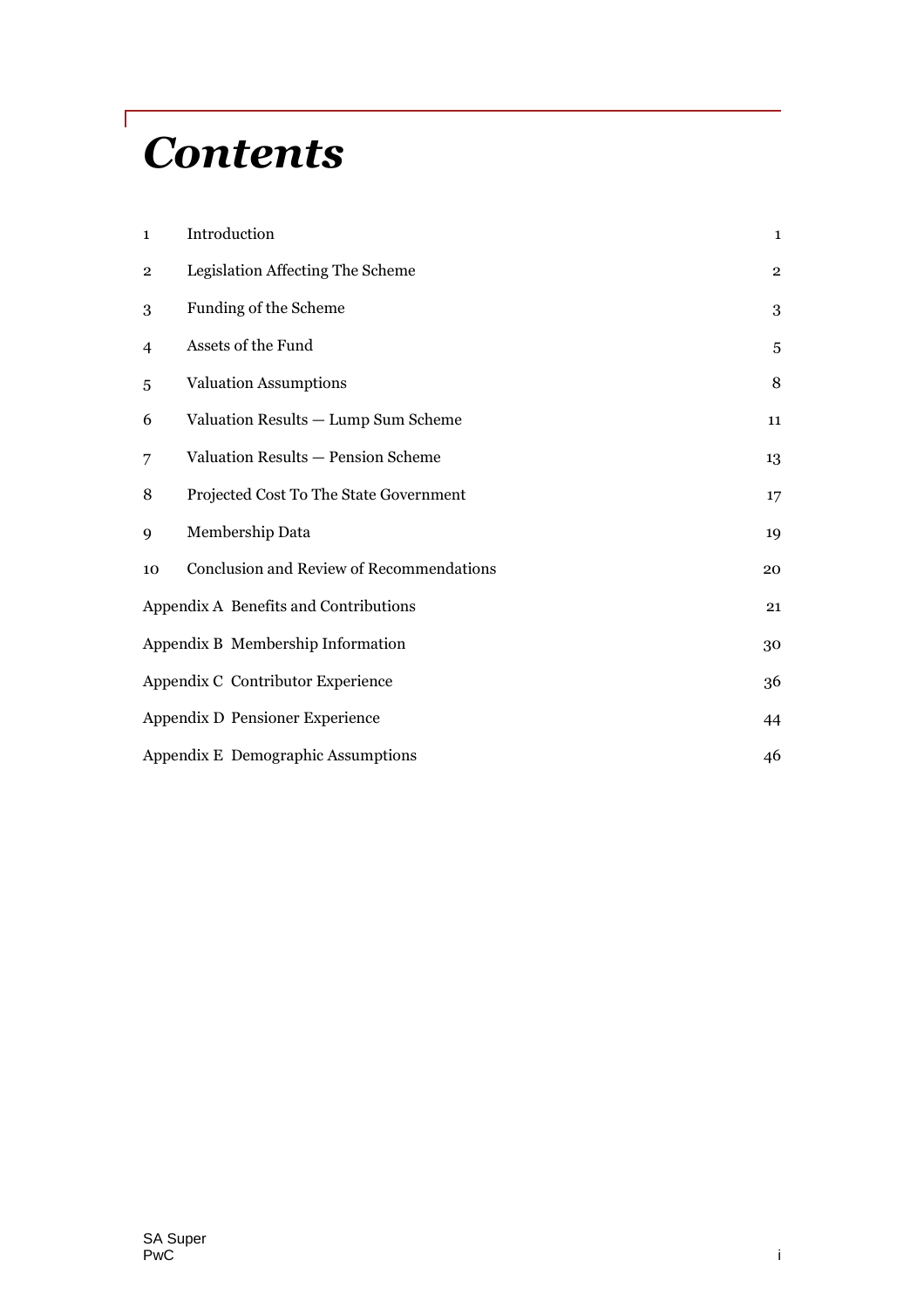# *Contents*

| | | |
|---|---|---|
| 1 | Introduction | 1 |
| 2 | Legislation Affecting The Scheme | 2 |
| 3 | Funding of the Scheme | 3 |
| 4 | Assets of the Fund | 5 |
| 5 | Valuation Assumptions | 8 |
| 6 | Valuation Results — Lump Sum Scheme | 11 |
| 7 | Valuation Results — Pension Scheme | 13 |
| 8 | Projected Cost To The State Government | 17 |
| 9 | Membership Data | 19 |
| 10 | Conclusion and Review of Recommendations | 20 |
| Appendix A | Benefits and Contributions | 21 |
| Appendix B | Membership Information | 30 |
| Appendix C | Contributor Experience | 36 |
| Appendix D | Pensioner Experience | 44 |
| Appendix E | Demographic Assumptions | 46 |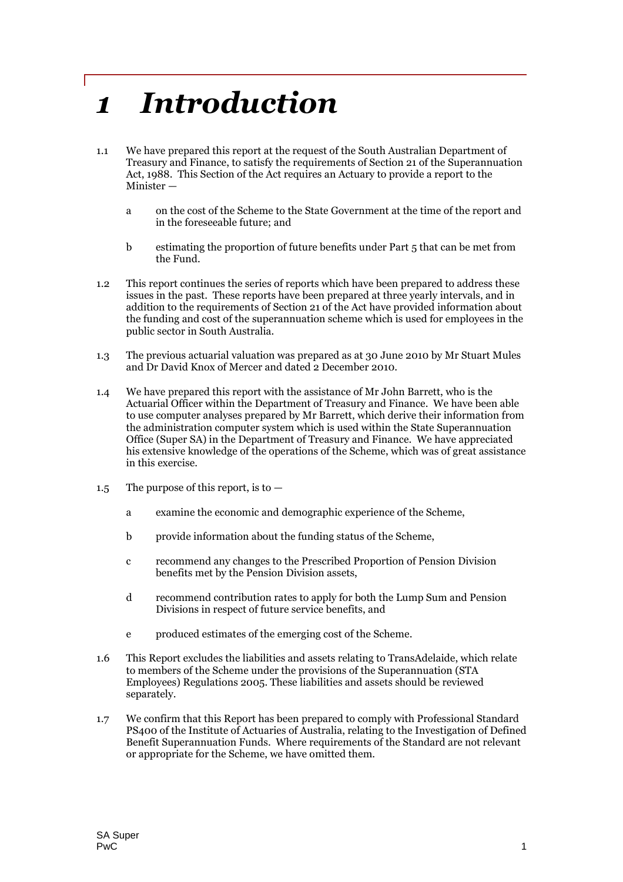# *1 Introduction*

1.1 We have prepared this report at the request of the South Australian Department of Treasury and Finance, to satisfy the requirements of Section 21 of the Superannuation Act, 1988. This Section of the Act requires an Actuary to provide a report to the Minister —

- a on the cost of the Scheme to the State Government at the time of the report and in the foreseeable future; and
- b estimating the proportion of future benefits under Part 5 that can be met from the Fund.

1.2 This report continues the series of reports which have been prepared to address these issues in the past. These reports have been prepared at three yearly intervals, and in addition to the requirements of Section 21 of the Act have provided information about the funding and cost of the superannuation scheme which is used for employees in the public sector in South Australia.

1.3 The previous actuarial valuation was prepared as at 30 June 2010 by Mr Stuart Mules and Dr David Knox of Mercer and dated 2 December 2010.

1.4 We have prepared this report with the assistance of Mr John Barrett, who is the Actuarial Officer within the Department of Treasury and Finance. We have been able to use computer analyses prepared by Mr Barrett, which derive their information from the administration computer system which is used within the State Superannuation Office (Super SA) in the Department of Treasury and Finance. We have appreciated his extensive knowledge of the operations of the Scheme, which was of great assistance in this exercise.

1.5 The purpose of this report, is to —

- a examine the economic and demographic experience of the Scheme,
- b provide information about the funding status of the Scheme,
- c recommend any changes to the Prescribed Proportion of Pension Division benefits met by the Pension Division assets,
- d recommend contribution rates to apply for both the Lump Sum and Pension Divisions in respect of future service benefits, and
- e produced estimates of the emerging cost of the Scheme.

1.6 This Report excludes the liabilities and assets relating to TransAdelaide, which relate to members of the Scheme under the provisions of the Superannuation (STA Employees) Regulations 2005. These liabilities and assets should be reviewed separately.

1.7 We confirm that this Report has been prepared to comply with Professional Standard PS400 of the Institute of Actuaries of Australia, relating to the Investigation of Defined Benefit Superannuation Funds. Where requirements of the Standard are not relevant or appropriate for the Scheme, we have omitted them.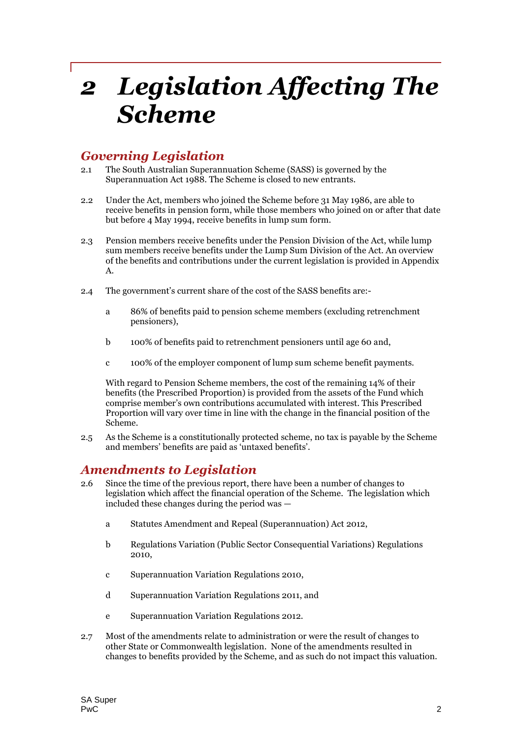# 2 Legislation Affecting The Scheme

## Governing Legislation

2.1 The South Australian Superannuation Scheme (SASS) is governed by the Superannuation Act 1988. The Scheme is closed to new entrants.

2.2 Under the Act, members who joined the Scheme before 31 May 1986, are able to receive benefits in pension form, while those members who joined on or after that date but before 4 May 1994, receive benefits in lump sum form.

2.3 Pension members receive benefits under the Pension Division of the Act, while lump sum members receive benefits under the Lump Sum Division of the Act. An overview of the benefits and contributions under the current legislation is provided in Appendix A.

2.4 The government's current share of the cost of the SASS benefits are:-

- a 86% of benefits paid to pension scheme members (excluding retrenchment pensioners),
- b 100% of benefits paid to retrenchment pensioners until age 60 and,
- c 100% of the employer component of lump sum scheme benefit payments.

With regard to Pension Scheme members, the cost of the remaining 14% of their benefits (the Prescribed Proportion) is provided from the assets of the Fund which comprise member's own contributions accumulated with interest. This Prescribed Proportion will vary over time in line with the change in the financial position of the Scheme.

2.5 As the Scheme is a constitutionally protected scheme, no tax is payable by the Scheme and members' benefits are paid as 'untaxed benefits'.

## Amendments to Legislation

2.6 Since the time of the previous report, there have been a number of changes to legislation which affect the financial operation of the Scheme. The legislation which included these changes during the period was —

- a Statutes Amendment and Repeal (Superannuation) Act 2012,
- b Regulations Variation (Public Sector Consequential Variations) Regulations 2010,
- c Superannuation Variation Regulations 2010,
- d Superannuation Variation Regulations 2011, and
- e Superannuation Variation Regulations 2012.

2.7 Most of the amendments relate to administration or were the result of changes to other State or Commonwealth legislation. None of the amendments resulted in changes to benefits provided by the Scheme, and as such do not impact this valuation.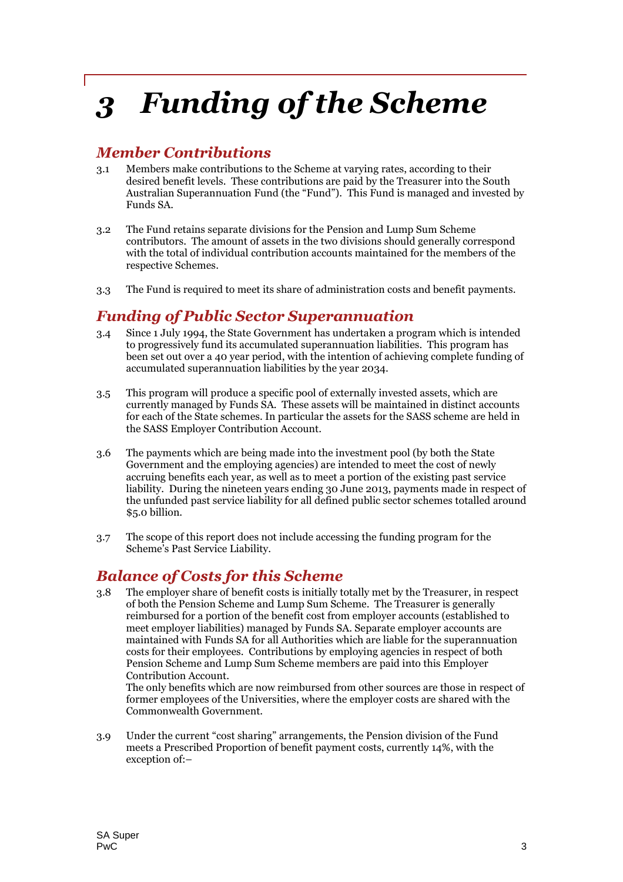# 3 Funding of the Scheme

## Member Contributions

3.1 Members make contributions to the Scheme at varying rates, according to their desired benefit levels. These contributions are paid by the Treasurer into the South Australian Superannuation Fund (the "Fund"). This Fund is managed and invested by Funds SA.

3.2 The Fund retains separate divisions for the Pension and Lump Sum Scheme contributors. The amount of assets in the two divisions should generally correspond with the total of individual contribution accounts maintained for the members of the respective Schemes.

3.3 The Fund is required to meet its share of administration costs and benefit payments.

## Funding of Public Sector Superannuation

3.4 Since 1 July 1994, the State Government has undertaken a program which is intended to progressively fund its accumulated superannuation liabilities. This program has been set out over a 40 year period, with the intention of achieving complete funding of accumulated superannuation liabilities by the year 2034.

3.5 This program will produce a specific pool of externally invested assets, which are currently managed by Funds SA. These assets will be maintained in distinct accounts for each of the State schemes. In particular the assets for the SASS scheme are held in the SASS Employer Contribution Account.

3.6 The payments which are being made into the investment pool (by both the State Government and the employing agencies) are intended to meet the cost of newly accruing benefits each year, as well as to meet a portion of the existing past service liability. During the nineteen years ending 30 June 2013, payments made in respect of the unfunded past service liability for all defined public sector schemes totalled around $5.0 billion.

3.7 The scope of this report does not include accessing the funding program for the Scheme's Past Service Liability.

## Balance of Costs for this Scheme

3.8 The employer share of benefit costs is initially totally met by the Treasurer, in respect of both the Pension Scheme and Lump Sum Scheme. The Treasurer is generally reimbursed for a portion of the benefit cost from employer accounts (established to meet employer liabilities) managed by Funds SA. Separate employer accounts are maintained with Funds SA for all Authorities which are liable for the superannuation costs for their employees. Contributions by employing agencies in respect of both Pension Scheme and Lump Sum Scheme members are paid into this Employer Contribution Account.

The only benefits which are now reimbursed from other sources are those in respect of former employees of the Universities, where the employer costs are shared with the Commonwealth Government.

3.9 Under the current "cost sharing" arrangements, the Pension division of the Fund meets a Prescribed Proportion of benefit payment costs, currently 14%, with the exception of:–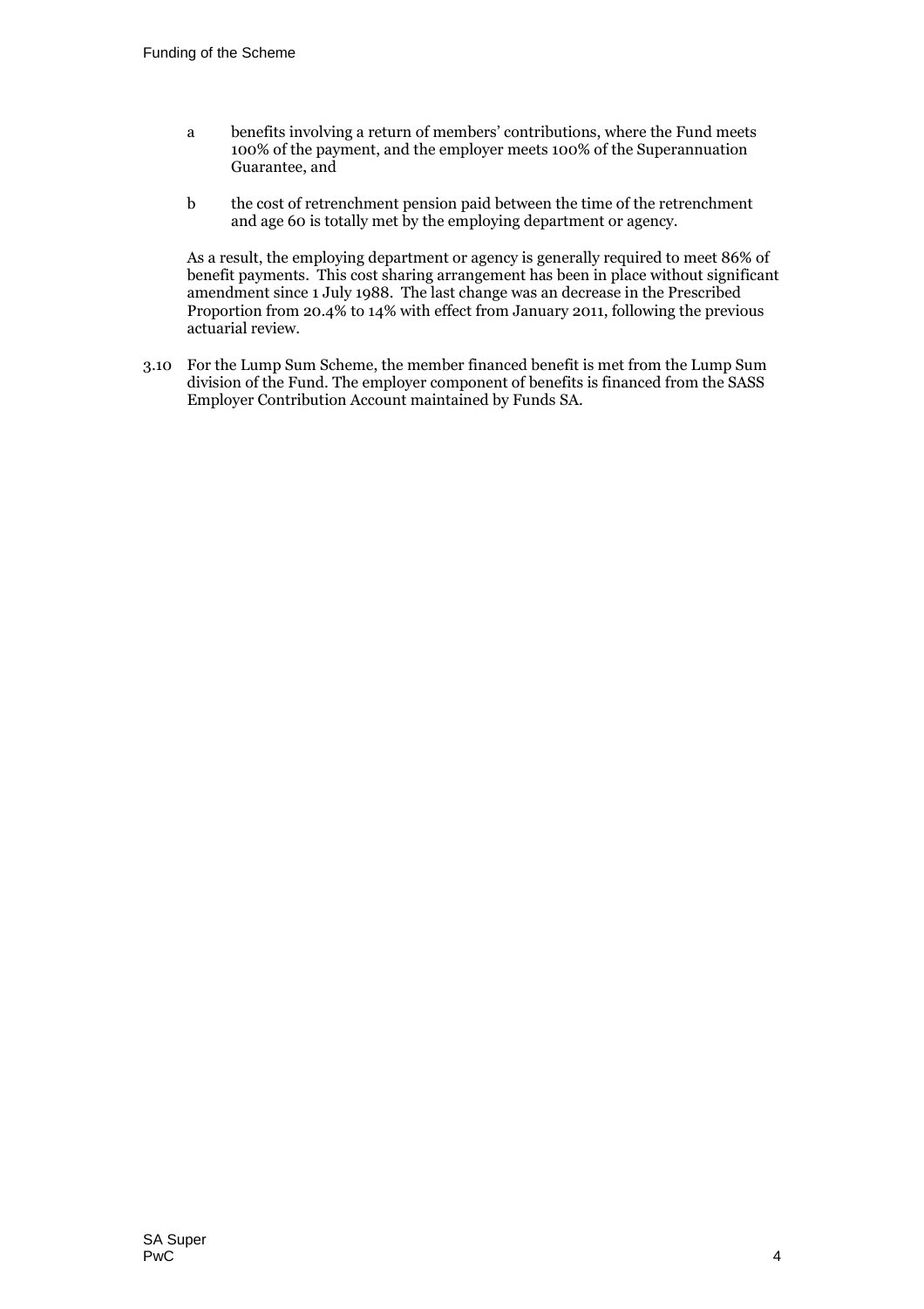a benefits involving a return of members' contributions, where the Fund meets 100% of the payment, and the employer meets 100% of the Superannuation Guarantee, and

b the cost of retrenchment pension paid between the time of the retrenchment and age 60 is totally met by the employing department or agency.

As a result, the employing department or agency is generally required to meet 86% of benefit payments. This cost sharing arrangement has been in place without significant amendment since 1 July 1988. The last change was an decrease in the Prescribed Proportion from 20.4% to 14% with effect from January 2011, following the previous actuarial review.

3.10 For the Lump Sum Scheme, the member financed benefit is met from the Lump Sum division of the Fund. The employer component of benefits is financed from the SASS Employer Contribution Account maintained by Funds SA.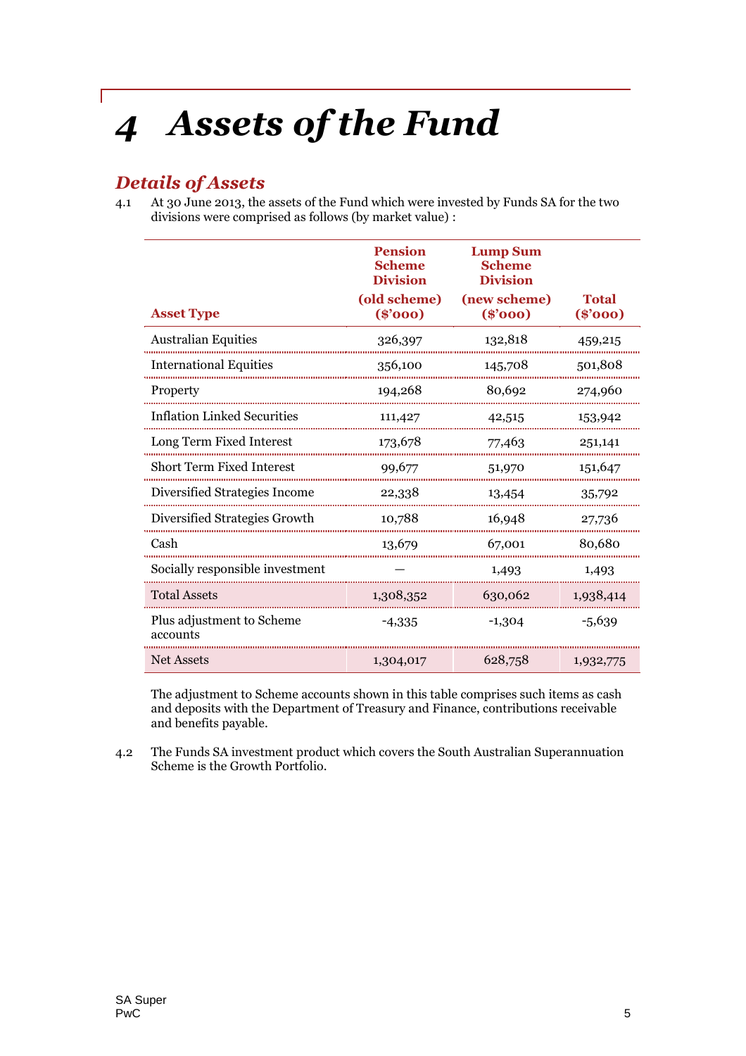# 4 Assets of the Fund

## Details of Assets

4.1 At 30 June 2013, the assets of the Fund which were invested by Funds SA for the two divisions were comprised as follows (by market value) :

| Asset Type | Pension Scheme Division (old scheme) ($'000) | Lump Sum Scheme Division (new scheme) ($'000) | Total ($'000) |
|---|---|---|---|
| Australian Equities | 326,397 | 132,818 | 459,215 |
| International Equities | 356,100 | 145,708 | 501,808 |
| Property | 194,268 | 80,692 | 274,960 |
| Inflation Linked Securities | 111,427 | 42,515 | 153,942 |
| Long Term Fixed Interest | 173,678 | 77,463 | 251,141 |
| Short Term Fixed Interest | 99,677 | 51,970 | 151,647 |
| Diversified Strategies Income | 22,338 | 13,454 | 35,792 |
| Diversified Strategies Growth | 10,788 | 16,948 | 27,736 |
| Cash | 13,679 | 67,001 | 80,680 |
| Socially responsible investment | — | 1,493 | 1,493 |
| Total Assets | 1,308,352 | 630,062 | 1,938,414 |
| Plus adjustment to Scheme accounts | -4,335 | -1,304 | -5,639 |
| Net Assets | 1,304,017 | 628,758 | 1,932,775 |

The adjustment to Scheme accounts shown in this table comprises such items as cash and deposits with the Department of Treasury and Finance, contributions receivable and benefits payable.

4.2 The Funds SA investment product which covers the South Australian Superannuation Scheme is the Growth Portfolio.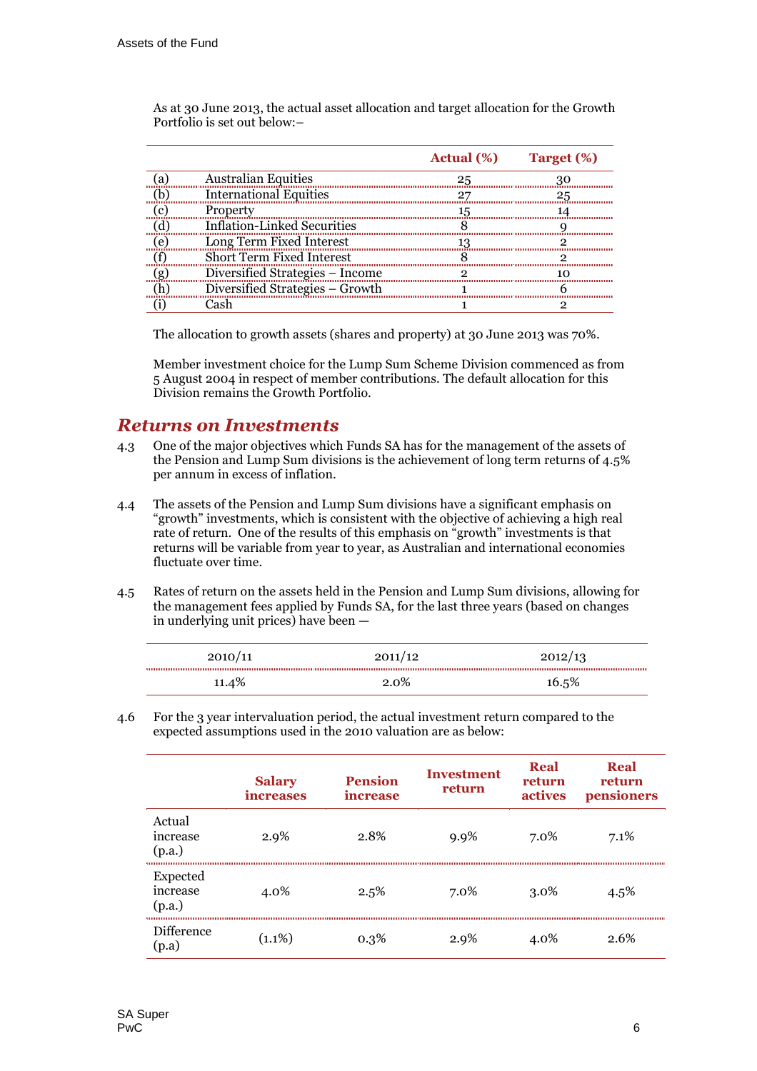As at 30 June 2013, the actual asset allocation and target allocation for the Growth Portfolio is set out below:–

| | | Actual (%) | Target (%) |
|---|---|---|---|
| (a) | Australian Equities | 25 | 30 |
| (b) | International Equities | 27 | 25 |
| (c) | Property | 15 | 14 |
| (d) | Inflation-Linked Securities | 8 | 9 |
| (e) | Long Term Fixed Interest | 13 | 2 |
| (f) | Short Term Fixed Interest | 8 | 2 |
| (g) | Diversified Strategies – Income | 2 | 10 |
| (h) | Diversified Strategies – Growth | 1 | 6 |
| (i) | Cash | 1 | 2 |

The allocation to growth assets (shares and property) at 30 June 2013 was 70%.

Member investment choice for the Lump Sum Scheme Division commenced as from 5 August 2004 in respect of member contributions. The default allocation for this Division remains the Growth Portfolio.

## *Returns on Investments*

4.3 One of the major objectives which Funds SA has for the management of the assets of the Pension and Lump Sum divisions is the achievement of long term returns of 4.5% per annum in excess of inflation.

4.4 The assets of the Pension and Lump Sum divisions have a significant emphasis on "growth" investments, which is consistent with the objective of achieving a high real rate of return. One of the results of this emphasis on "growth" investments is that returns will be variable from year to year, as Australian and international economies fluctuate over time.

4.5 Rates of return on the assets held in the Pension and Lump Sum divisions, allowing for the management fees applied by Funds SA, for the last three years (based on changes in underlying unit prices) have been —

| 2010/11 | 2011/12 | 2012/13 |
|---|---|---|
| 11.4% | 2.0% | 16.5% |

4.6 For the 3 year intervaluation period, the actual investment return compared to the expected assumptions used in the 2010 valuation are as below:

| | Salary increases | Pension increase | Investment return | Real return actives | Real return pensioners |
|---|---|---|---|---|---|
| Actual increase (p.a.) | 2.9% | 2.8% | 9.9% | 7.0% | 7.1% |
| Expected increase (p.a.) | 4.0% | 2.5% | 7.0% | 3.0% | 4.5% |
| Difference (p.a) | (1.1%) | 0.3% | 2.9% | 4.0% | 2.6% |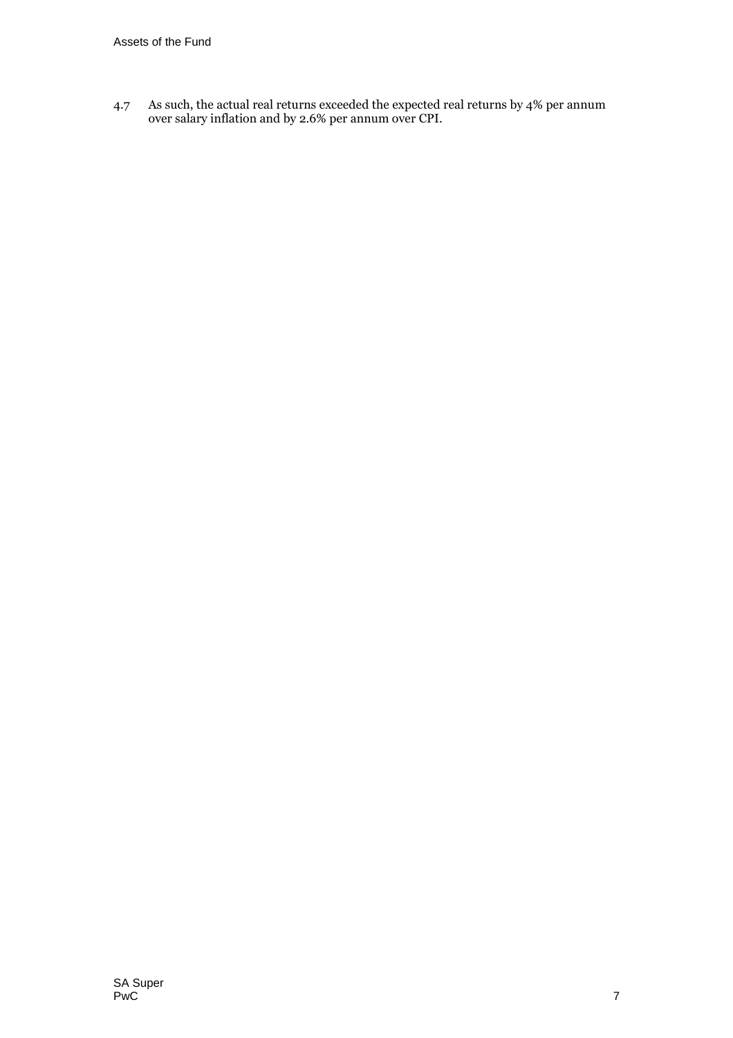4.7 As such, the actual real returns exceeded the expected real returns by 4% per annum over salary inflation and by 2.6% per annum over CPI.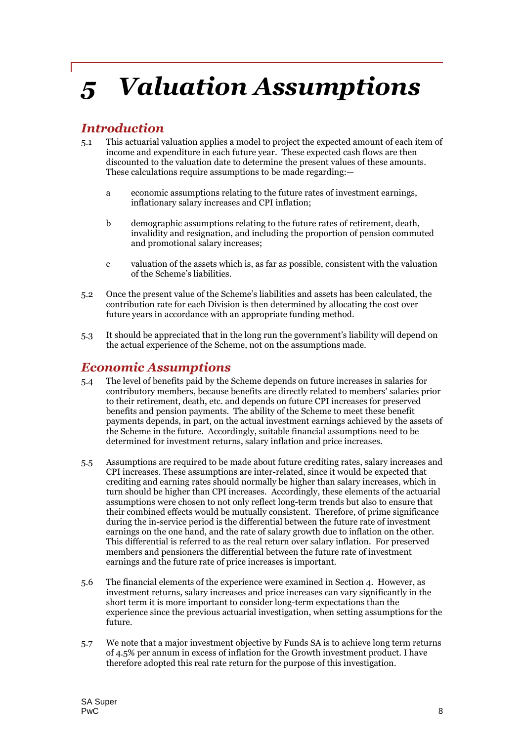# *5 Valuation Assumptions*

## *Introduction*

5.1 This actuarial valuation applies a model to project the expected amount of each item of income and expenditure in each future year. These expected cash flows are then discounted to the valuation date to determine the present values of these amounts. These calculations require assumptions to be made regarding:—

a economic assumptions relating to the future rates of investment earnings, inflationary salary increases and CPI inflation;

b demographic assumptions relating to the future rates of retirement, death, invalidity and resignation, and including the proportion of pension commuted and promotional salary increases;

c valuation of the assets which is, as far as possible, consistent with the valuation of the Scheme's liabilities.

5.2 Once the present value of the Scheme's liabilities and assets has been calculated, the contribution rate for each Division is then determined by allocating the cost over future years in accordance with an appropriate funding method.

5.3 It should be appreciated that in the long run the government's liability will depend on the actual experience of the Scheme, not on the assumptions made.

## *Economic Assumptions*

5.4 The level of benefits paid by the Scheme depends on future increases in salaries for contributory members, because benefits are directly related to members' salaries prior to their retirement, death, etc. and depends on future CPI increases for preserved benefits and pension payments. The ability of the Scheme to meet these benefit payments depends, in part, on the actual investment earnings achieved by the assets of the Scheme in the future. Accordingly, suitable financial assumptions need to be determined for investment returns, salary inflation and price increases.

5.5 Assumptions are required to be made about future crediting rates, salary increases and CPI increases. These assumptions are inter-related, since it would be expected that crediting and earning rates should normally be higher than salary increases, which in turn should be higher than CPI increases. Accordingly, these elements of the actuarial assumptions were chosen to not only reflect long-term trends but also to ensure that their combined effects would be mutually consistent. Therefore, of prime significance during the in-service period is the differential between the future rate of investment earnings on the one hand, and the rate of salary growth due to inflation on the other. This differential is referred to as the real return over salary inflation. For preserved members and pensioners the differential between the future rate of investment earnings and the future rate of price increases is important.

5.6 The financial elements of the experience were examined in Section 4. However, as investment returns, salary increases and price increases can vary significantly in the short term it is more important to consider long-term expectations than the experience since the previous actuarial investigation, when setting assumptions for the future.

5.7 We note that a major investment objective by Funds SA is to achieve long term returns of 4.5% per annum in excess of inflation for the Growth investment product. I have therefore adopted this real rate return for the purpose of this investigation.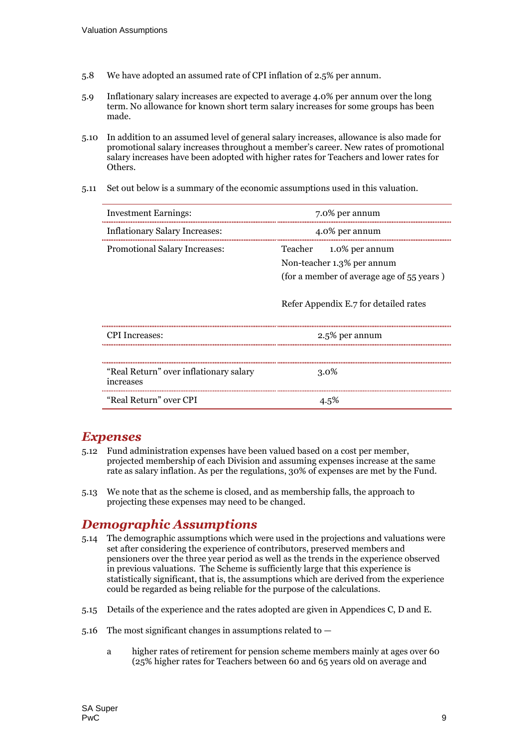5.8 We have adopted an assumed rate of CPI inflation of 2.5% per annum.

5.9 Inflationary salary increases are expected to average 4.0% per annum over the long term. No allowance for known short term salary increases for some groups has been made.

5.10 In addition to an assumed level of general salary increases, allowance is also made for promotional salary increases throughout a member's career. New rates of promotional salary increases have been adopted with higher rates for Teachers and lower rates for Others.

5.11 Set out below is a summary of the economic assumptions used in this valuation.

| | |
|---|---|
| Investment Earnings: | 7.0% per annum |
| Inflationary Salary Increases: | 4.0% per annum |
| Promotional Salary Increases: | Teacher 1.0% per annum<br>Non-teacher 1.3% per annum<br>(for a member of average age of 55 years )<br><br>Refer Appendix E.7 for detailed rates |
| CPI Increases: | 2.5% per annum |
| "Real Return" over inflationary salary increases | 3.0% |
| "Real Return" over CPI | 4.5% |

## Expenses

5.12 Fund administration expenses have been valued based on a cost per member, projected membership of each Division and assuming expenses increase at the same rate as salary inflation. As per the regulations, 30% of expenses are met by the Fund.

5.13 We note that as the scheme is closed, and as membership falls, the approach to projecting these expenses may need to be changed.

## Demographic Assumptions

5.14 The demographic assumptions which were used in the projections and valuations were set after considering the experience of contributors, preserved members and pensioners over the three year period as well as the trends in the experience observed in previous valuations. The Scheme is sufficiently large that this experience is statistically significant, that is, the assumptions which are derived from the experience could be regarded as being reliable for the purpose of the calculations.

5.15 Details of the experience and the rates adopted are given in Appendices C, D and E.

5.16 The most significant changes in assumptions related to —

a higher rates of retirement for pension scheme members mainly at ages over 60 (25% higher rates for Teachers between 60 and 65 years old on average and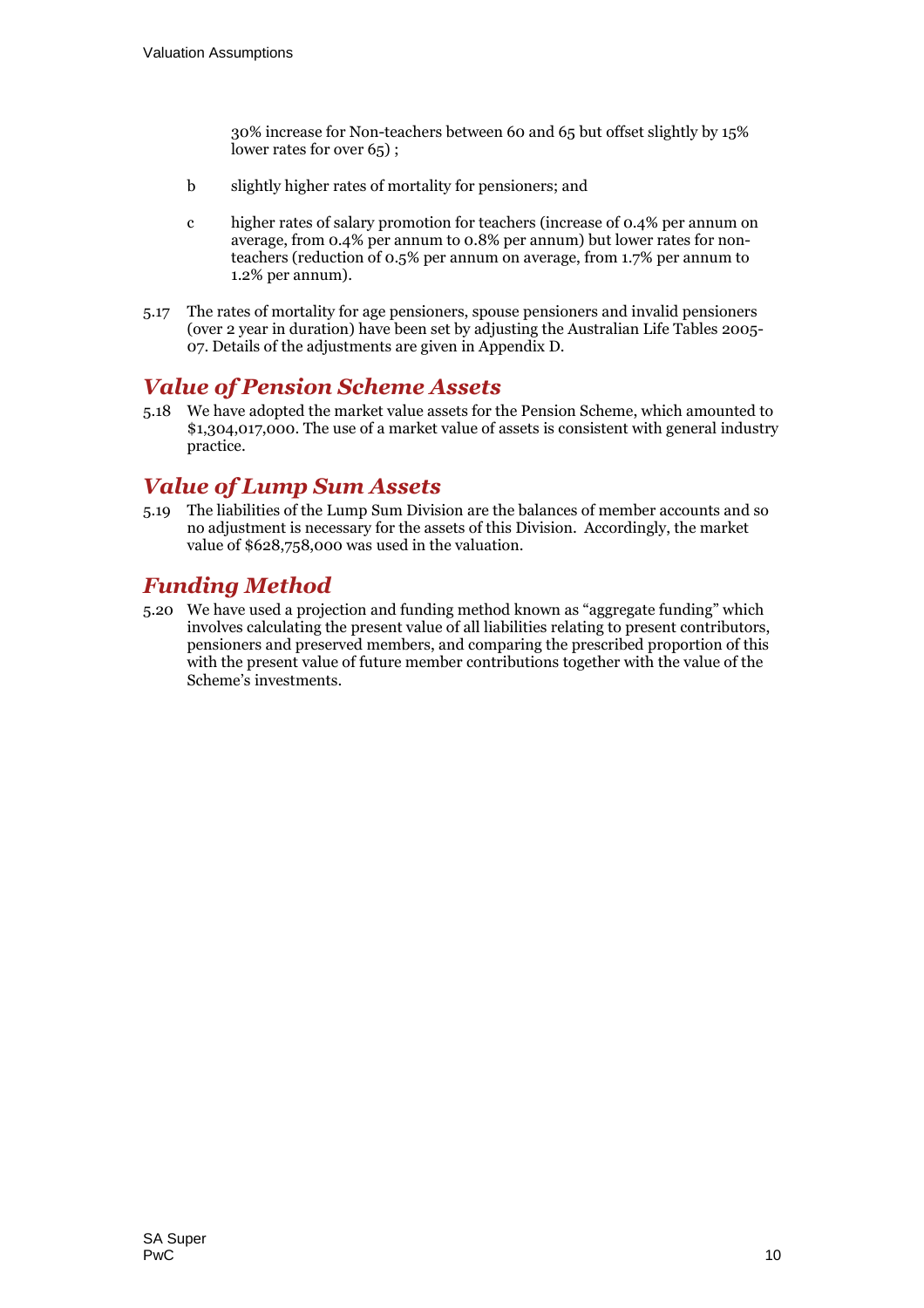30% increase for Non-teachers between 60 and 65 but offset slightly by 15% lower rates for over 65) ;

b slightly higher rates of mortality for pensioners; and

c higher rates of salary promotion for teachers (increase of 0.4% per annum on average, from 0.4% per annum to 0.8% per annum) but lower rates for non-teachers (reduction of 0.5% per annum on average, from 1.7% per annum to 1.2% per annum).

5.17 The rates of mortality for age pensioners, spouse pensioners and invalid pensioners (over 2 year in duration) have been set by adjusting the Australian Life Tables 2005-07. Details of the adjustments are given in Appendix D.

## *Value of Pension Scheme Assets*

5.18 We have adopted the market value assets for the Pension Scheme, which amounted to $1,304,017,000. The use of a market value of assets is consistent with general industry practice.

## *Value of Lump Sum Assets*

5.19 The liabilities of the Lump Sum Division are the balances of member accounts and so no adjustment is necessary for the assets of this Division. Accordingly, the market value of $628,758,000 was used in the valuation.

## *Funding Method*

5.20 We have used a projection and funding method known as “aggregate funding” which involves calculating the present value of all liabilities relating to present contributors, pensioners and preserved members, and comparing the prescribed proportion of this with the present value of future member contributions together with the value of the Scheme’s investments.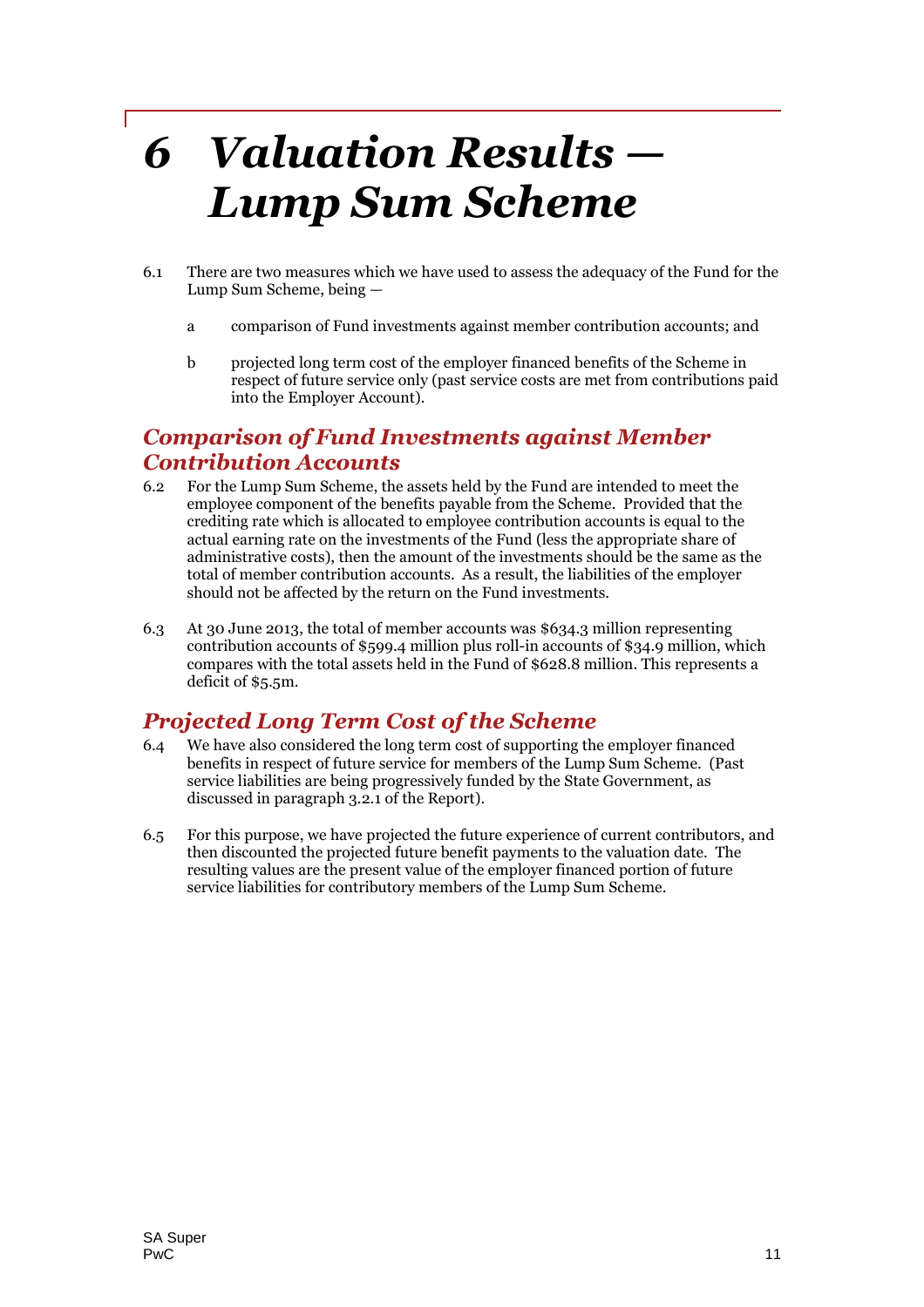# 6 *Valuation Results — Lump Sum Scheme*

6.1 There are two measures which we have used to assess the adequacy of the Fund for the Lump Sum Scheme, being —

a comparison of Fund investments against member contribution accounts; and

b projected long term cost of the employer financed benefits of the Scheme in respect of future service only (past service costs are met from contributions paid into the Employer Account).

## *Comparison of Fund Investments against Member Contribution Accounts*

6.2 For the Lump Sum Scheme, the assets held by the Fund are intended to meet the employee component of the benefits payable from the Scheme. Provided that the crediting rate which is allocated to employee contribution accounts is equal to the actual earning rate on the investments of the Fund (less the appropriate share of administrative costs), then the amount of the investments should be the same as the total of member contribution accounts. As a result, the liabilities of the employer should not be affected by the return on the Fund investments.

6.3 At 30 June 2013, the total of member accounts was $634.3 million representing contribution accounts of $599.4 million plus roll-in accounts of $34.9 million, which compares with the total assets held in the Fund of $628.8 million. This represents a deficit of $5.5m.

## *Projected Long Term Cost of the Scheme*

6.4 We have also considered the long term cost of supporting the employer financed benefits in respect of future service for members of the Lump Sum Scheme. (Past service liabilities are being progressively funded by the State Government, as discussed in paragraph 3.2.1 of the Report).

6.5 For this purpose, we have projected the future experience of current contributors, and then discounted the projected future benefit payments to the valuation date. The resulting values are the present value of the employer financed portion of future service liabilities for contributory members of the Lump Sum Scheme.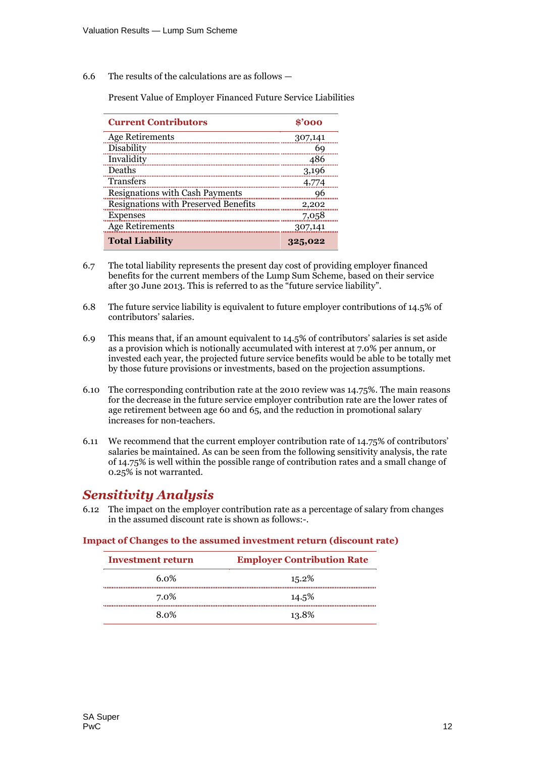6.6 The results of the calculations are as follows —

Present Value of Employer Financed Future Service Liabilities

| Current Contributors | $'000 |
|---|---|
| Age Retirements | 307,141 |
| Disability | 69 |
| Invalidity | 486 |
| Deaths | 3,196 |
| Transfers | 4,774 |
| Resignations with Cash Payments | 96 |
| Resignations with Preserved Benefits | 2,202 |
| Expenses | 7,058 |
| Age Retirements | 307,141 |
| **Total Liability** | **325,022** |

6.7 The total liability represents the present day cost of providing employer financed benefits for the current members of the Lump Sum Scheme, based on their service after 30 June 2013. This is referred to as the "future service liability".

6.8 The future service liability is equivalent to future employer contributions of 14.5% of contributors' salaries.

6.9 This means that, if an amount equivalent to 14.5% of contributors' salaries is set aside as a provision which is notionally accumulated with interest at 7.0% per annum, or invested each year, the projected future service benefits would be able to be totally met by those future provisions or investments, based on the projection assumptions.

6.10 The corresponding contribution rate at the 2010 review was 14.75%. The main reasons for the decrease in the future service employer contribution rate are the lower rates of age retirement between age 60 and 65, and the reduction in promotional salary increases for non-teachers.

6.11 We recommend that the current employer contribution rate of 14.75% of contributors' salaries be maintained. As can be seen from the following sensitivity analysis, the rate of 14.75% is well within the possible range of contribution rates and a small change of 0.25% is not warranted.

## *Sensitivity Analysis*

6.12 The impact on the employer contribution rate as a percentage of salary from changes in the assumed discount rate is shown as follows:-.

**Impact of Changes to the assumed investment return (discount rate)**

| Investment return | Employer Contribution Rate |
|---|---|
| 6.0% | 15.2% |
| 7.0% | 14.5% |
| 8.0% | 13.8% |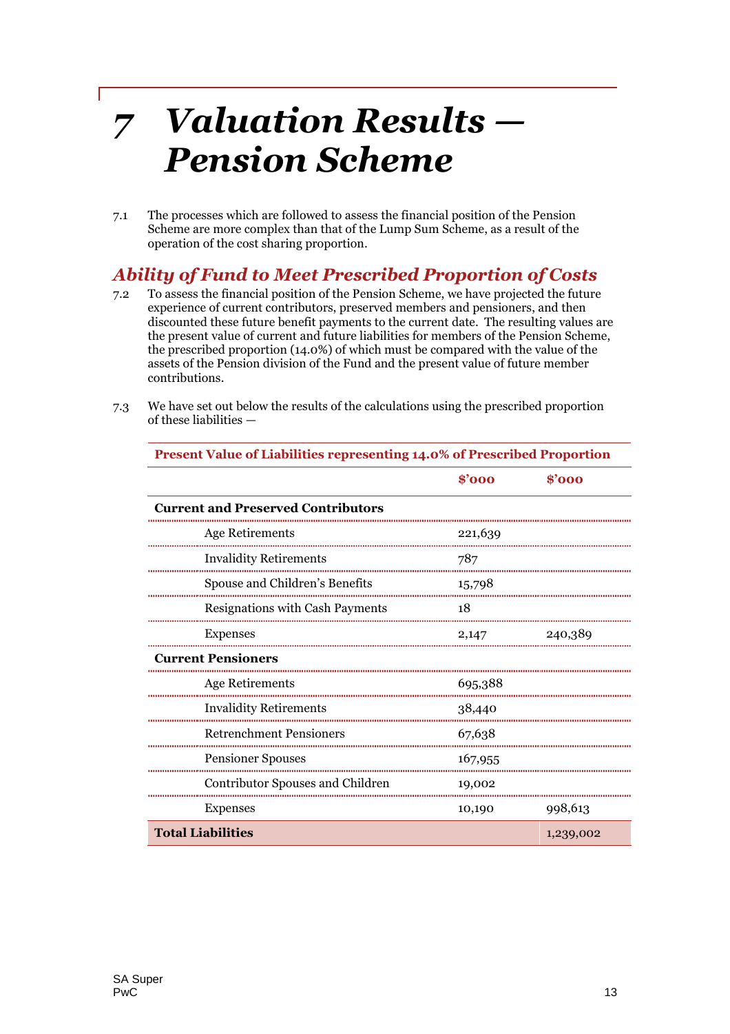# 7 Valuation Results — Pension Scheme

7.1 The processes which are followed to assess the financial position of the Pension Scheme are more complex than that of the Lump Sum Scheme, as a result of the operation of the cost sharing proportion.

## Ability of Fund to Meet Prescribed Proportion of Costs

7.2 To assess the financial position of the Pension Scheme, we have projected the future experience of current contributors, preserved members and pensioners, and then discounted these future benefit payments to the current date. The resulting values are the present value of current and future liabilities for members of the Pension Scheme, the prescribed proportion (14.0%) of which must be compared with the value of the assets of the Pension division of the Fund and the present value of future member contributions.

7.3 We have set out below the results of the calculations using the prescribed proportion of these liabilities —

| Present Value of Liabilities representing 14.0% of Prescribed Proportion | | |
|---|---|---|
| | **$'000** | **$'000** |
| **Current and Preserved Contributors** | | |
| Age Retirements | 221,639 | |
| Invalidity Retirements | 787 | |
| Spouse and Children's Benefits | 15,798 | |
| Resignations with Cash Payments | 18 | |
| Expenses | 2,147 | 240,389 |
| **Current Pensioners** | | |
| Age Retirements | 695,388 | |
| Invalidity Retirements | 38,440 | |
| Retrenchment Pensioners | 67,638 | |
| Pensioner Spouses | 167,955 | |
| Contributor Spouses and Children | 19,002 | |
| Expenses | 10,190 | 998,613 |
| **Total Liabilities** | | 1,239,002 |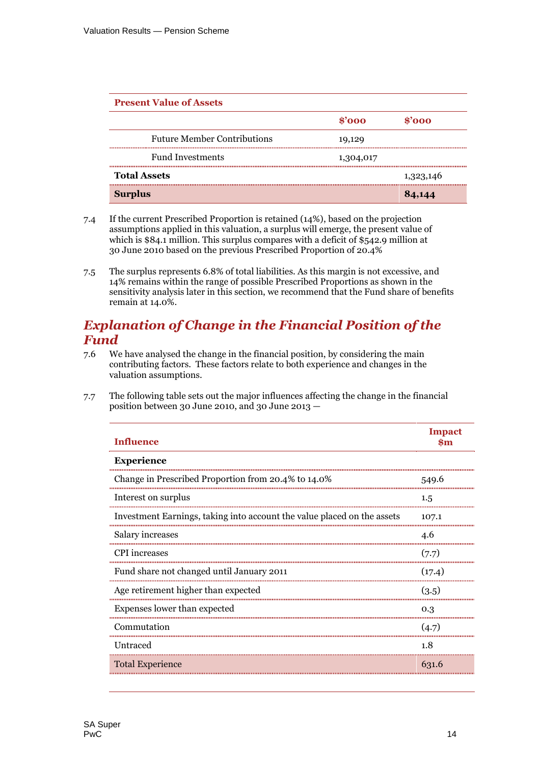| Present Value of Assets | | |
|---|---|---|
| | $'000 | $'000 |
| Future Member Contributions | 19,129 | |
| Fund Investments | 1,304,017 | |
| **Total Assets** | | 1,323,146 |
| **Surplus** | | **84,144** |

7.4 If the current Prescribed Proportion is retained (14%), based on the projection assumptions applied in this valuation, a surplus will emerge, the present value of which is $84.1 million. This surplus compares with a deficit of $542.9 million at 30 June 2010 based on the previous Prescribed Proportion of 20.4%

7.5 The surplus represents 6.8% of total liabilities. As this margin is not excessive, and 14% remains within the range of possible Prescribed Proportions as shown in the sensitivity analysis later in this section, we recommend that the Fund share of benefits remain at 14.0%.

## *Explanation of Change in the Financial Position of the Fund*

7.6 We have analysed the change in the financial position, by considering the main contributing factors. These factors relate to both experience and changes in the valuation assumptions.

7.7 The following table sets out the major influences affecting the change in the financial position between 30 June 2010, and 30 June 2013 —

| Influence | Impact $m |
|---|---|
| **Experience** | |
| Change in Prescribed Proportion from 20.4% to 14.0% | 549.6 |
| Interest on surplus | 1.5 |
| Investment Earnings, taking into account the value placed on the assets | 107.1 |
| Salary increases | 4.6 |
| CPI increases | (7.7) |
| Fund share not changed until January 2011 | (17.4) |
| Age retirement higher than expected | (3.5) |
| Expenses lower than expected | 0.3 |
| Commutation | (4.7) |
| Untraced | 1.8 |
| Total Experience | 631.6 |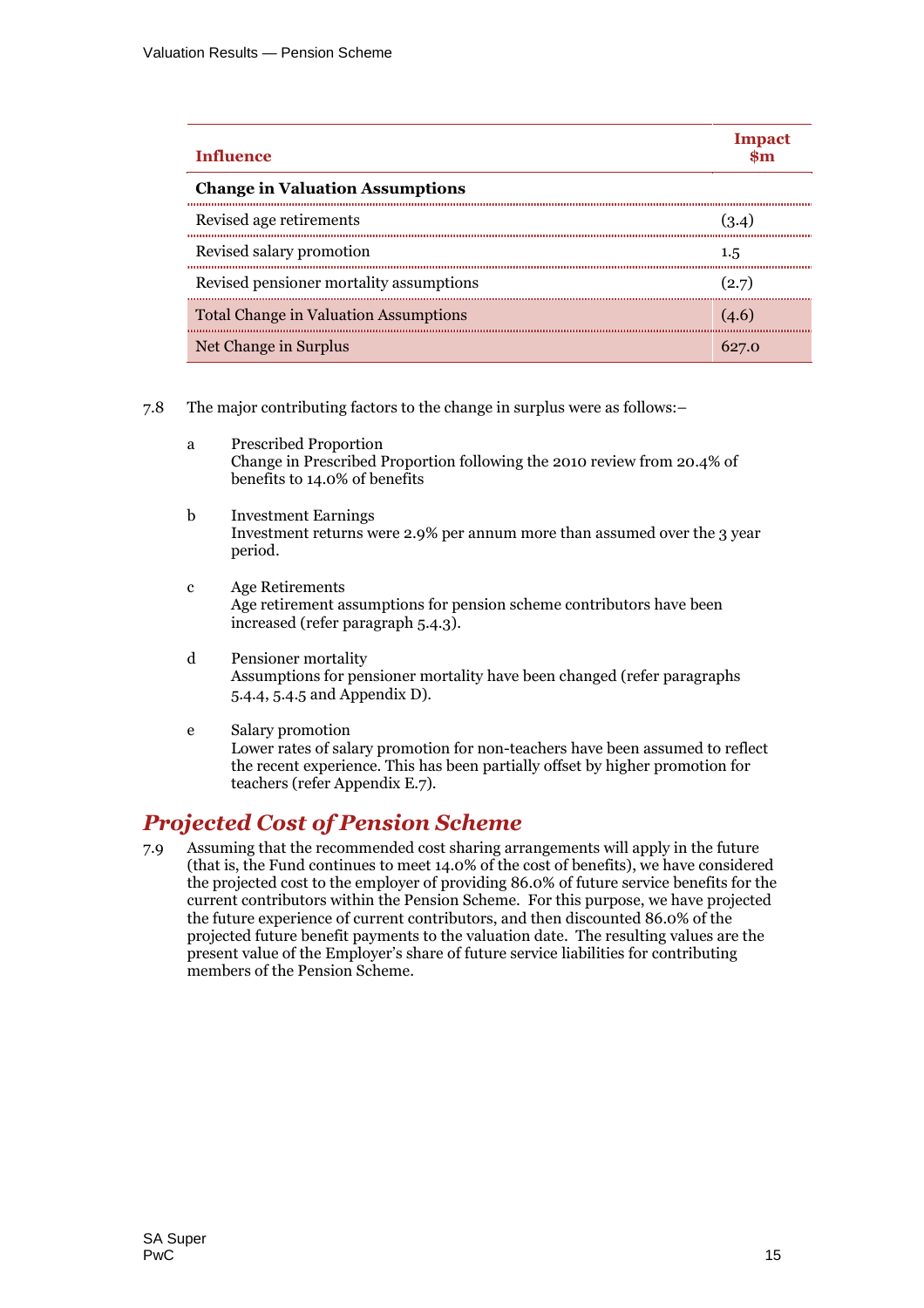| Influence | Impact $m |
| --- | --- |
| **Change in Valuation Assumptions** | |
| Revised age retirements | (3.4) |
| Revised salary promotion | 1.5 |
| Revised pensioner mortality assumptions | (2.7) |
| Total Change in Valuation Assumptions | (4.6) |
| Net Change in Surplus | 627.0 |

7.8 The major contributing factors to the change in surplus were as follows:–

a. Prescribed Proportion
Change in Prescribed Proportion following the 2010 review from 20.4% of benefits to 14.0% of benefits

b. Investment Earnings
Investment returns were 2.9% per annum more than assumed over the 3 year period.

c. Age Retirements
Age retirement assumptions for pension scheme contributors have been increased (refer paragraph 5.4.3).

d. Pensioner mortality
Assumptions for pensioner mortality have been changed (refer paragraphs 5.4.4, 5.4.5 and Appendix D).

e. Salary promotion
Lower rates of salary promotion for non-teachers have been assumed to reflect the recent experience. This has been partially offset by higher promotion for teachers (refer Appendix E.7).

## *Projected Cost of Pension Scheme*

7.9 Assuming that the recommended cost sharing arrangements will apply in the future (that is, the Fund continues to meet 14.0% of the cost of benefits), we have considered the projected cost to the employer of providing 86.0% of future service benefits for the current contributors within the Pension Scheme. For this purpose, we have projected the future experience of current contributors, and then discounted 86.0% of the projected future benefit payments to the valuation date. The resulting values are the present value of the Employer's share of future service liabilities for contributing members of the Pension Scheme.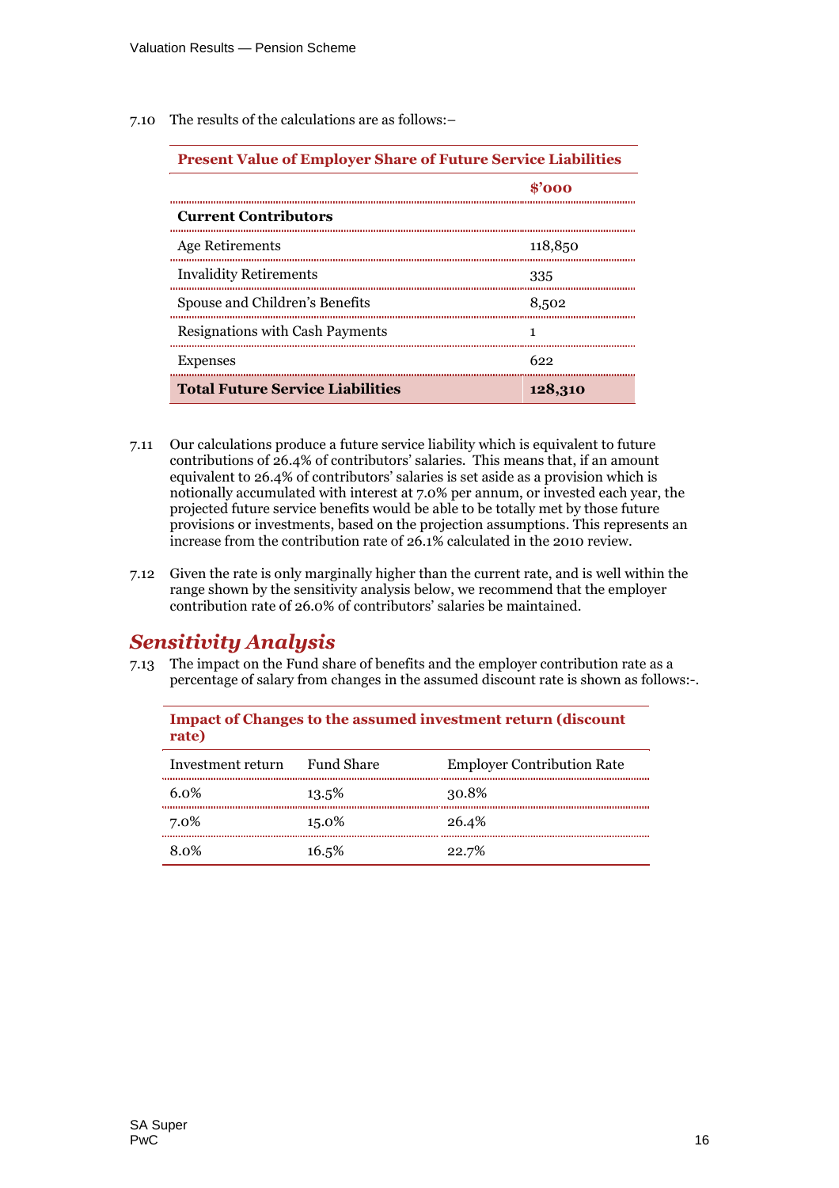7.10 The results of the calculations are as follows:–

| Present Value of Employer Share of Future Service Liabilities | |
|---|---|
| | $'000 |
| **Current Contributors** | |
| Age Retirements | 118,850 |
| Invalidity Retirements | 335 |
| Spouse and Children's Benefits | 8,502 |
| Resignations with Cash Payments | 1 |
| Expenses | 622 |
| **Total Future Service Liabilities** | **128,310** |

7.11 Our calculations produce a future service liability which is equivalent to future contributions of 26.4% of contributors' salaries. This means that, if an amount equivalent to 26.4% of contributors' salaries is set aside as a provision which is notionally accumulated with interest at 7.0% per annum, or invested each year, the projected future service benefits would be able to be totally met by those future provisions or investments, based on the projection assumptions. This represents an increase from the contribution rate of 26.1% calculated in the 2010 review.

7.12 Given the rate is only marginally higher than the current rate, and is well within the range shown by the sensitivity analysis below, we recommend that the employer contribution rate of 26.0% of contributors' salaries be maintained.

## *Sensitivity Analysis*

7.13 The impact on the Fund share of benefits and the employer contribution rate as a percentage of salary from changes in the assumed discount rate is shown as follows:-.

**Impact of Changes to the assumed investment return (discount rate)**

| Investment return | Fund Share | Employer Contribution Rate |
|---|---|---|
| 6.0% | 13.5% | 30.8% |
| 7.0% | 15.0% | 26.4% |
| 8.0% | 16.5% | 22.7% |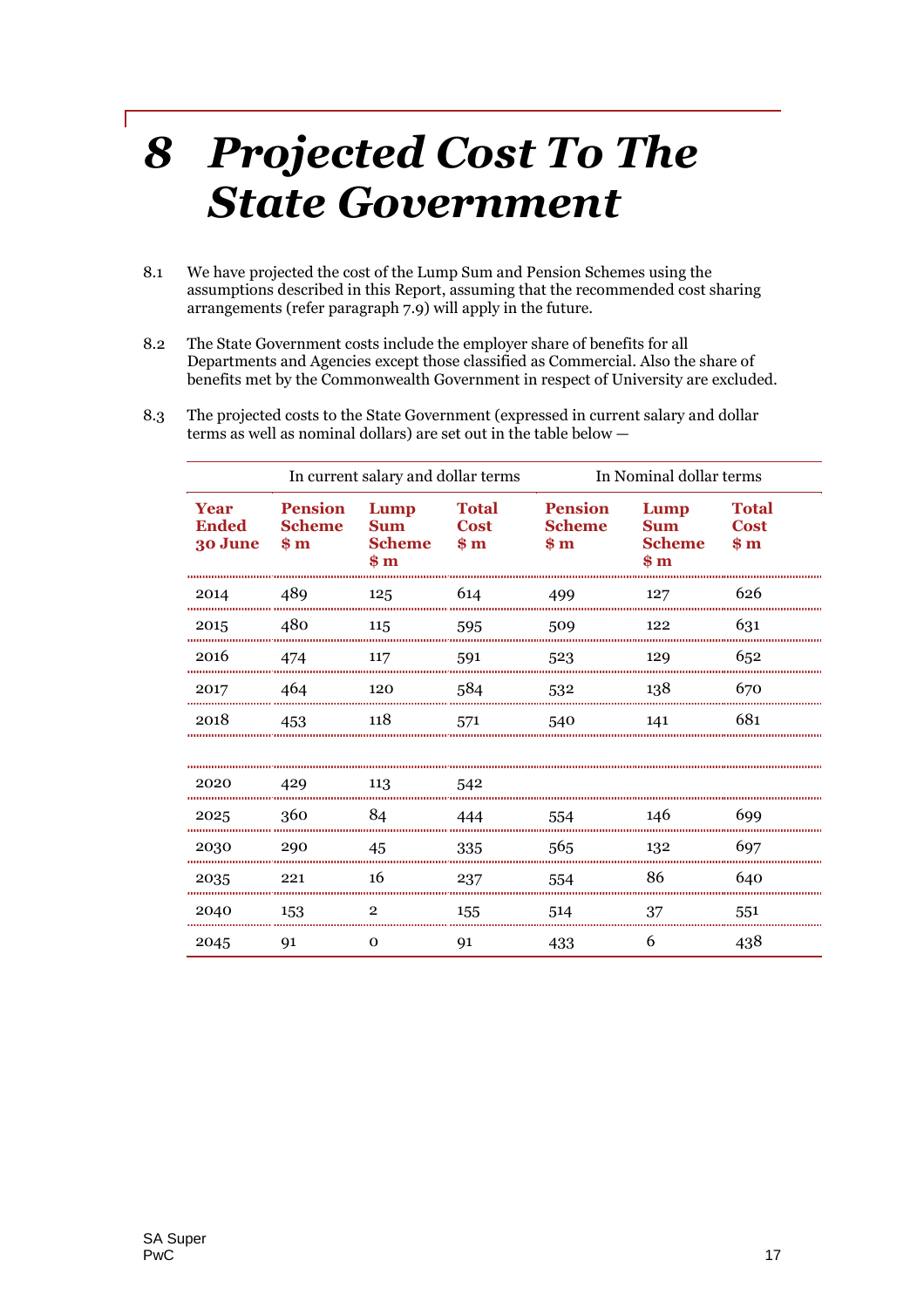# 8 Projected Cost To The State Government

8.1 We have projected the cost of the Lump Sum and Pension Schemes using the assumptions described in this Report, assuming that the recommended cost sharing arrangements (refer paragraph 7.9) will apply in the future.

8.2 The State Government costs include the employer share of benefits for all Departments and Agencies except those classified as Commercial. Also the share of benefits met by the Commonwealth Government in respect of University are excluded.

8.3 The projected costs to the State Government (expressed in current salary and dollar terms as well as nominal dollars) are set out in the table below —

| | In current salary and dollar terms | | | In Nominal dollar terms | | |
|---|---|---|---|---|---|---|
| **Year Ended 30 June** | **Pension Scheme $ m** | **Lump Sum Scheme $ m** | **Total Cost $ m** | **Pension Scheme $ m** | **Lump Sum Scheme $ m** | **Total Cost $ m** |
| 2014 | 489 | 125 | 614 | 499 | 127 | 626 |
| 2015 | 480 | 115 | 595 | 509 | 122 | 631 |
| 2016 | 474 | 117 | 591 | 523 | 129 | 652 |
| 2017 | 464 | 120 | 584 | 532 | 138 | 670 |
| 2018 | 453 | 118 | 571 | 540 | 141 | 681 |
| | | | | | | |
| 2020 | 429 | 113 | 542 | | | |
| 2025 | 360 | 84 | 444 | 554 | 146 | 699 |
| 2030 | 290 | 45 | 335 | 565 | 132 | 697 |
| 2035 | 221 | 16 | 237 | 554 | 86 | 640 |
| 2040 | 153 | 2 | 155 | 514 | 37 | 551 |
| 2045 | 91 | 0 | 91 | 433 | 6 | 438 |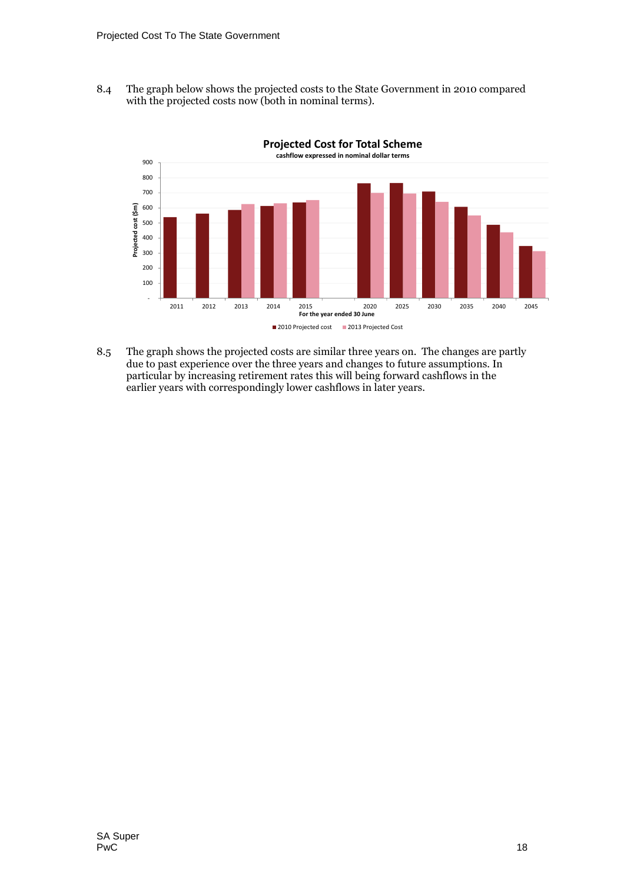8.4 The graph below shows the projected costs to the State Government in 2010 compared with the projected costs now (both in nominal terms).

**Projected Cost for Total Scheme**

cashflow expressed in nominal dollar terms

8.5 The graph shows the projected costs are similar three years on. The changes are partly due to past experience over the three years and changes to future assumptions. In particular by increasing retirement rates this will being forward cashflows in the earlier years with correspondingly lower cashflows in later years.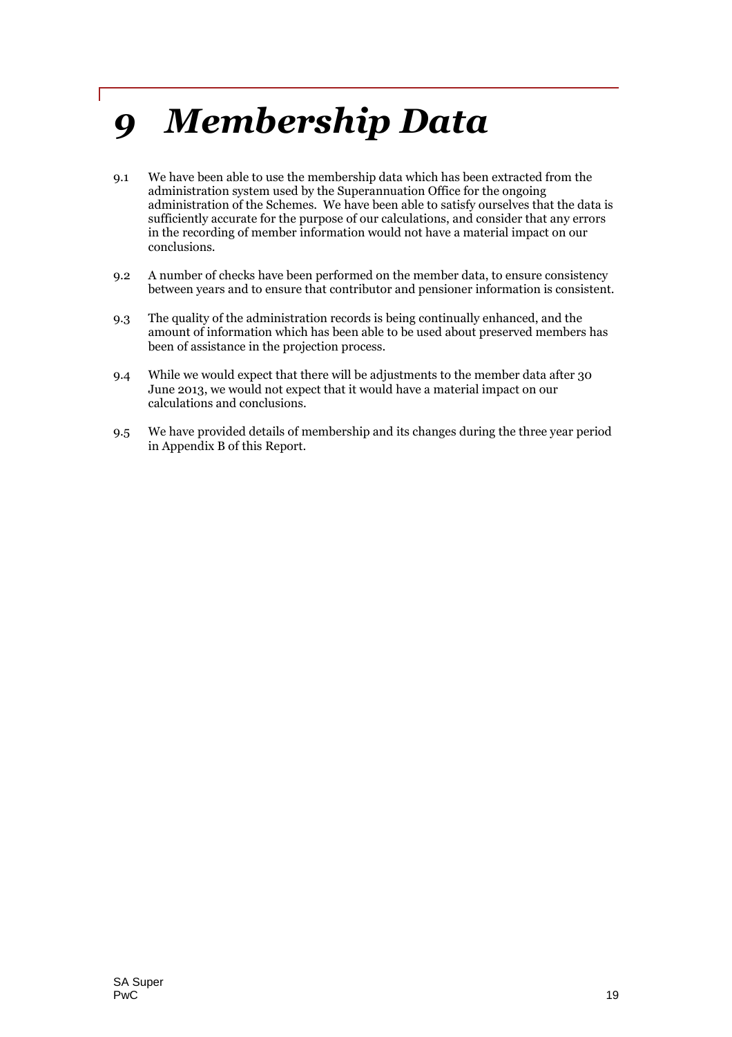# 9 Membership Data

9.1 We have been able to use the membership data which has been extracted from the administration system used by the Superannuation Office for the ongoing administration of the Schemes. We have been able to satisfy ourselves that the data is sufficiently accurate for the purpose of our calculations, and consider that any errors in the recording of member information would not have a material impact on our conclusions.

9.2 A number of checks have been performed on the member data, to ensure consistency between years and to ensure that contributor and pensioner information is consistent.

9.3 The quality of the administration records is being continually enhanced, and the amount of information which has been able to be used about preserved members has been of assistance in the projection process.

9.4 While we would expect that there will be adjustments to the member data after 30 June 2013, we would not expect that it would have a material impact on our calculations and conclusions.

9.5 We have provided details of membership and its changes during the three year period in Appendix B of this Report.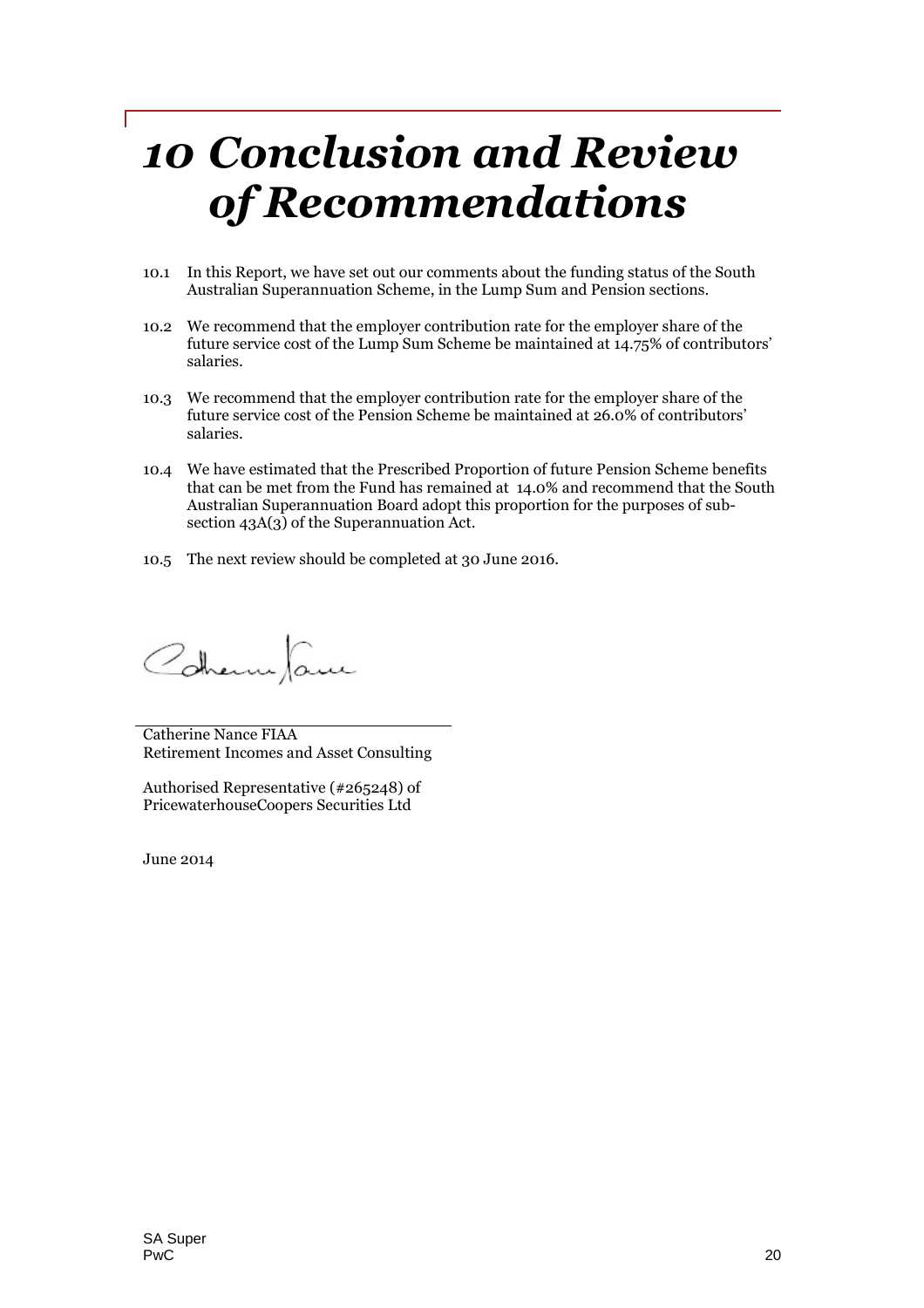# 10 Conclusion and Review of Recommendations

10.1 In this Report, we have set out our comments about the funding status of the South Australian Superannuation Scheme, in the Lump Sum and Pension sections.

10.2 We recommend that the employer contribution rate for the employer share of the future service cost of the Lump Sum Scheme be maintained at 14.75% of contributors' salaries.

10.3 We recommend that the employer contribution rate for the employer share of the future service cost of the Pension Scheme be maintained at 26.0% of contributors' salaries.

10.4 We have estimated that the Prescribed Proportion of future Pension Scheme benefits that can be met from the Fund has remained at 14.0% and recommend that the South Australian Superannuation Board adopt this proportion for the purposes of sub-section 43A(3) of the Superannuation Act.

10.5 The next review should be completed at 30 June 2016.

Catherine Nance FIAA
Retirement Incomes and Asset Consulting

Authorised Representative (#265248) of
PricewaterhouseCoopers Securities Ltd

June 2014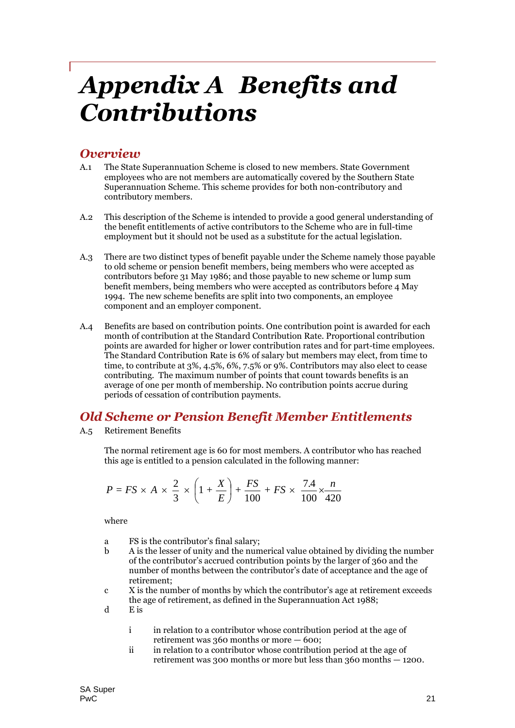# Appendix A Benefits and Contributions

## Overview

A.1 The State Superannuation Scheme is closed to new members. State Government employees who are not members are automatically covered by the Southern State Superannuation Scheme. This scheme provides for both non-contributory and contributory members.

A.2 This description of the Scheme is intended to provide a good general understanding of the benefit entitlements of active contributors to the Scheme who are in full-time employment but it should not be used as a substitute for the actual legislation.

A.3 There are two distinct types of benefit payable under the Scheme namely those payable to old scheme or pension benefit members, being members who were accepted as contributors before 31 May 1986; and those payable to new scheme or lump sum benefit members, being members who were accepted as contributors before 4 May 1994. The new scheme benefits are split into two components, an employee component and an employer component.

A.4 Benefits are based on contribution points. One contribution point is awarded for each month of contribution at the Standard Contribution Rate. Proportional contribution points are awarded for higher or lower contribution rates and for part-time employees. The Standard Contribution Rate is 6% of salary but members may elect, from time to time, to contribute at 3%, 4.5%, 6%, 7.5% or 9%. Contributors may also elect to cease contributing. The maximum number of points that count towards benefits is an average of one per month of membership. No contribution points accrue during periods of cessation of contribution payments.

## Old Scheme or Pension Benefit Member Entitlements

A.5 Retirement Benefits

The normal retirement age is 60 for most members. A contributor who has reached this age is entitled to a pension calculated in the following manner:

$$P = FS \times A \times \frac{2}{3} \times \left(1 + \frac{X}{E}\right) + \frac{FS}{100} + FS \times \frac{7.4}{100} \times \frac{n}{420}$$

where

a FS is the contributor's final salary;

b A is the lesser of unity and the numerical value obtained by dividing the number of the contributor's accrued contribution points by the larger of 360 and the number of months between the contributor's date of acceptance and the age of retirement;

c X is the number of months by which the contributor's age at retirement exceeds the age of retirement, as defined in the Superannuation Act 1988;

d E is

i in relation to a contributor whose contribution period at the age of retirement was 360 months or more — 600;

ii in relation to a contributor whose contribution period at the age of retirement was 300 months or more but less than 360 months — 1200.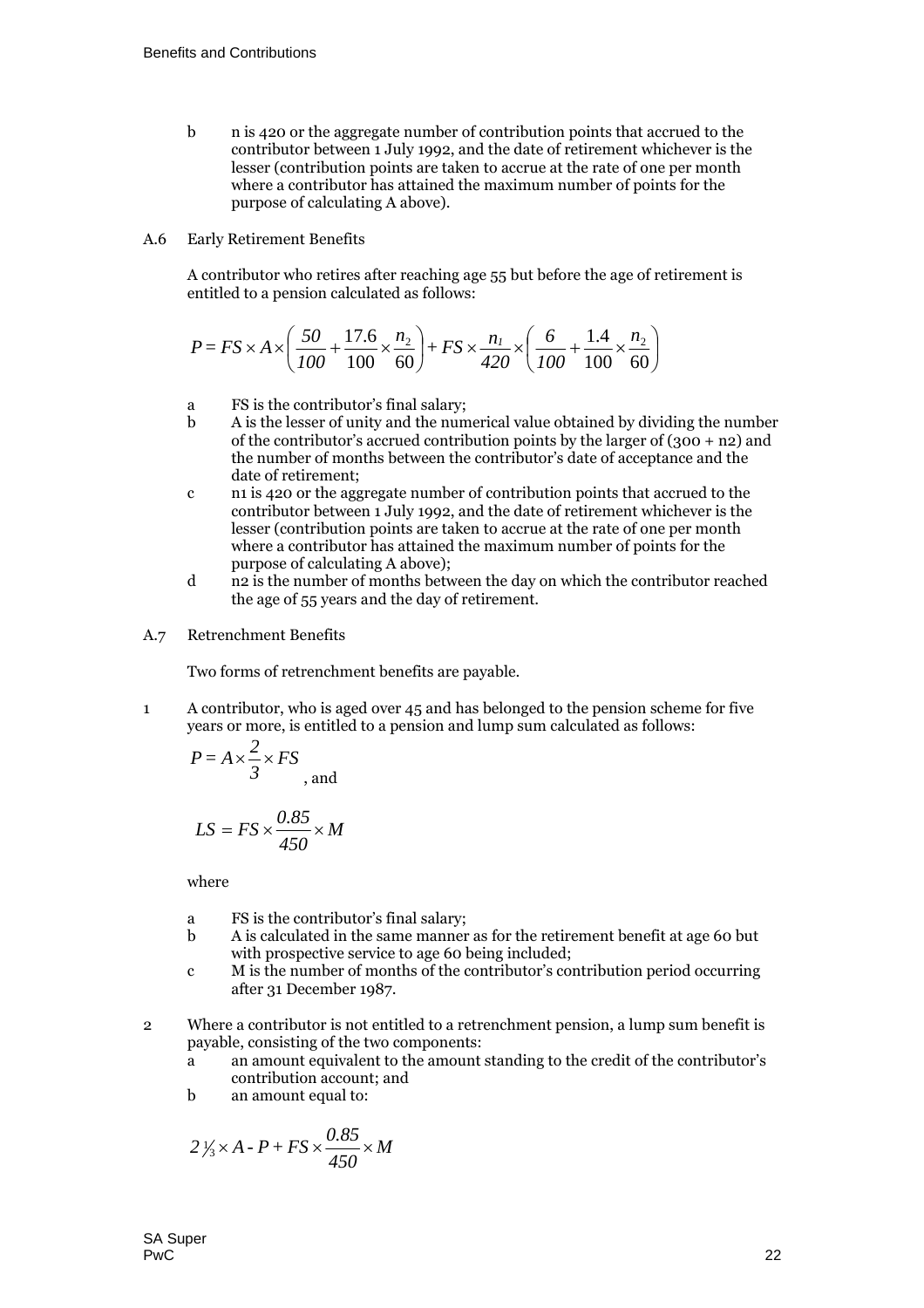b n is 420 or the aggregate number of contribution points that accrued to the contributor between 1 July 1992, and the date of retirement whichever is the lesser (contribution points are taken to accrue at the rate of one per month where a contributor has attained the maximum number of points for the purpose of calculating A above).

A.6 Early Retirement Benefits

A contributor who retires after reaching age 55 but before the age of retirement is entitled to a pension calculated as follows:

$$P = FS \times A \times \left( \frac{50}{100} + \frac{17.6}{100} \times \frac{n_2}{60} \right) + FS \times \frac{n_1}{420} \times \left( \frac{6}{100} + \frac{1.4}{100} \times \frac{n_2}{60} \right)$$

a FS is the contributor's final salary;

b A is the lesser of unity and the numerical value obtained by dividing the number of the contributor's accrued contribution points by the larger of (300 + n2) and the number of months between the contributor's date of acceptance and the date of retirement;

c n1 is 420 or the aggregate number of contribution points that accrued to the contributor between 1 July 1992, and the date of retirement whichever is the lesser (contribution points are taken to accrue at the rate of one per month where a contributor has attained the maximum number of points for the purpose of calculating A above);

d n2 is the number of months between the day on which the contributor reached the age of 55 years and the day of retirement.

A.7 Retrenchment Benefits

Two forms of retrenchment benefits are payable.

1 A contributor, who is aged over 45 and has belonged to the pension scheme for five years or more, is entitled to a pension and lump sum calculated as follows:

$$P = A \times \frac{2}{3} \times FS$$

, and

$$LS = FS \times \frac{0.85}{450} \times M$$

where

a FS is the contributor's final salary;

b A is calculated in the same manner as for the retirement benefit at age 60 but with prospective service to age 60 being included;

c M is the number of months of the contributor's contribution period occurring after 31 December 1987.

2 Where a contributor is not entitled to a retrenchment pension, a lump sum benefit is payable, consisting of the two components:

a an amount equivalent to the amount standing to the credit of the contributor's contribution account; and

b an amount equal to:

$$2\tfrac{1}{3} \times A - P + FS \times \frac{0.85}{450} \times M$$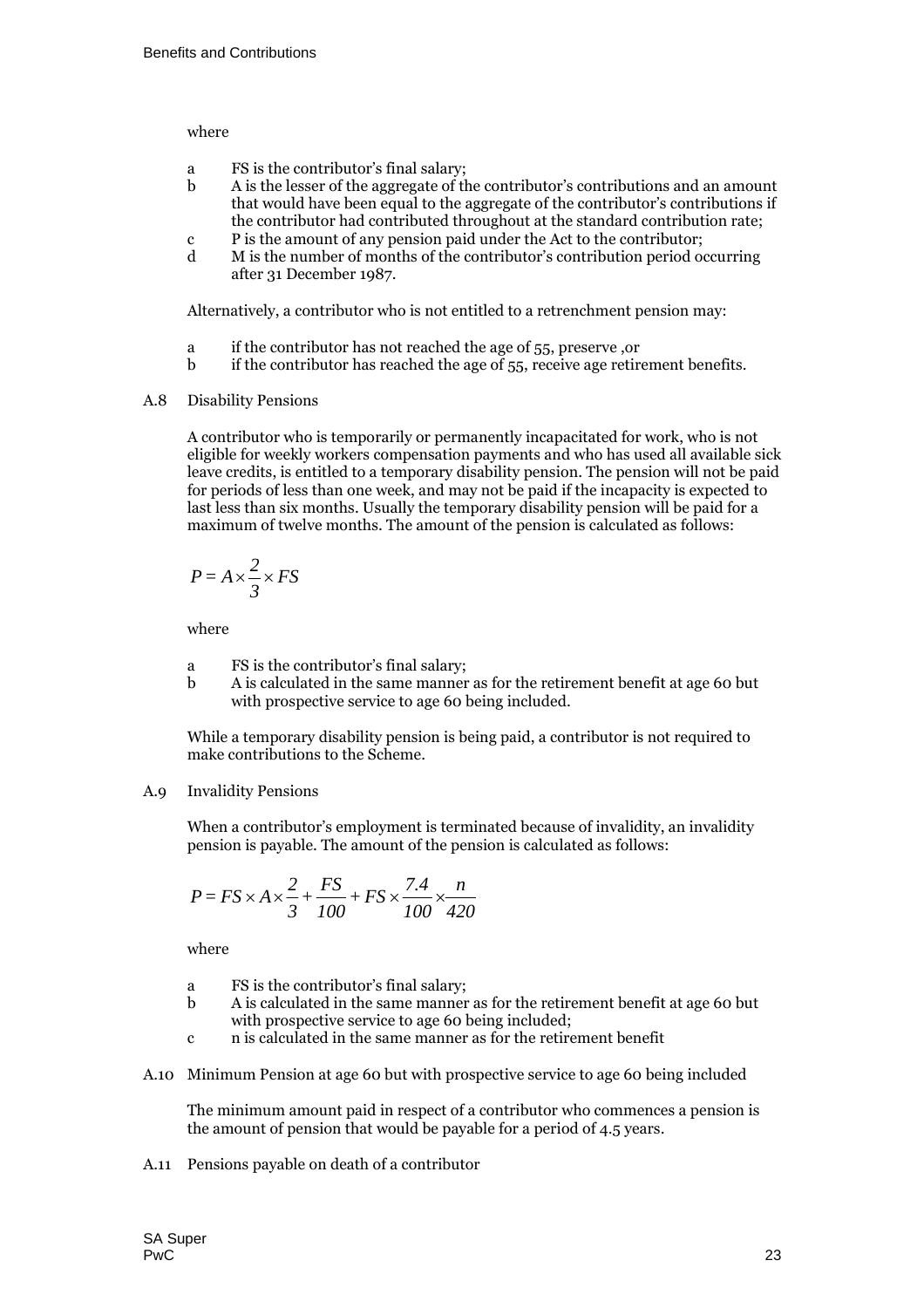where

a FS is the contributor's final salary;
b A is the lesser of the aggregate of the contributor's contributions and an amount that would have been equal to the aggregate of the contributor's contributions if the contributor had contributed throughout at the standard contribution rate;
c P is the amount of any pension paid under the Act to the contributor;
d M is the number of months of the contributor's contribution period occurring after 31 December 1987.

Alternatively, a contributor who is not entitled to a retrenchment pension may:

a if the contributor has not reached the age of 55, preserve ,or
b if the contributor has reached the age of 55, receive age retirement benefits.

## A.8 Disability Pensions

A contributor who is temporarily or permanently incapacitated for work, who is not eligible for weekly workers compensation payments and who has used all available sick leave credits, is entitled to a temporary disability pension. The pension will not be paid for periods of less than one week, and may not be paid if the incapacity is expected to last less than six months. Usually the temporary disability pension will be paid for a maximum of twelve months. The amount of the pension is calculated as follows:

$$P = A \times \frac{2}{3} \times FS$$

where

a FS is the contributor's final salary;
b A is calculated in the same manner as for the retirement benefit at age 60 but with prospective service to age 60 being included.

While a temporary disability pension is being paid, a contributor is not required to make contributions to the Scheme.

## A.9 Invalidity Pensions

When a contributor's employment is terminated because of invalidity, an invalidity pension is payable. The amount of the pension is calculated as follows:

$$P = FS \times A \times \frac{2}{3} + \frac{FS}{100} + FS \times \frac{7.4}{100} \times \frac{n}{420}$$

where

a FS is the contributor's final salary;
b A is calculated in the same manner as for the retirement benefit at age 60 but with prospective service to age 60 being included;
c n is calculated in the same manner as for the retirement benefit

## A.10 Minimum Pension at age 60 but with prospective service to age 60 being included

The minimum amount paid in respect of a contributor who commences a pension is the amount of pension that would be payable for a period of 4.5 years.

## A.11 Pensions payable on death of a contributor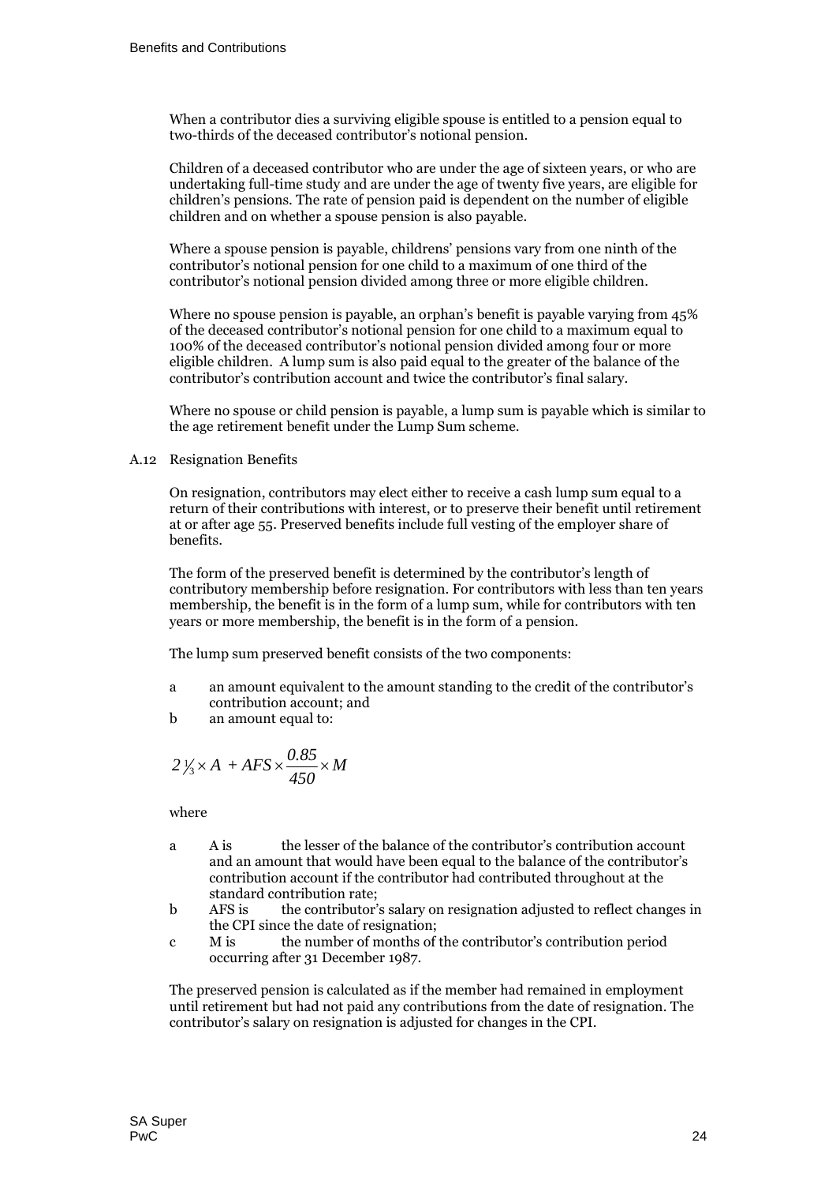When a contributor dies a surviving eligible spouse is entitled to a pension equal to two-thirds of the deceased contributor's notional pension.

Children of a deceased contributor who are under the age of sixteen years, or who are undertaking full-time study and are under the age of twenty five years, are eligible for children's pensions. The rate of pension paid is dependent on the number of eligible children and on whether a spouse pension is also payable.

Where a spouse pension is payable, childrens' pensions vary from one ninth of the contributor's notional pension for one child to a maximum of one third of the contributor's notional pension divided among three or more eligible children.

Where no spouse pension is payable, an orphan's benefit is payable varying from 45% of the deceased contributor's notional pension for one child to a maximum equal to 100% of the deceased contributor's notional pension divided among four or more eligible children. A lump sum is also paid equal to the greater of the balance of the contributor's contribution account and twice the contributor's final salary.

Where no spouse or child pension is payable, a lump sum is payable which is similar to the age retirement benefit under the Lump Sum scheme.

## A.12 Resignation Benefits

On resignation, contributors may elect either to receive a cash lump sum equal to a return of their contributions with interest, or to preserve their benefit until retirement at or after age 55. Preserved benefits include full vesting of the employer share of benefits.

The form of the preserved benefit is determined by the contributor's length of contributory membership before resignation. For contributors with less than ten years membership, the benefit is in the form of a lump sum, while for contributors with ten years or more membership, the benefit is in the form of a pension.

The lump sum preserved benefit consists of the two components:

- a an amount equivalent to the amount standing to the credit of the contributor's contribution account; and
- b an amount equal to:

$$2\tfrac{1}{3} \times A + AFS \times \frac{0.85}{450} \times M$$

where

- a A is the lesser of the balance of the contributor's contribution account and an amount that would have been equal to the balance of the contributor's contribution account if the contributor had contributed throughout at the standard contribution rate;
- b AFS is the contributor's salary on resignation adjusted to reflect changes in the CPI since the date of resignation;
- c M is the number of months of the contributor's contribution period occurring after 31 December 1987.

The preserved pension is calculated as if the member had remained in employment until retirement but had not paid any contributions from the date of resignation. The contributor's salary on resignation is adjusted for changes in the CPI.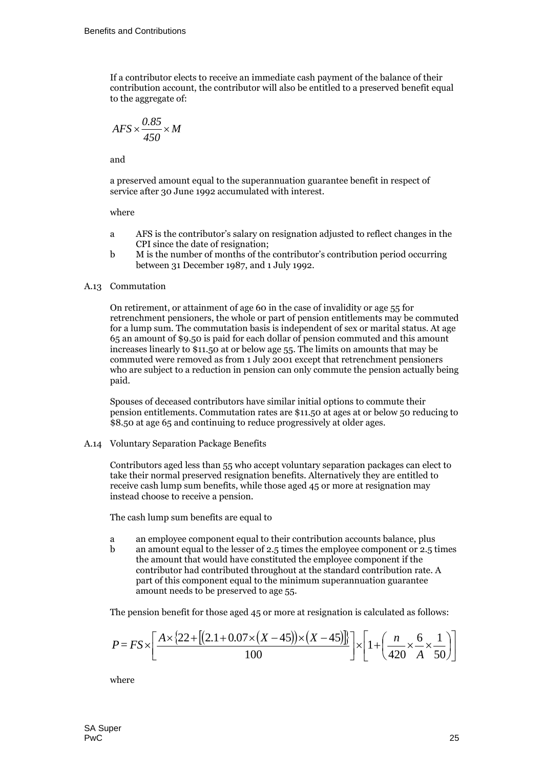If a contributor elects to receive an immediate cash payment of the balance of their contribution account, the contributor will also be entitled to a preserved benefit equal to the aggregate of:

$$AFS \times \frac{0.85}{450} \times M$$

and

a preserved amount equal to the superannuation guarantee benefit in respect of service after 30 June 1992 accumulated with interest.

where

a AFS is the contributor's salary on resignation adjusted to reflect changes in the CPI since the date of resignation;

b M is the number of months of the contributor's contribution period occurring between 31 December 1987, and 1 July 1992.

## A.13 Commutation

On retirement, or attainment of age 60 in the case of invalidity or age 55 for retrenchment pensioners, the whole or part of pension entitlements may be commuted for a lump sum. The commutation basis is independent of sex or marital status. At age 65 an amount of $9.50 is paid for each dollar of pension commuted and this amount increases linearly to $11.50 at or below age 55. The limits on amounts that may be commuted were removed as from 1 July 2001 except that retrenchment pensioners who are subject to a reduction in pension can only commute the pension actually being paid.

Spouses of deceased contributors have similar initial options to commute their pension entitlements. Commutation rates are $11.50 at ages at or below 50 reducing to $8.50 at age 65 and continuing to reduce progressively at older ages.

## A.14 Voluntary Separation Package Benefits

Contributors aged less than 55 who accept voluntary separation packages can elect to take their normal preserved resignation benefits. Alternatively they are entitled to receive cash lump sum benefits, while those aged 45 or more at resignation may instead choose to receive a pension.

The cash lump sum benefits are equal to

a an employee component equal to their contribution accounts balance, plus

b an amount equal to the lesser of 2.5 times the employee component or 2.5 times the amount that would have constituted the employee component if the contributor had contributed throughout at the standard contribution rate. A part of this component equal to the minimum superannuation guarantee amount needs to be preserved to age 55.

The pension benefit for those aged 45 or more at resignation is calculated as follows:

$$P = FS \times \left[ \frac{A \times \{22 + [(2.1 + 0.07 \times (X - 45)) \times (X - 45)]\}}{100} \right] \times \left[ 1 + \left( \frac{n}{420} \times \frac{6}{A} \times \frac{1}{50} \right) \right]$$

where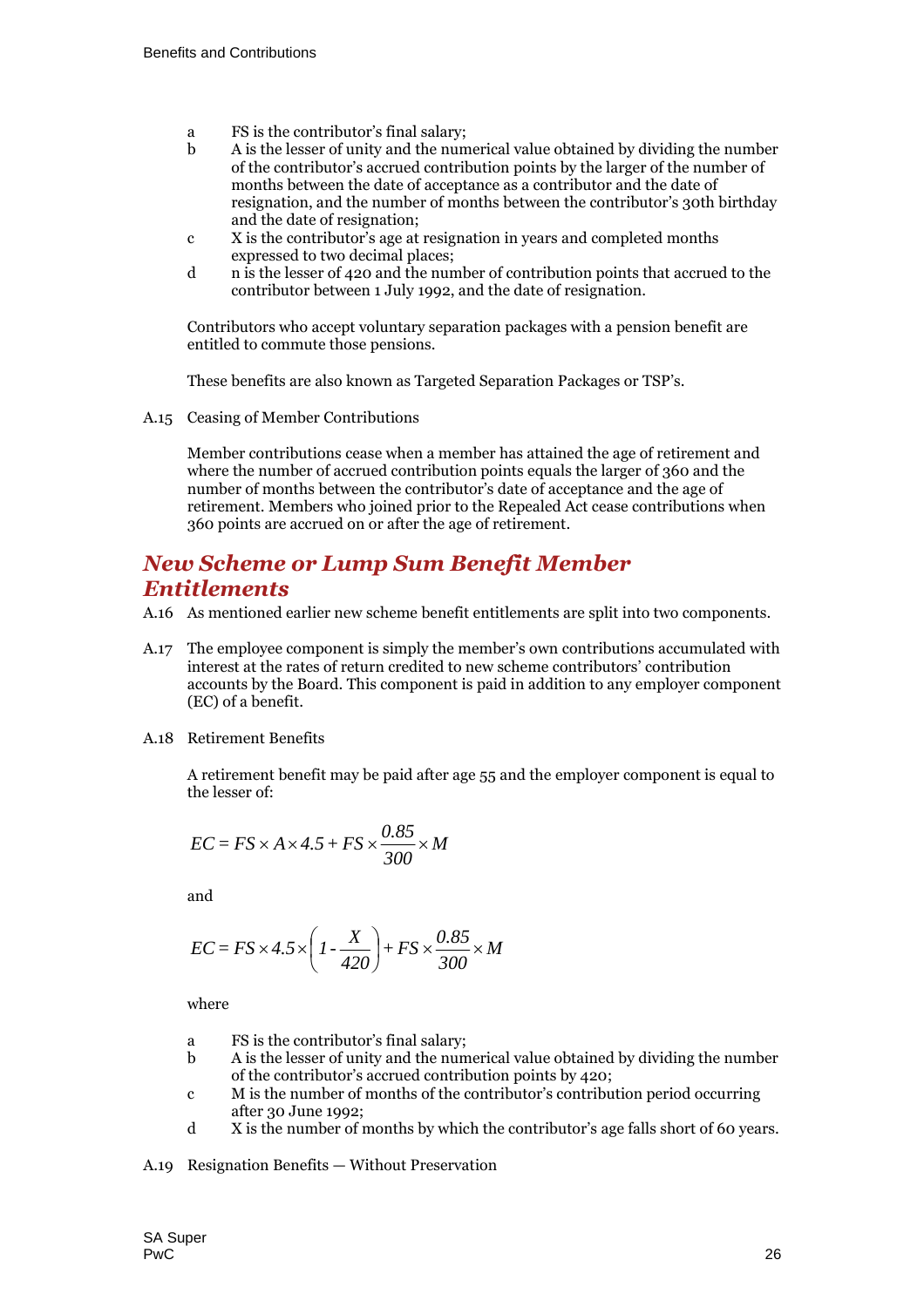a FS is the contributor's final salary;

b A is the lesser of unity and the numerical value obtained by dividing the number of the contributor's accrued contribution points by the larger of the number of months between the date of acceptance as a contributor and the date of resignation, and the number of months between the contributor's 30th birthday and the date of resignation;

c X is the contributor's age at resignation in years and completed months expressed to two decimal places;

d n is the lesser of 420 and the number of contribution points that accrued to the contributor between 1 July 1992, and the date of resignation.

Contributors who accept voluntary separation packages with a pension benefit are entitled to commute those pensions.

These benefits are also known as Targeted Separation Packages or TSP's.

A.15 Ceasing of Member Contributions

Member contributions cease when a member has attained the age of retirement and where the number of accrued contribution points equals the larger of 360 and the number of months between the contributor's date of acceptance and the age of retirement. Members who joined prior to the Repealed Act cease contributions when 360 points are accrued on or after the age of retirement.

## *New Scheme or Lump Sum Benefit Member Entitlements*

A.16 As mentioned earlier new scheme benefit entitlements are split into two components.

A.17 The employee component is simply the member's own contributions accumulated with interest at the rates of return credited to new scheme contributors' contribution accounts by the Board. This component is paid in addition to any employer component (EC) of a benefit.

A.18 Retirement Benefits

A retirement benefit may be paid after age 55 and the employer component is equal to the lesser of:

$$EC = FS \times A \times 4.5 + FS \times \frac{0.85}{300} \times M$$

and

$$EC = FS \times 4.5 \times \left(1 - \frac{X}{420}\right) + FS \times \frac{0.85}{300} \times M$$

where

a FS is the contributor's final salary;

b A is the lesser of unity and the numerical value obtained by dividing the number of the contributor's accrued contribution points by 420;

c M is the number of months of the contributor's contribution period occurring after 30 June 1992;

d X is the number of months by which the contributor's age falls short of 60 years.

A.19 Resignation Benefits — Without Preservation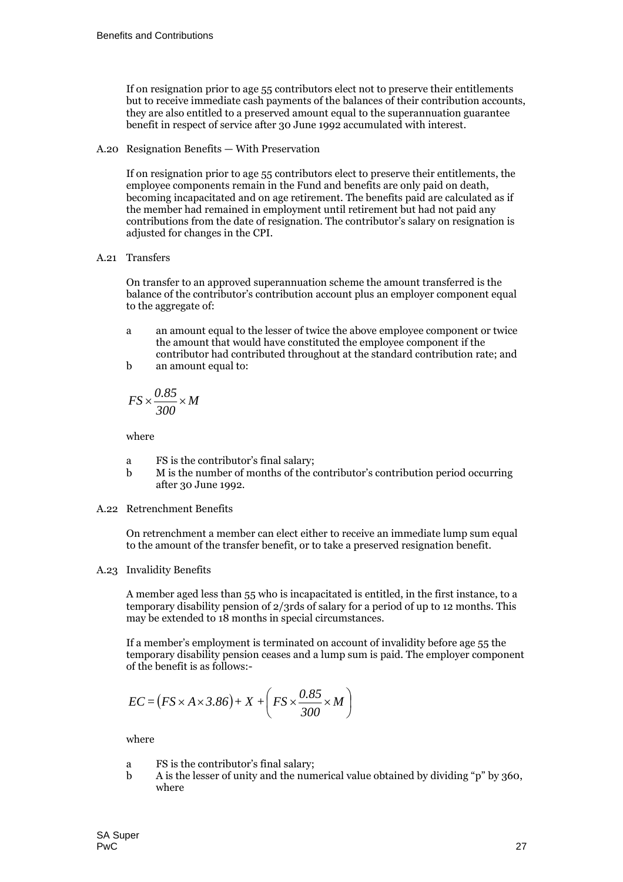If on resignation prior to age 55 contributors elect not to preserve their entitlements but to receive immediate cash payments of the balances of their contribution accounts, they are also entitled to a preserved amount equal to the superannuation guarantee benefit in respect of service after 30 June 1992 accumulated with interest.

A.20 Resignation Benefits — With Preservation

If on resignation prior to age 55 contributors elect to preserve their entitlements, the employee components remain in the Fund and benefits are only paid on death, becoming incapacitated and on age retirement. The benefits paid are calculated as if the member had remained in employment until retirement but had not paid any contributions from the date of resignation. The contributor's salary on resignation is adjusted for changes in the CPI.

A.21 Transfers

On transfer to an approved superannuation scheme the amount transferred is the balance of the contributor's contribution account plus an employer component equal to the aggregate of:

a an amount equal to the lesser of twice the above employee component or twice the amount that would have constituted the employee component if the contributor had contributed throughout at the standard contribution rate; and

b an amount equal to:

$$FS \times \frac{0.85}{300} \times M$$

where

a FS is the contributor's final salary;

b M is the number of months of the contributor's contribution period occurring after 30 June 1992.

A.22 Retrenchment Benefits

On retrenchment a member can elect either to receive an immediate lump sum equal to the amount of the transfer benefit, or to take a preserved resignation benefit.

A.23 Invalidity Benefits

A member aged less than 55 who is incapacitated is entitled, in the first instance, to a temporary disability pension of 2/3rds of salary for a period of up to 12 months. This may be extended to 18 months in special circumstances.

If a member's employment is terminated on account of invalidity before age 55 the temporary disability pension ceases and a lump sum is paid. The employer component of the benefit is as follows:-

$$EC = (FS \times A \times 3.86) + X + \left( FS \times \frac{0.85}{300} \times M \right)$$

where

a FS is the contributor's final salary;

b A is the lesser of unity and the numerical value obtained by dividing "p" by 360, where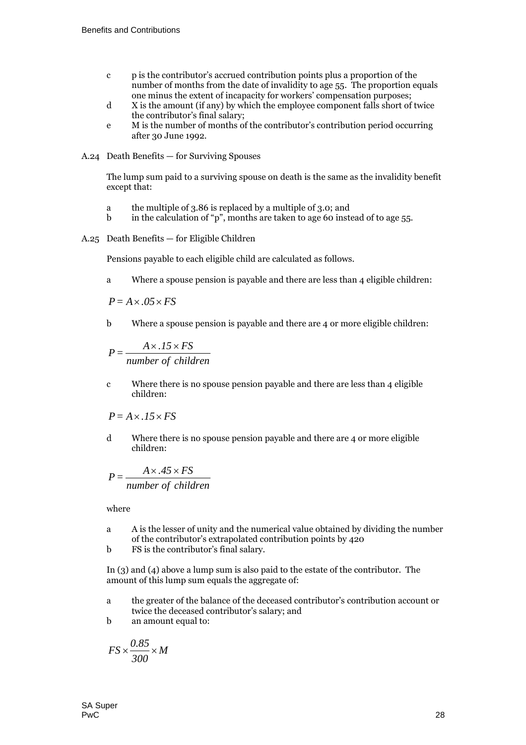c p is the contributor's accrued contribution points plus a proportion of the number of months from the date of invalidity to age 55. The proportion equals one minus the extent of incapacity for workers' compensation purposes;

d X is the amount (if any) by which the employee component falls short of twice the contributor's final salary;

e M is the number of months of the contributor's contribution period occurring after 30 June 1992.

A.24 Death Benefits — for Surviving Spouses

The lump sum paid to a surviving spouse on death is the same as the invalidity benefit except that:

a the multiple of 3.86 is replaced by a multiple of 3.0; and

b in the calculation of "p", months are taken to age 60 instead of to age 55.

A.25 Death Benefits — for Eligible Children

Pensions payable to each eligible child are calculated as follows.

a Where a spouse pension is payable and there are less than 4 eligible children:

$$P = A \times .05 \times FS$$

b Where a spouse pension is payable and there are 4 or more eligible children:

$$P = \frac{A \times .15 \times FS}{number\ of\ children}$$

c Where there is no spouse pension payable and there are less than 4 eligible children:

$$P = A \times .15 \times FS$$

d Where there is no spouse pension payable and there are 4 or more eligible children:

$$P = \frac{A \times .45 \times FS}{number\ of\ children}$$

where

a A is the lesser of unity and the numerical value obtained by dividing the number of the contributor's extrapolated contribution points by 420

b FS is the contributor's final salary.

In (3) and (4) above a lump sum is also paid to the estate of the contributor. The amount of this lump sum equals the aggregate of:

a the greater of the balance of the deceased contributor's contribution account or twice the deceased contributor's salary; and

b an amount equal to:

$$FS \times \frac{0.85}{300} \times M$$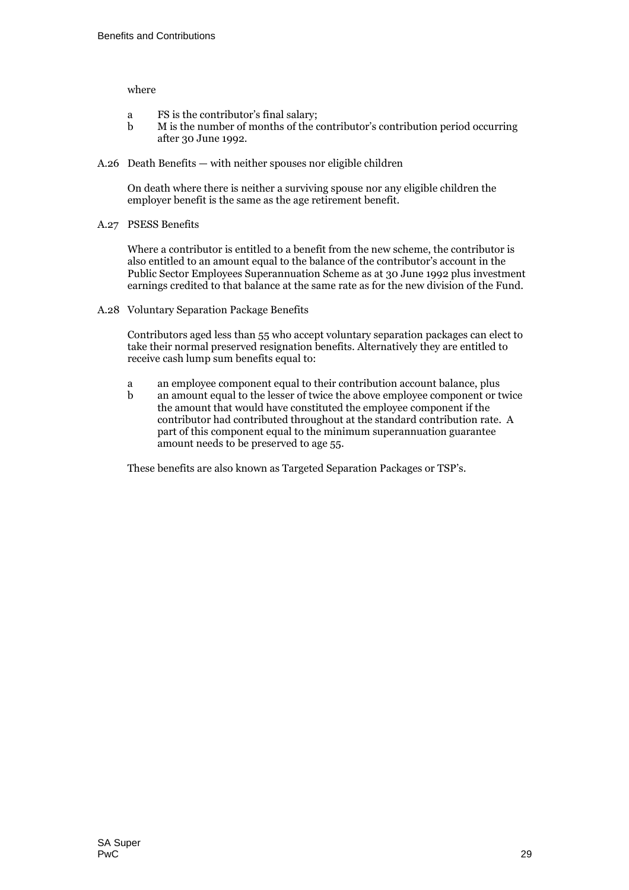where

- a FS is the contributor's final salary;
- b M is the number of months of the contributor's contribution period occurring after 30 June 1992.

### A.26 Death Benefits — with neither spouses nor eligible children

On death where there is neither a surviving spouse nor any eligible children the employer benefit is the same as the age retirement benefit.

### A.27 PSESS Benefits

Where a contributor is entitled to a benefit from the new scheme, the contributor is also entitled to an amount equal to the balance of the contributor's account in the Public Sector Employees Superannuation Scheme as at 30 June 1992 plus investment earnings credited to that balance at the same rate as for the new division of the Fund.

### A.28 Voluntary Separation Package Benefits

Contributors aged less than 55 who accept voluntary separation packages can elect to take their normal preserved resignation benefits. Alternatively they are entitled to receive cash lump sum benefits equal to:

- a an employee component equal to their contribution account balance, plus
- b an amount equal to the lesser of twice the above employee component or twice the amount that would have constituted the employee component if the contributor had contributed throughout at the standard contribution rate. A part of this component equal to the minimum superannuation guarantee amount needs to be preserved to age 55.

These benefits are also known as Targeted Separation Packages or TSP's.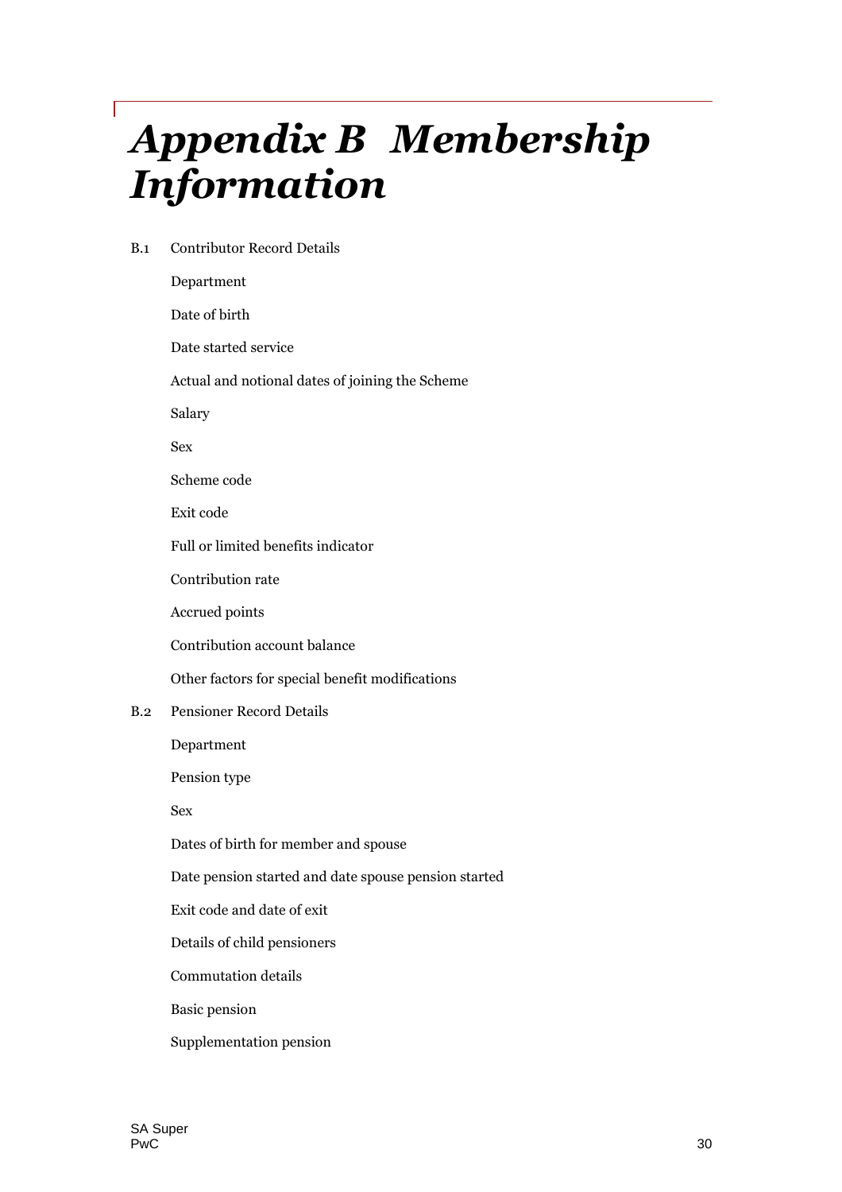# Appendix B Membership Information

B.1 Contributor Record Details

- Department
- Date of birth
- Date started service
- Actual and notional dates of joining the Scheme
- Salary
- Sex
- Scheme code
- Exit code
- Full or limited benefits indicator
- Contribution rate
- Accrued points
- Contribution account balance
- Other factors for special benefit modifications

B.2 Pensioner Record Details

- Department
- Pension type
- Sex
- Dates of birth for member and spouse
- Date pension started and date spouse pension started
- Exit code and date of exit
- Details of child pensioners
- Commutation details
- Basic pension
- Supplementation pension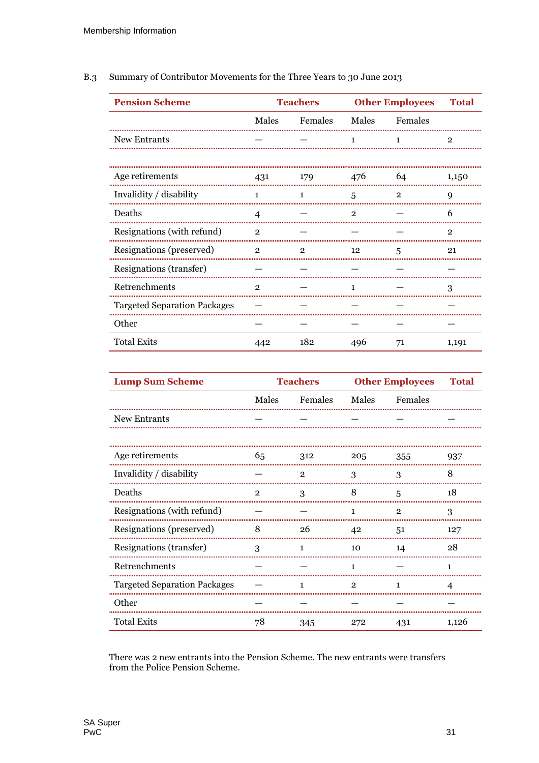B.3 Summary of Contributor Movements for the Three Years to 30 June 2013

| Pension Scheme | Teachers | | Other Employees | | Total |
|---|---|---|---|---|---|
| | Males | Females | Males | Females | |
| New Entrants | — | — | 1 | 1 | 2 |
| | | | | | |
| Age retirements | 431 | 179 | 476 | 64 | 1,150 |
| Invalidity / disability | 1 | 1 | 5 | 2 | 9 |
| Deaths | 4 | — | 2 | — | 6 |
| Resignations (with refund) | 2 | — | — | — | 2 |
| Resignations (preserved) | 2 | 2 | 12 | 5 | 21 |
| Resignations (transfer) | — | — | — | — | — |
| Retrenchments | 2 | — | 1 | — | 3 |
| Targeted Separation Packages | — | — | — | — | — |
| Other | — | — | — | — | — |
| Total Exits | 442 | 182 | 496 | 71 | 1,191 |

| Lump Sum Scheme | Teachers | | Other Employees | | Total |
|---|---|---|---|---|---|
| | Males | Females | Males | Females | |
| New Entrants | — | — | — | — | — |
| | | | | | |
| Age retirements | 65 | 312 | 205 | 355 | 937 |
| Invalidity / disability | — | 2 | 3 | 3 | 8 |
| Deaths | 2 | 3 | 8 | 5 | 18 |
| Resignations (with refund) | — | — | 1 | 2 | 3 |
| Resignations (preserved) | 8 | 26 | 42 | 51 | 127 |
| Resignations (transfer) | 3 | 1 | 10 | 14 | 28 |
| Retrenchments | — | — | 1 | — | 1 |
| Targeted Separation Packages | — | 1 | 2 | 1 | 4 |
| Other | — | — | — | — | — |
| Total Exits | 78 | 345 | 272 | 431 | 1,126 |

There was 2 new entrants into the Pension Scheme. The new entrants were transfers from the Police Pension Scheme.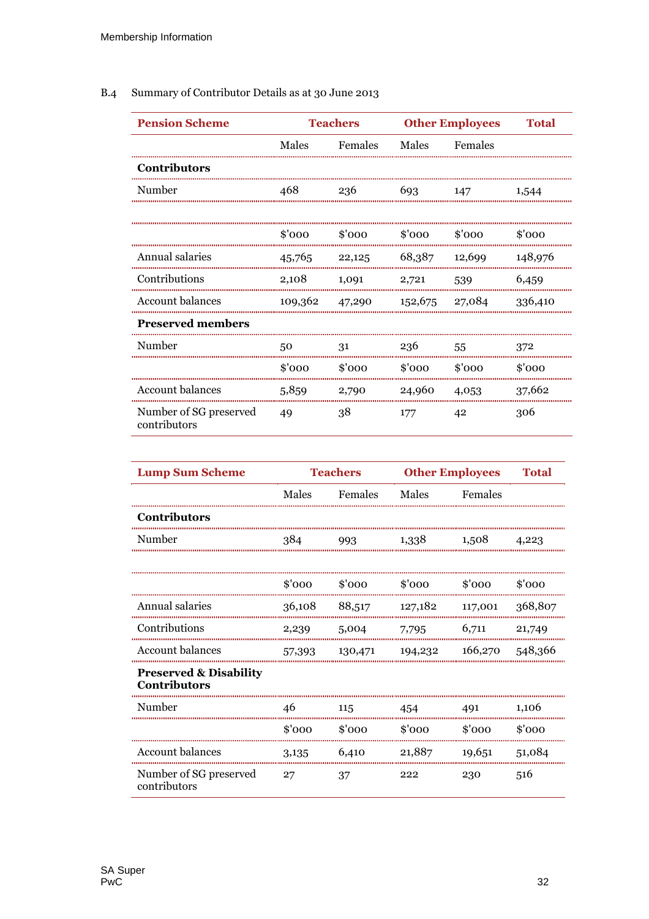B.4 Summary of Contributor Details as at 30 June 2013

| Pension Scheme | Teachers | | Other Employees | | Total |
|---|---|---|---|---|---|
| | Males | Females | Males | Females | |
| **Contributors** | | | | | |
| Number | 468 | 236 | 693 | 147 | 1,544 |
| | | | | | |
| | $'000 | $'000 | $'000 | $'000 | $'000 |
| Annual salaries | 45,765 | 22,125 | 68,387 | 12,699 | 148,976 |
| Contributions | 2,108 | 1,091 | 2,721 | 539 | 6,459 |
| Account balances | 109,362 | 47,290 | 152,675 | 27,084 | 336,410 |
| **Preserved members** | | | | | |
| Number | 50 | 31 | 236 | 55 | 372 |
| | $'000 | $'000 | $'000 | $'000 | $'000 |
| Account balances | 5,859 | 2,790 | 24,960 | 4,053 | 37,662 |
| Number of SG preserved contributors | 49 | 38 | 177 | 42 | 306 |

| Lump Sum Scheme | Teachers | | Other Employees | | Total |
|---|---|---|---|---|---|
| | Males | Females | Males | Females | |
| **Contributors** | | | | | |
| Number | 384 | 993 | 1,338 | 1,508 | 4,223 |
| | | | | | |
| | $'000 | $'000 | $'000 | $'000 | $'000 |
| Annual salaries | 36,108 | 88,517 | 127,182 | 117,001 | 368,807 |
| Contributions | 2,239 | 5,004 | 7,795 | 6,711 | 21,749 |
| Account balances | 57,393 | 130,471 | 194,232 | 166,270 | 548,366 |
| **Preserved & Disability Contributors** | | | | | |
| Number | 46 | 115 | 454 | 491 | 1,106 |
| | $'000 | $'000 | $'000 | $'000 | $'000 |
| Account balances | 3,135 | 6,410 | 21,887 | 19,651 | 51,084 |
| Number of SG preserved contributors | 27 | 37 | 222 | 230 | 516 |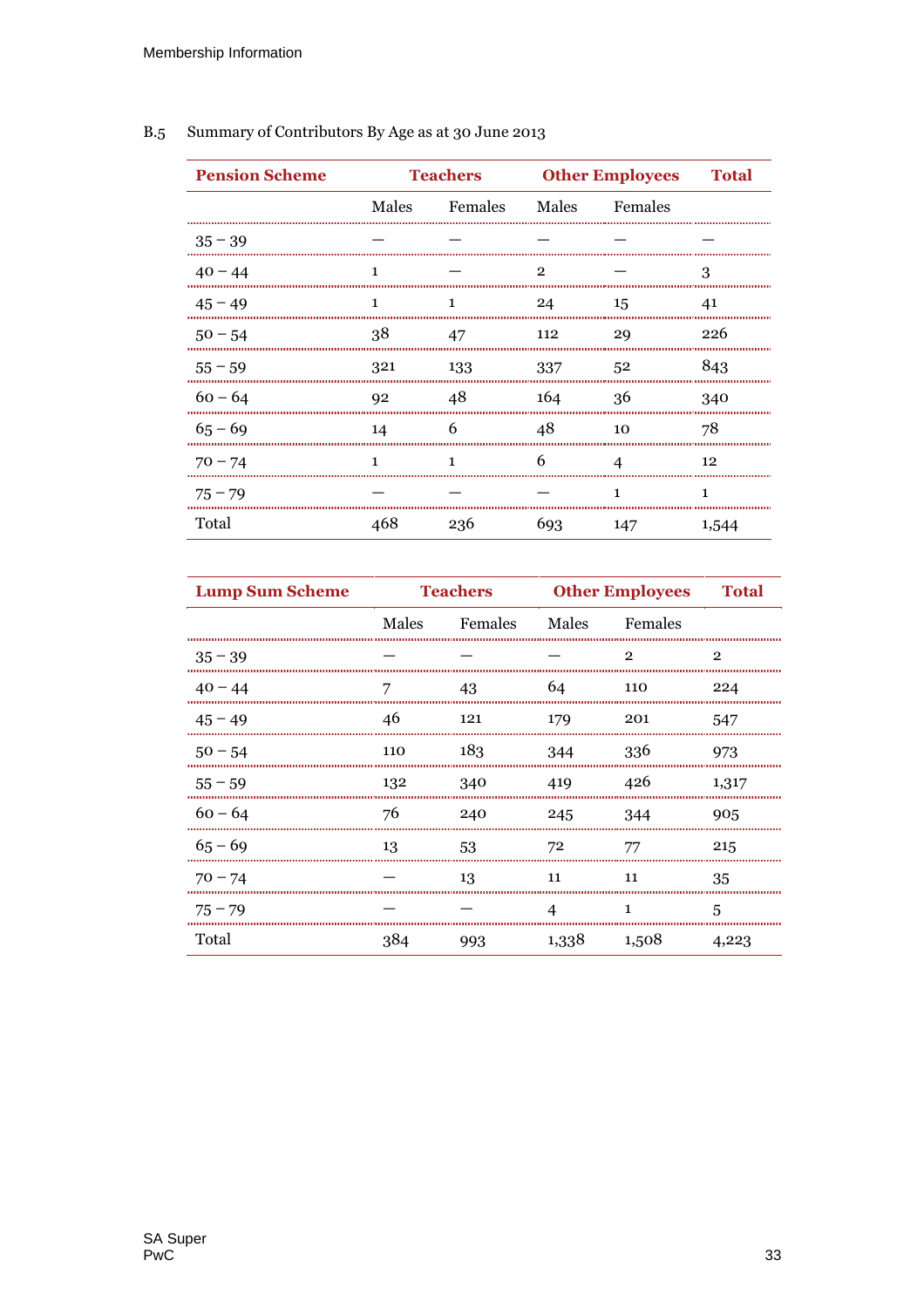B.5 Summary of Contributors By Age as at 30 June 2013

| Pension Scheme | Teachers | | Other Employees | | Total |
|---|---|---|---|---|---|
| | Males | Females | Males | Females | |
| 35 – 39 | — | — | — | — | — |
| 40 – 44 | 1 | — | 2 | — | 3 |
| 45 – 49 | 1 | 1 | 24 | 15 | 41 |
| 50 – 54 | 38 | 47 | 112 | 29 | 226 |
| 55 – 59 | 321 | 133 | 337 | 52 | 843 |
| 60 – 64 | 92 | 48 | 164 | 36 | 340 |
| 65 – 69 | 14 | 6 | 48 | 10 | 78 |
| 70 – 74 | 1 | 1 | 6 | 4 | 12 |
| 75 – 79 | — | — | — | 1 | 1 |
| Total | 468 | 236 | 693 | 147 | 1,544 |

| Lump Sum Scheme | Teachers | | Other Employees | | Total |
|---|---|---|---|---|---|
| | Males | Females | Males | Females | |
| 35 – 39 | — | — | — | 2 | 2 |
| 40 – 44 | 7 | 43 | 64 | 110 | 224 |
| 45 – 49 | 46 | 121 | 179 | 201 | 547 |
| 50 – 54 | 110 | 183 | 344 | 336 | 973 |
| 55 – 59 | 132 | 340 | 419 | 426 | 1,317 |
| 60 – 64 | 76 | 240 | 245 | 344 | 905 |
| 65 – 69 | 13 | 53 | 72 | 77 | 215 |
| 70 – 74 | — | 13 | 11 | 11 | 35 |
| 75 – 79 | — | — | 4 | 1 | 5 |
| Total | 384 | 993 | 1,338 | 1,508 | 4,223 |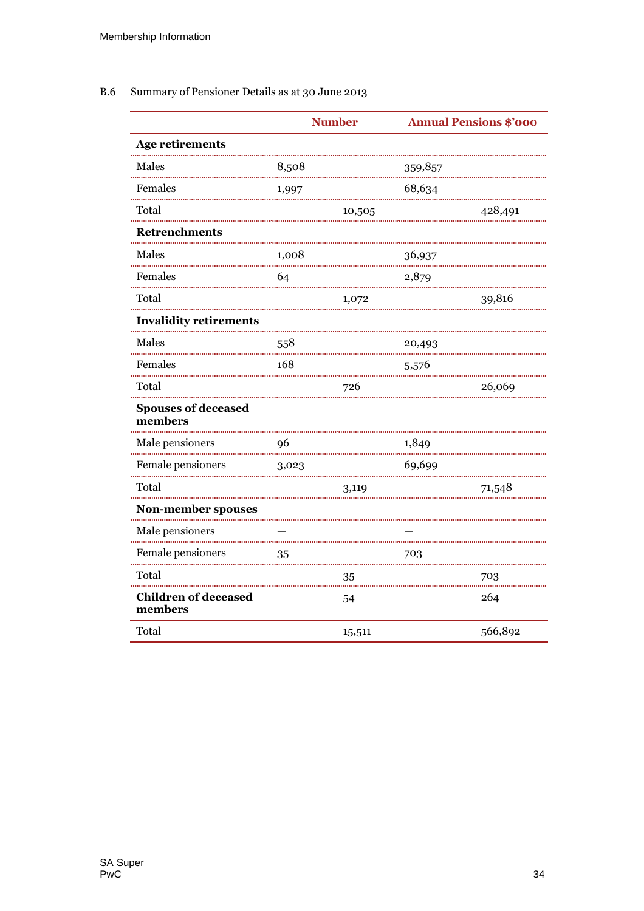B.6 Summary of Pensioner Details as at 30 June 2013

| | Number | | Annual Pensions $'000 | |
|---|---|---|---|---|
| **Age retirements** | | | | |
| Males | 8,508 | | 359,857 | |
| Females | 1,997 | | 68,634 | |
| Total | | 10,505 | | 428,491 |
| **Retrenchments** | | | | |
| Males | 1,008 | | 36,937 | |
| Females | 64 | | 2,879 | |
| Total | | 1,072 | | 39,816 |
| **Invalidity retirements** | | | | |
| Males | 558 | | 20,493 | |
| Females | 168 | | 5,576 | |
| Total | | 726 | | 26,069 |
| **Spouses of deceased members** | | | | |
| Male pensioners | 96 | | 1,849 | |
| Female pensioners | 3,023 | | 69,699 | |
| Total | | 3,119 | | 71,548 |
| **Non-member spouses** | | | | |
| Male pensioners | – | | – | |
| Female pensioners | 35 | | 703 | |
| Total | | 35 | | 703 |
| **Children of deceased members** | | 54 | | 264 |
| Total | | 15,511 | | 566,892 |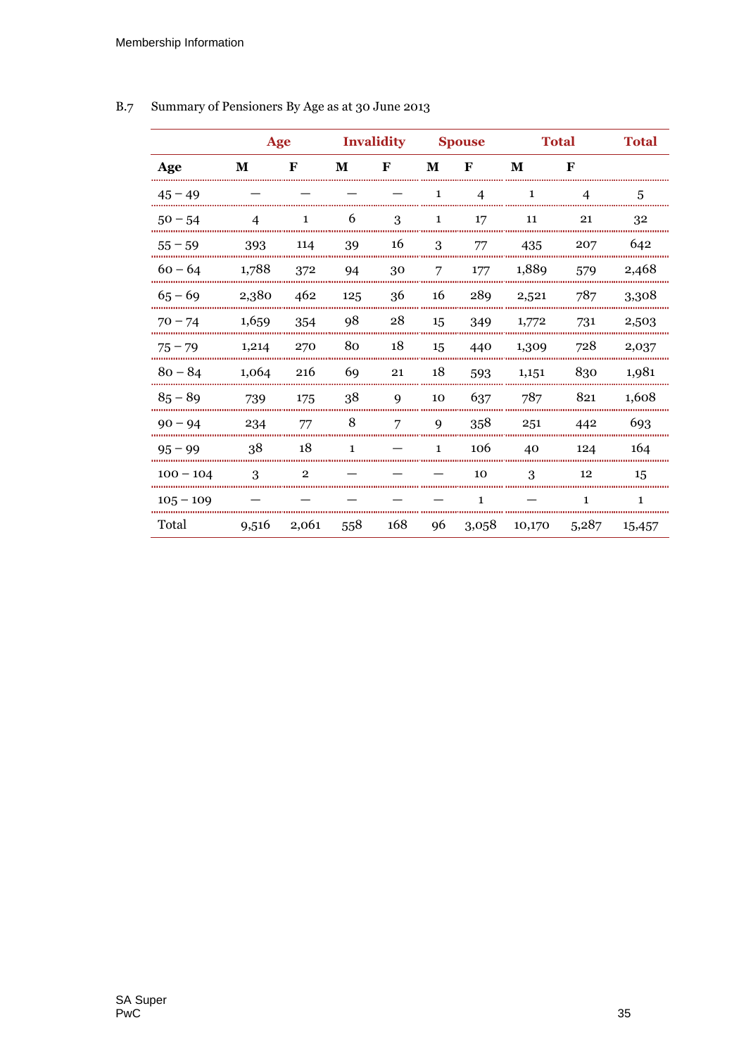B.7 Summary of Pensioners By Age as at 30 June 2013

| | Age | | Invalidity | | Spouse | | Total | | Total |
|---|---|---|---|---|---|---|---|---|---|
| **Age** | **M** | **F** | **M** | **F** | **M** | **F** | **M** | **F** | |
| 45 – 49 | — | — | — | — | 1 | 4 | 1 | 4 | 5 |
| 50 – 54 | 4 | 1 | 6 | 3 | 1 | 17 | 11 | 21 | 32 |
| 55 – 59 | 393 | 114 | 39 | 16 | 3 | 77 | 435 | 207 | 642 |
| 60 – 64 | 1,788 | 372 | 94 | 30 | 7 | 177 | 1,889 | 579 | 2,468 |
| 65 – 69 | 2,380 | 462 | 125 | 36 | 16 | 289 | 2,521 | 787 | 3,308 |
| 70 – 74 | 1,659 | 354 | 98 | 28 | 15 | 349 | 1,772 | 731 | 2,503 |
| 75 – 79 | 1,214 | 270 | 80 | 18 | 15 | 440 | 1,309 | 728 | 2,037 |
| 80 – 84 | 1,064 | 216 | 69 | 21 | 18 | 593 | 1,151 | 830 | 1,981 |
| 85 – 89 | 739 | 175 | 38 | 9 | 10 | 637 | 787 | 821 | 1,608 |
| 90 – 94 | 234 | 77 | 8 | 7 | 9 | 358 | 251 | 442 | 693 |
| 95 – 99 | 38 | 18 | 1 | — | 1 | 106 | 40 | 124 | 164 |
| 100 – 104 | 3 | 2 | — | — | — | 10 | 3 | 12 | 15 |
| 105 – 109 | — | — | — | — | — | 1 | — | 1 | 1 |
| Total | 9,516 | 2,061 | 558 | 168 | 96 | 3,058 | 10,170 | 5,287 | 15,457 |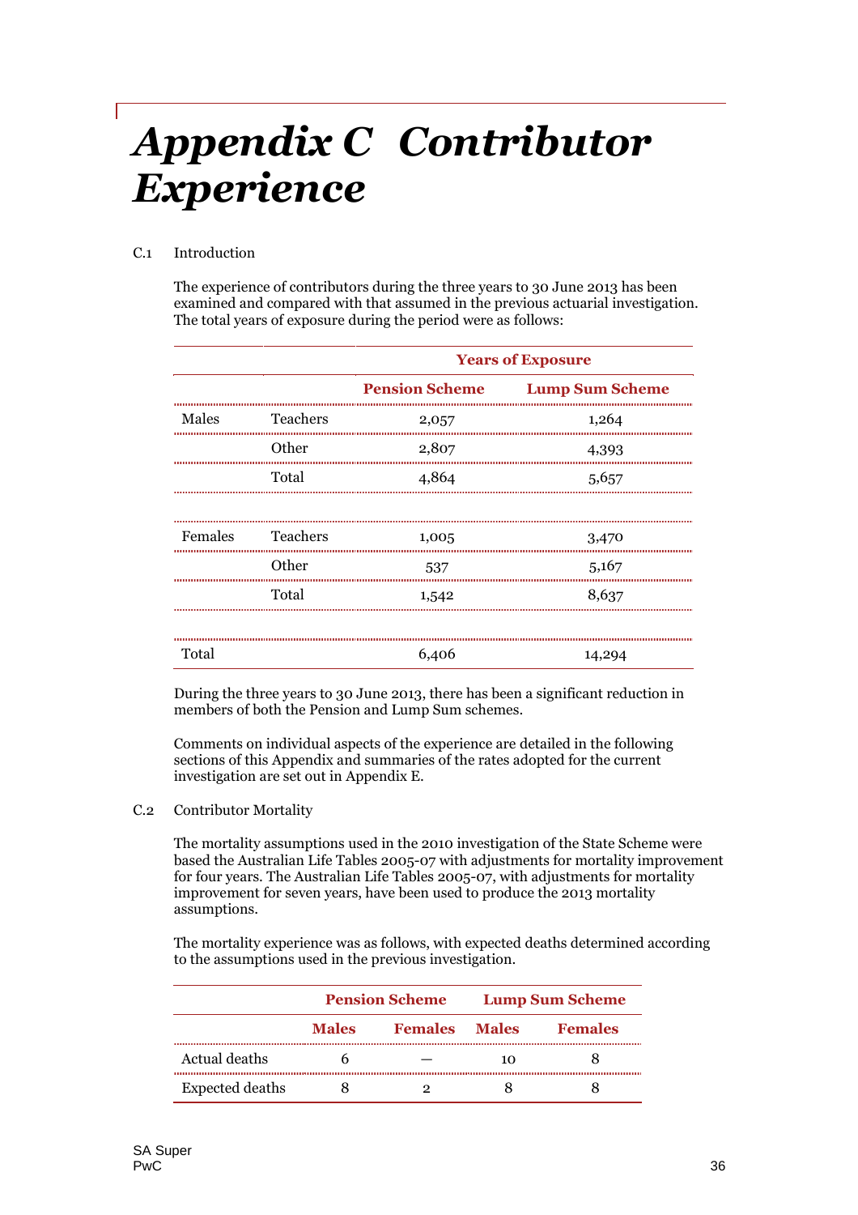# Appendix C Contributor Experience

C.1 Introduction

The experience of contributors during the three years to 30 June 2013 has been examined and compared with that assumed in the previous actuarial investigation. The total years of exposure during the period were as follows:

| | | Years of Exposure | |
|---|---|---|---|
| | | Pension Scheme | Lump Sum Scheme |
| Males | Teachers | 2,057 | 1,264 |
| | Other | 2,807 | 4,393 |
| | Total | 4,864 | 5,657 |
| | | | |
| Females | Teachers | 1,005 | 3,470 |
| | Other | 537 | 5,167 |
| | Total | 1,542 | 8,637 |
| | | | |
| Total | | 6,406 | 14,294 |

During the three years to 30 June 2013, there has been a significant reduction in members of both the Pension and Lump Sum schemes.

Comments on individual aspects of the experience are detailed in the following sections of this Appendix and summaries of the rates adopted for the current investigation are set out in Appendix E.

C.2 Contributor Mortality

The mortality assumptions used in the 2010 investigation of the State Scheme were based the Australian Life Tables 2005-07 with adjustments for mortality improvement for four years. The Australian Life Tables 2005-07, with adjustments for mortality improvement for seven years, have been used to produce the 2013 mortality assumptions.

The mortality experience was as follows, with expected deaths determined according to the assumptions used in the previous investigation.

| | Pension Scheme | | Lump Sum Scheme | |
|---|---|---|---|---|
| | Males | Females | Males | Females |
| Actual deaths | 6 | — | 10 | 8 |
| Expected deaths | 8 | 2 | 8 | 8 |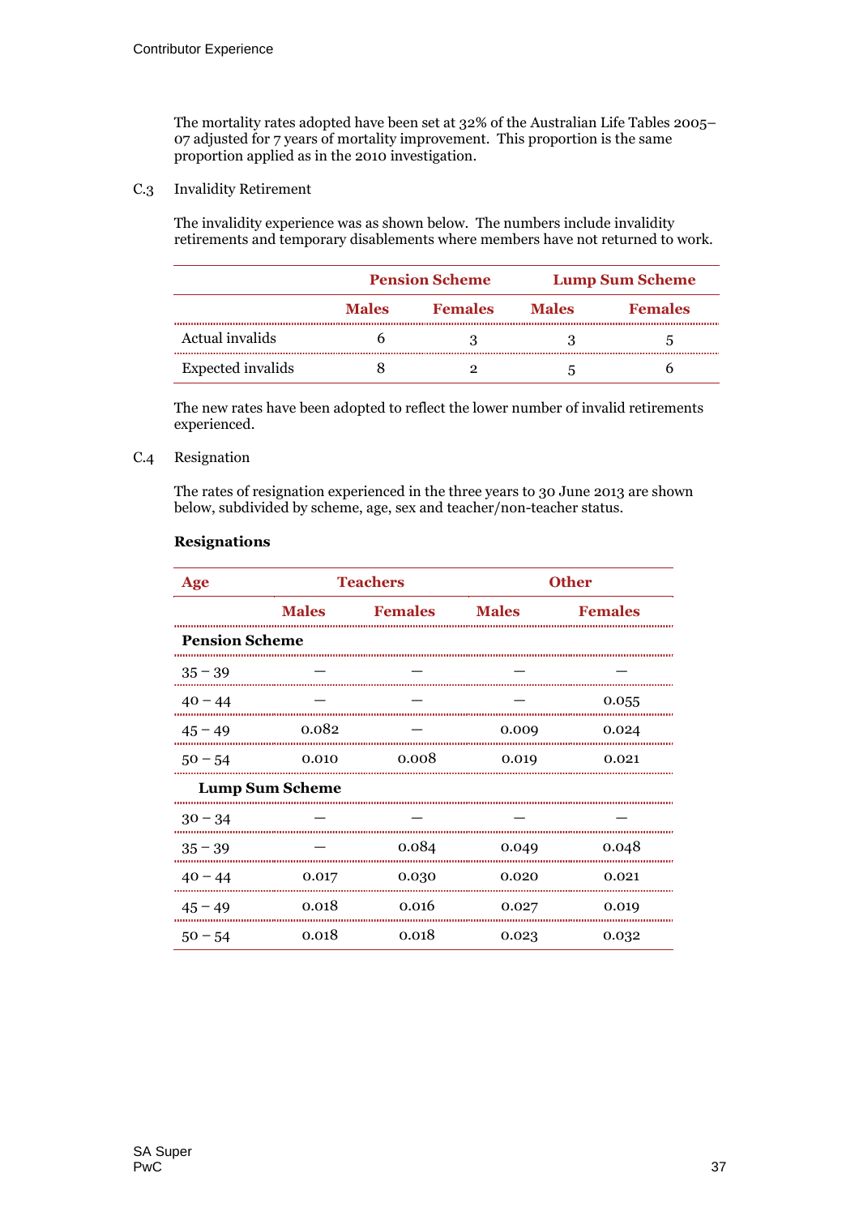The mortality rates adopted have been set at 32% of the Australian Life Tables 2005–07 adjusted for 7 years of mortality improvement. This proportion is the same proportion applied as in the 2010 investigation.

## C.3 Invalidity Retirement

The invalidity experience was as shown below. The numbers include invalidity retirements and temporary disablements where members have not returned to work.

| | Pension Scheme | | Lump Sum Scheme | |
|---|---|---|---|---|
| | Males | Females | Males | Females |
| Actual invalids | 6 | 3 | 3 | 5 |
| Expected invalids | 8 | 2 | 5 | 6 |

The new rates have been adopted to reflect the lower number of invalid retirements experienced.

## C.4 Resignation

The rates of resignation experienced in the three years to 30 June 2013 are shown below, subdivided by scheme, age, sex and teacher/non-teacher status.

**Resignations**

| Age | Teachers | | Other | |
|---|---|---|---|---|
| | Males | Females | Males | Females |
| **Pension Scheme** | | | | |
| 35 – 39 | — | — | — | — |
| 40 – 44 | — | — | — | 0.055 |
| 45 – 49 | 0.082 | — | 0.009 | 0.024 |
| 50 – 54 | 0.010 | 0.008 | 0.019 | 0.021 |
| **Lump Sum Scheme** | | | | |
| 30 – 34 | — | — | — | — |
| 35 – 39 | — | 0.084 | 0.049 | 0.048 |
| 40 – 44 | 0.017 | 0.030 | 0.020 | 0.021 |
| 45 – 49 | 0.018 | 0.016 | 0.027 | 0.019 |
| 50 – 54 | 0.018 | 0.018 | 0.023 | 0.032 |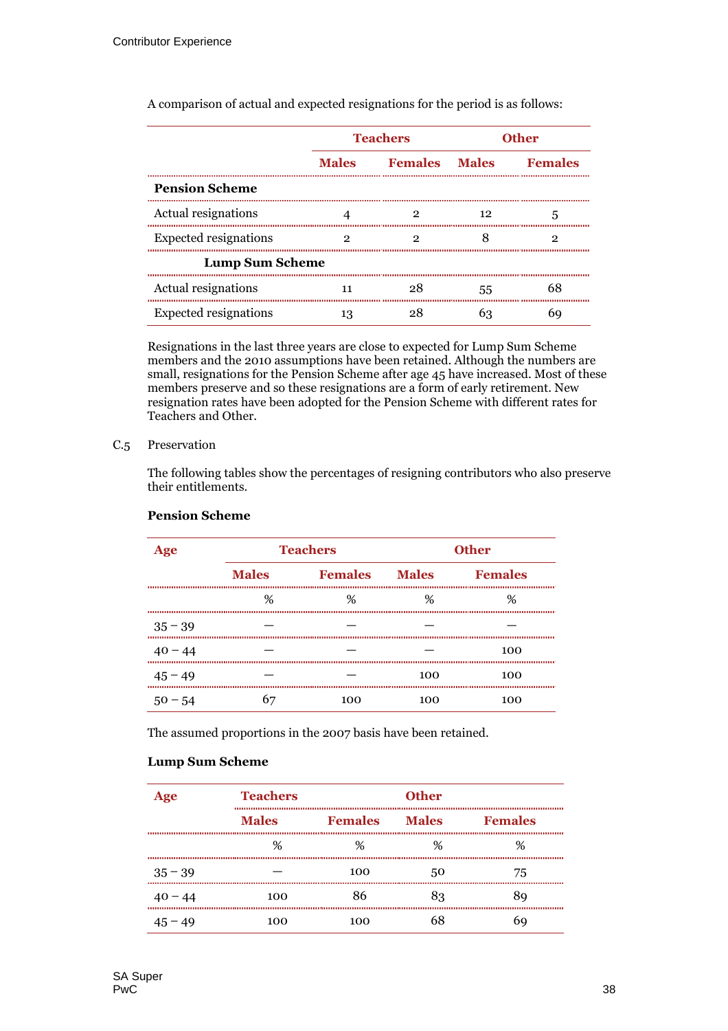A comparison of actual and expected resignations for the period is as follows:

| | Teachers | | Other | |
|---|---|---|---|---|
| | **Males** | **Females** | **Males** | **Females** |
| **Pension Scheme** | | | | |
| Actual resignations | 4 | 2 | 12 | 5 |
| Expected resignations | 2 | 2 | 8 | 2 |
| **Lump Sum Scheme** | | | | |
| Actual resignations | 11 | 28 | 55 | 68 |
| Expected resignations | 13 | 28 | 63 | 69 |

Resignations in the last three years are close to expected for Lump Sum Scheme members and the 2010 assumptions have been retained. Although the numbers are small, resignations for the Pension Scheme after age 45 have increased. Most of these members preserve and so these resignations are a form of early retirement. New resignation rates have been adopted for the Pension Scheme with different rates for Teachers and Other.

C.5 Preservation

The following tables show the percentages of resigning contributors who also preserve their entitlements.

**Pension Scheme**

| Age | Teachers | | Other | |
|---|---|---|---|---|
| | **Males** | **Females** | **Males** | **Females** |
| | % | % | % | % |
| 35 – 39 | – | – | – | – |
| 40 – 44 | – | – | – | 100 |
| 45 – 49 | – | – | 100 | 100 |
| 50 – 54 | 67 | 100 | 100 | 100 |

The assumed proportions in the 2007 basis have been retained.

**Lump Sum Scheme**

| Age | Teachers | | Other | |
|---|---|---|---|---|
| | **Males** | **Females** | **Males** | **Females** |
| | % | % | % | % |
| 35 – 39 | – | 100 | 50 | 75 |
| 40 – 44 | 100 | 86 | 83 | 89 |
| 45 – 49 | 100 | 100 | 68 | 69 |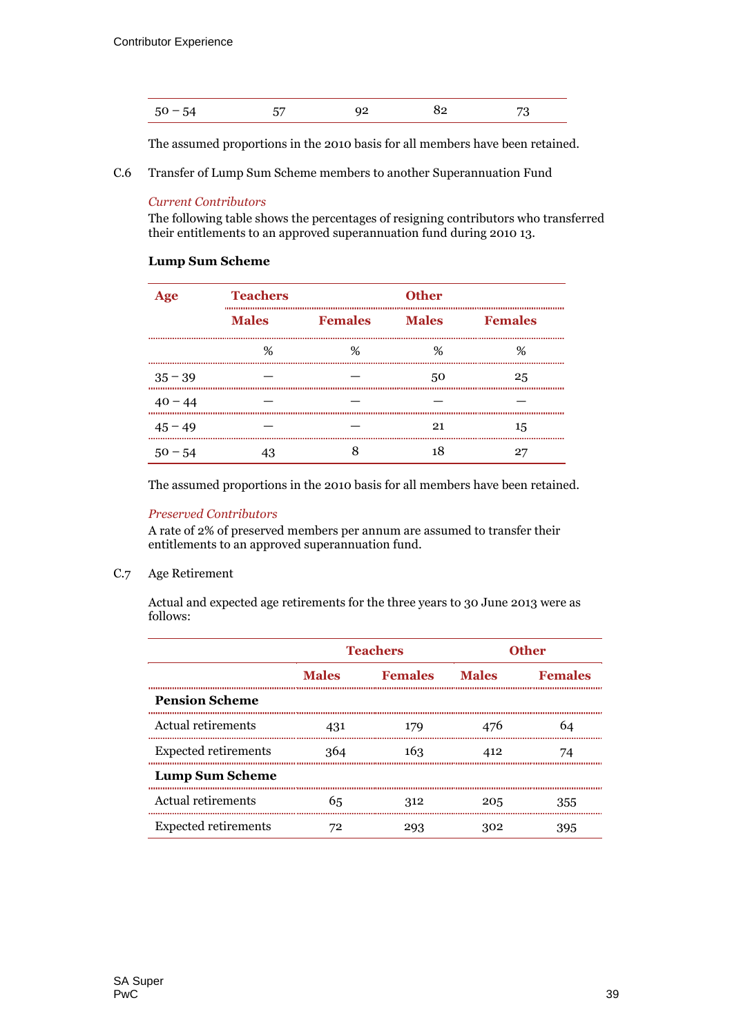| 50 – 54 | 57 | 92 | 82 | 73 |
|---|---|---|---|---|

The assumed proportions in the 2010 basis for all members have been retained.

C.6 Transfer of Lump Sum Scheme members to another Superannuation Fund

*Current Contributors*

The following table shows the percentages of resigning contributors who transferred their entitlements to an approved superannuation fund during 2010 13.

**Lump Sum Scheme**

| Age | Teachers | | Other | |
|---|---|---|---|---|
| | Males | Females | Males | Females |
| | % | % | % | % |
| 35 – 39 | — | — | 50 | 25 |
| 40 – 44 | — | — | — | — |
| 45 – 49 | — | — | 21 | 15 |
| 50 – 54 | 43 | 8 | 18 | 27 |

The assumed proportions in the 2010 basis for all members have been retained.

*Preserved Contributors*

A rate of 2% of preserved members per annum are assumed to transfer their entitlements to an approved superannuation fund.

C.7 Age Retirement

Actual and expected age retirements for the three years to 30 June 2013 were as follows:

| | Teachers | | Other | |
|---|---|---|---|---|
| | Males | Females | Males | Females |
| **Pension Scheme** | | | | |
| Actual retirements | 431 | 179 | 476 | 64 |
| Expected retirements | 364 | 163 | 412 | 74 |
| **Lump Sum Scheme** | | | | |
| Actual retirements | 65 | 312 | 205 | 355 |
| Expected retirements | 72 | 293 | 302 | 395 |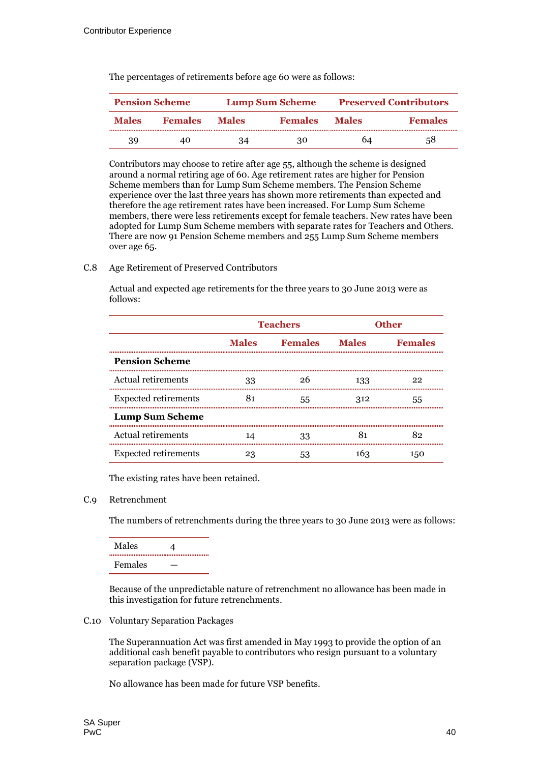The percentages of retirements before age 60 were as follows:

| Pension Scheme | | Lump Sum Scheme | | Preserved Contributors | |
|---|---|---|---|---|---|
| Males | Females | Males | Females | Males | Females |
| 39 | 40 | 34 | 30 | 64 | 58 |

Contributors may choose to retire after age 55, although the scheme is designed around a normal retiring age of 60. Age retirement rates are higher for Pension Scheme members than for Lump Sum Scheme members. The Pension Scheme experience over the last three years has shown more retirements than expected and therefore the age retirement rates have been increased. For Lump Sum Scheme members, there were less retirements except for female teachers. New rates have been adopted for Lump Sum Scheme members with separate rates for Teachers and Others. There are now 91 Pension Scheme members and 255 Lump Sum Scheme members over age 65.

C.8 Age Retirement of Preserved Contributors

Actual and expected age retirements for the three years to 30 June 2013 were as follows:

| | Teachers | | Other | |
|---|---|---|---|---|
| | Males | Females | Males | Females |
| **Pension Scheme** | | | | |
| Actual retirements | 33 | 26 | 133 | 22 |
| Expected retirements | 81 | 55 | 312 | 55 |
| **Lump Sum Scheme** | | | | |
| Actual retirements | 14 | 33 | 81 | 82 |
| Expected retirements | 23 | 53 | 163 | 150 |

The existing rates have been retained.

C.9 Retrenchment

The numbers of retrenchments during the three years to 30 June 2013 were as follows:

| | |
|---|---|
| Males | 4 |
| Females | — |

Because of the unpredictable nature of retrenchment no allowance has been made in this investigation for future retrenchments.

C.10 Voluntary Separation Packages

The Superannuation Act was first amended in May 1993 to provide the option of an additional cash benefit payable to contributors who resign pursuant to a voluntary separation package (VSP).

No allowance has been made for future VSP benefits.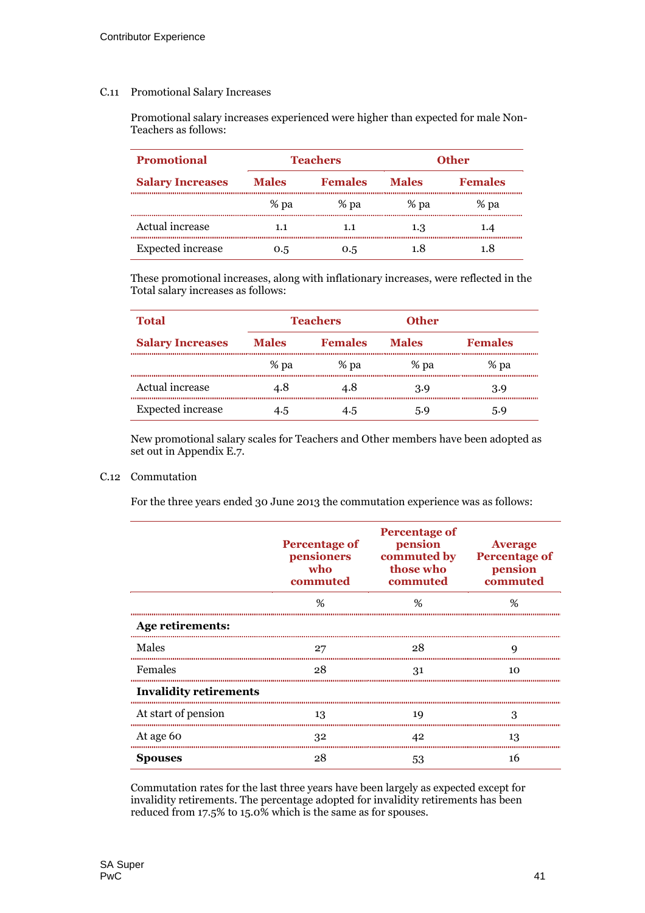### C.11 Promotional Salary Increases

Promotional salary increases experienced were higher than expected for male Non-Teachers as follows:

| Promotional | Teachers | | Other | |
|---|---|---|---|---|
| **Salary Increases** | **Males** | **Females** | **Males** | **Females** |
| | % pa | % pa | % pa | % pa |
| Actual increase | 1.1 | 1.1 | 1.3 | 1.4 |
| Expected increase | 0.5 | 0.5 | 1.8 | 1.8 |

These promotional increases, along with inflationary increases, were reflected in the Total salary increases as follows:

| Total | Teachers | | Other | |
|---|---|---|---|---|
| **Salary Increases** | **Males** | **Females** | **Males** | **Females** |
| | % pa | % pa | % pa | % pa |
| Actual increase | 4.8 | 4.8 | 3.9 | 3.9 |
| Expected increase | 4.5 | 4.5 | 5.9 | 5.9 |

New promotional salary scales for Teachers and Other members have been adopted as set out in Appendix E.7.

### C.12 Commutation

For the three years ended 30 June 2013 the commutation experience was as follows:

| | Percentage of pensioners who commuted | Percentage of pension commuted by those who commuted | Average Percentage of pension commuted |
|---|---|---|---|
| | % | % | % |
| **Age retirements:** | | | |
| Males | 27 | 28 | 9 |
| Females | 28 | 31 | 10 |
| **Invalidity retirements** | | | |
| At start of pension | 13 | 19 | 3 |
| At age 60 | 32 | 42 | 13 |
| **Spouses** | 28 | 53 | 16 |

Commutation rates for the last three years have been largely as expected except for invalidity retirements. The percentage adopted for invalidity retirements has been reduced from 17.5% to 15.0% which is the same as for spouses.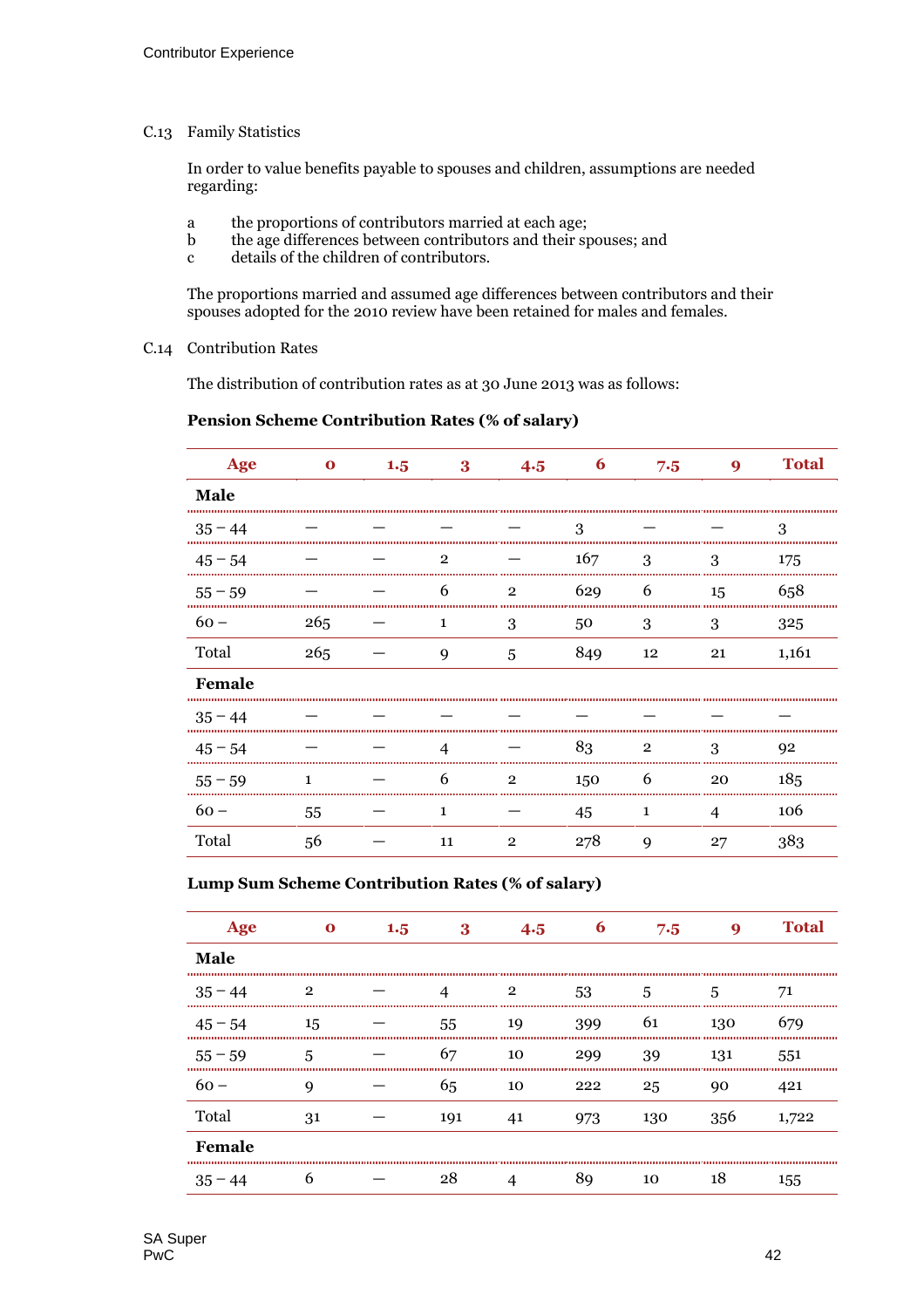C.13 Family Statistics

In order to value benefits payable to spouses and children, assumptions are needed regarding:

a the proportions of contributors married at each age;
b the age differences between contributors and their spouses; and
c details of the children of contributors.

The proportions married and assumed age differences between contributors and their spouses adopted for the 2010 review have been retained for males and females.

C.14 Contribution Rates

The distribution of contribution rates as at 30 June 2013 was as follows:

**Pension Scheme Contribution Rates (% of salary)**

| Age | 0 | 1.5 | 3 | 4.5 | 6 | 7.5 | 9 | Total |
|---|---|---|---|---|---|---|---|---|
| **Male** | | | | | | | | |
| 35 – 44 | — | — | — | — | 3 | — | — | 3 |
| 45 – 54 | — | — | 2 | — | 167 | 3 | 3 | 175 |
| 55 – 59 | — | — | 6 | 2 | 629 | 6 | 15 | 658 |
| 60 – | 265 | — | 1 | 3 | 50 | 3 | 3 | 325 |
| Total | 265 | — | 9 | 5 | 849 | 12 | 21 | 1,161 |
| **Female** | | | | | | | | |
| 35 – 44 | — | — | — | — | — | — | — | — |
| 45 – 54 | — | — | 4 | — | 83 | 2 | 3 | 92 |
| 55 – 59 | 1 | — | 6 | 2 | 150 | 6 | 20 | 185 |
| 60 – | 55 | — | 1 | — | 45 | 1 | 4 | 106 |
| Total | 56 | — | 11 | 2 | 278 | 9 | 27 | 383 |

**Lump Sum Scheme Contribution Rates (% of salary)**

| Age | 0 | 1.5 | 3 | 4.5 | 6 | 7.5 | 9 | Total |
|---|---|---|---|---|---|---|---|---|
| **Male** | | | | | | | | |
| 35 – 44 | 2 | — | 4 | 2 | 53 | 5 | 5 | 71 |
| 45 – 54 | 15 | — | 55 | 19 | 399 | 61 | 130 | 679 |
| 55 – 59 | 5 | — | 67 | 10 | 299 | 39 | 131 | 551 |
| 60 – | 9 | — | 65 | 10 | 222 | 25 | 90 | 421 |
| Total | 31 | — | 191 | 41 | 973 | 130 | 356 | 1,722 |
| **Female** | | | | | | | | |
| 35 – 44 | 6 | — | 28 | 4 | 89 | 10 | 18 | 155 |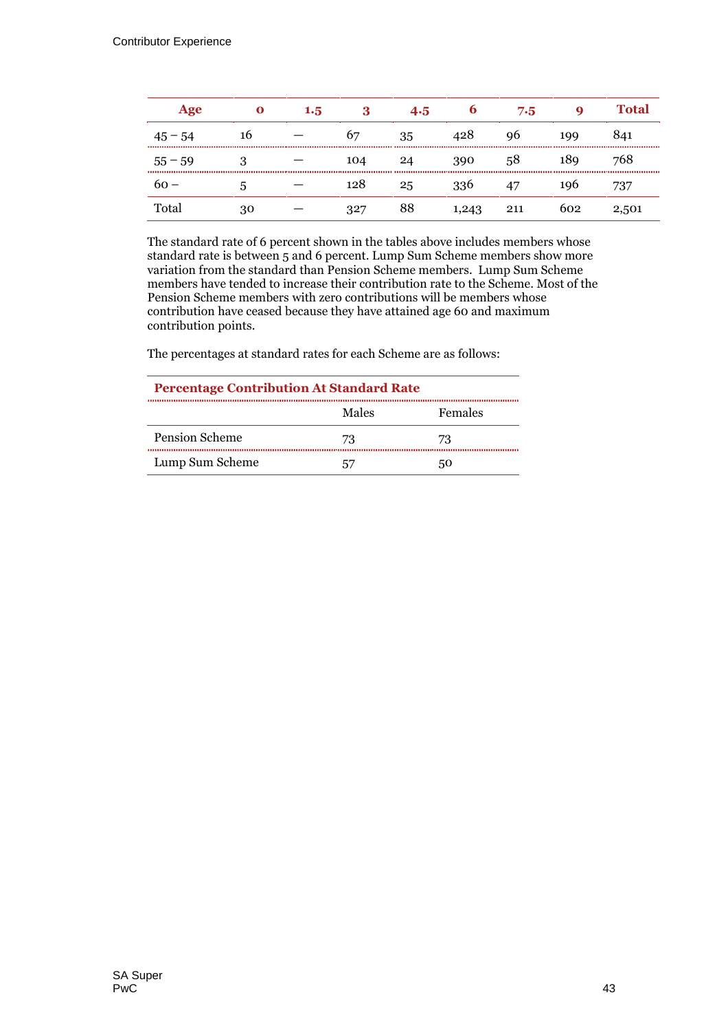| Age | 0 | 1.5 | 3 | 4.5 | 6 | 7.5 | 9 | Total |
|---|---|---|---|---|---|---|---|---|
| 45 – 54 | 16 | — | 67 | 35 | 428 | 96 | 199 | 841 |
| 55 – 59 | 3 | — | 104 | 24 | 390 | 58 | 189 | 768 |
| 60 – | 5 | — | 128 | 25 | 336 | 47 | 196 | 737 |
| Total | 30 | — | 327 | 88 | 1,243 | 211 | 602 | 2,501 |

The standard rate of 6 percent shown in the tables above includes members whose standard rate is between 5 and 6 percent. Lump Sum Scheme members show more variation from the standard than Pension Scheme members. Lump Sum Scheme members have tended to increase their contribution rate to the Scheme. Most of the Pension Scheme members with zero contributions will be members whose contribution have ceased because they have attained age 60 and maximum contribution points.

The percentages at standard rates for each Scheme are as follows:

| Percentage Contribution At Standard Rate | | |
|---|---|---|
| | Males | Females |
| Pension Scheme | 73 | 73 |
| Lump Sum Scheme | 57 | 50 |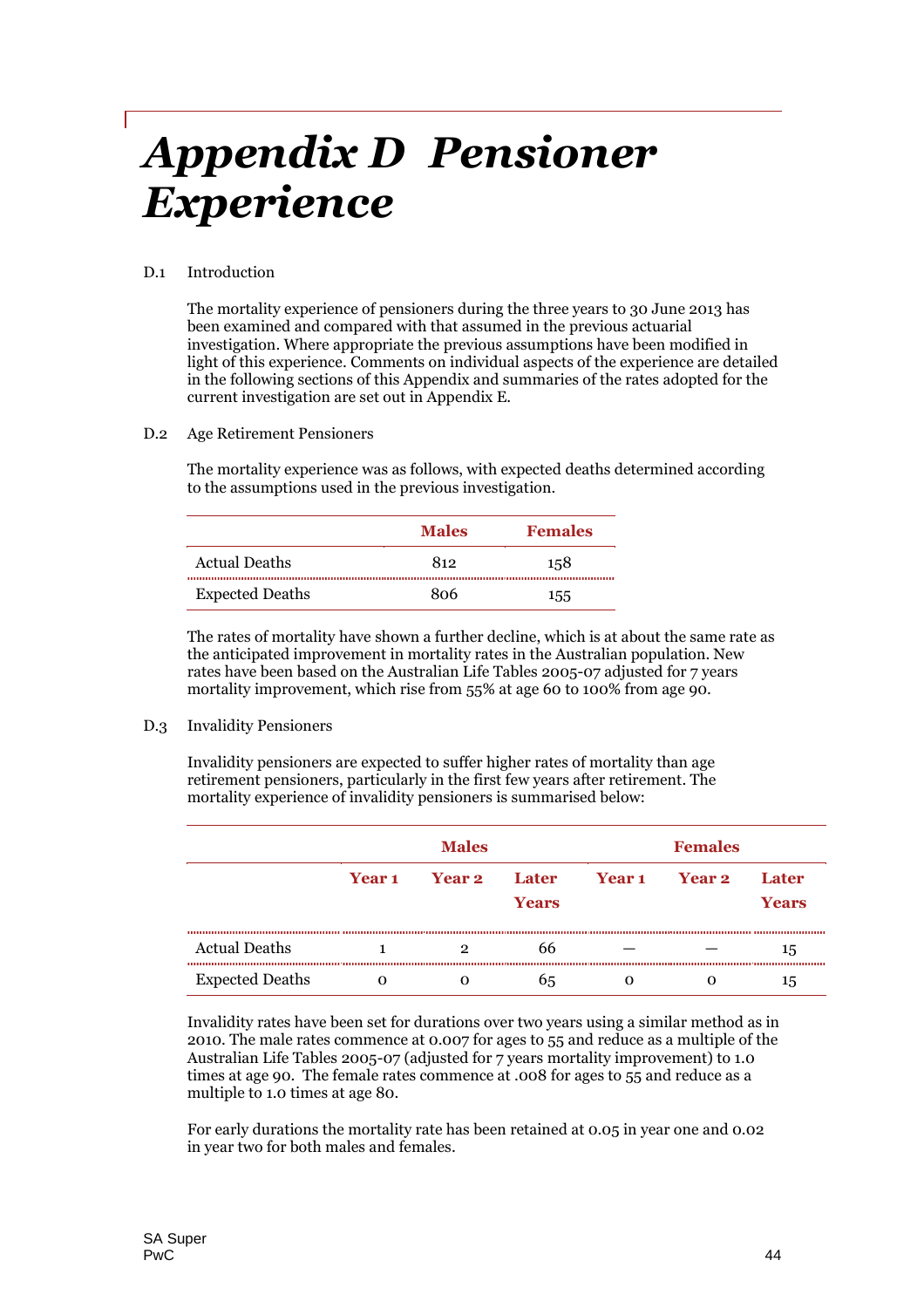# Appendix D Pensioner Experience

D.1 Introduction

The mortality experience of pensioners during the three years to 30 June 2013 has been examined and compared with that assumed in the previous actuarial investigation. Where appropriate the previous assumptions have been modified in light of this experience. Comments on individual aspects of the experience are detailed in the following sections of this Appendix and summaries of the rates adopted for the current investigation are set out in Appendix E.

D.2 Age Retirement Pensioners

The mortality experience was as follows, with expected deaths determined according to the assumptions used in the previous investigation.

| | Males | Females |
|---|---|---|
| Actual Deaths | 812 | 158 |
| Expected Deaths | 806 | 155 |

The rates of mortality have shown a further decline, which is at about the same rate as the anticipated improvement in mortality rates in the Australian population. New rates have been based on the Australian Life Tables 2005-07 adjusted for 7 years mortality improvement, which rise from 55% at age 60 to 100% from age 90.

D.3 Invalidity Pensioners

Invalidity pensioners are expected to suffer higher rates of mortality than age retirement pensioners, particularly in the first few years after retirement. The mortality experience of invalidity pensioners is summarised below:

| | Males | | | Females | | |
|---|---|---|---|---|---|---|
| | Year 1 | Year 2 | Later Years | Year 1 | Year 2 | Later Years |
| Actual Deaths | 1 | 2 | 66 | — | — | 15 |
| Expected Deaths | 0 | 0 | 65 | 0 | 0 | 15 |

Invalidity rates have been set for durations over two years using a similar method as in 2010. The male rates commence at 0.007 for ages to 55 and reduce as a multiple of the Australian Life Tables 2005-07 (adjusted for 7 years mortality improvement) to 1.0 times at age 90. The female rates commence at .008 for ages to 55 and reduce as a multiple to 1.0 times at age 80.

For early durations the mortality rate has been retained at 0.05 in year one and 0.02 in year two for both males and females.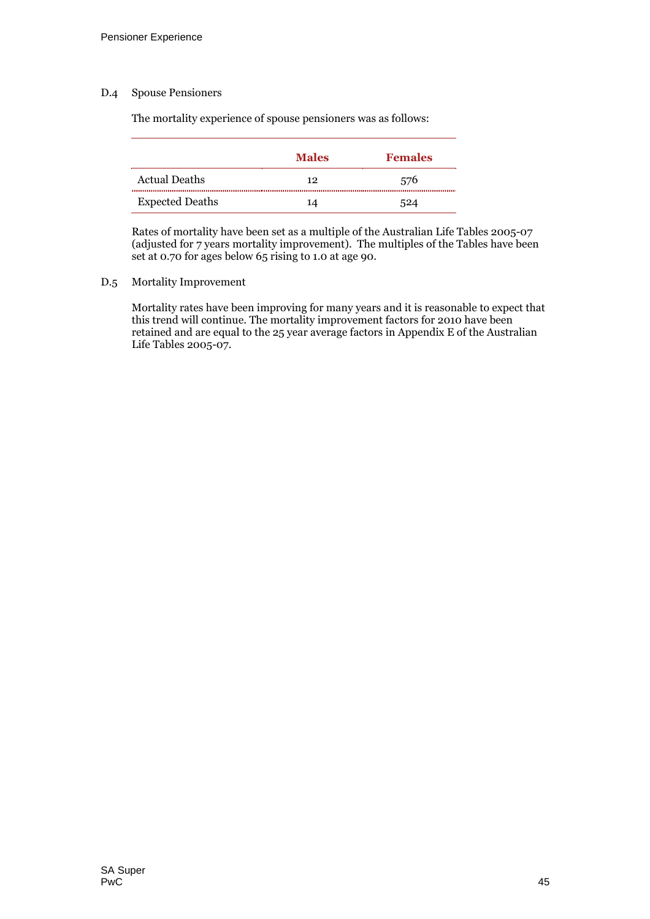## D.4 Spouse Pensioners

The mortality experience of spouse pensioners was as follows:

| | Males | Females |
|---|---|---|
| Actual Deaths | 12 | 576 |
| Expected Deaths | 14 | 524 |

Rates of mortality have been set as a multiple of the Australian Life Tables 2005-07 (adjusted for 7 years mortality improvement). The multiples of the Tables have been set at 0.70 for ages below 65 rising to 1.0 at age 90.

## D.5 Mortality Improvement

Mortality rates have been improving for many years and it is reasonable to expect that this trend will continue. The mortality improvement factors for 2010 have been retained and are equal to the 25 year average factors in Appendix E of the Australian Life Tables 2005-07.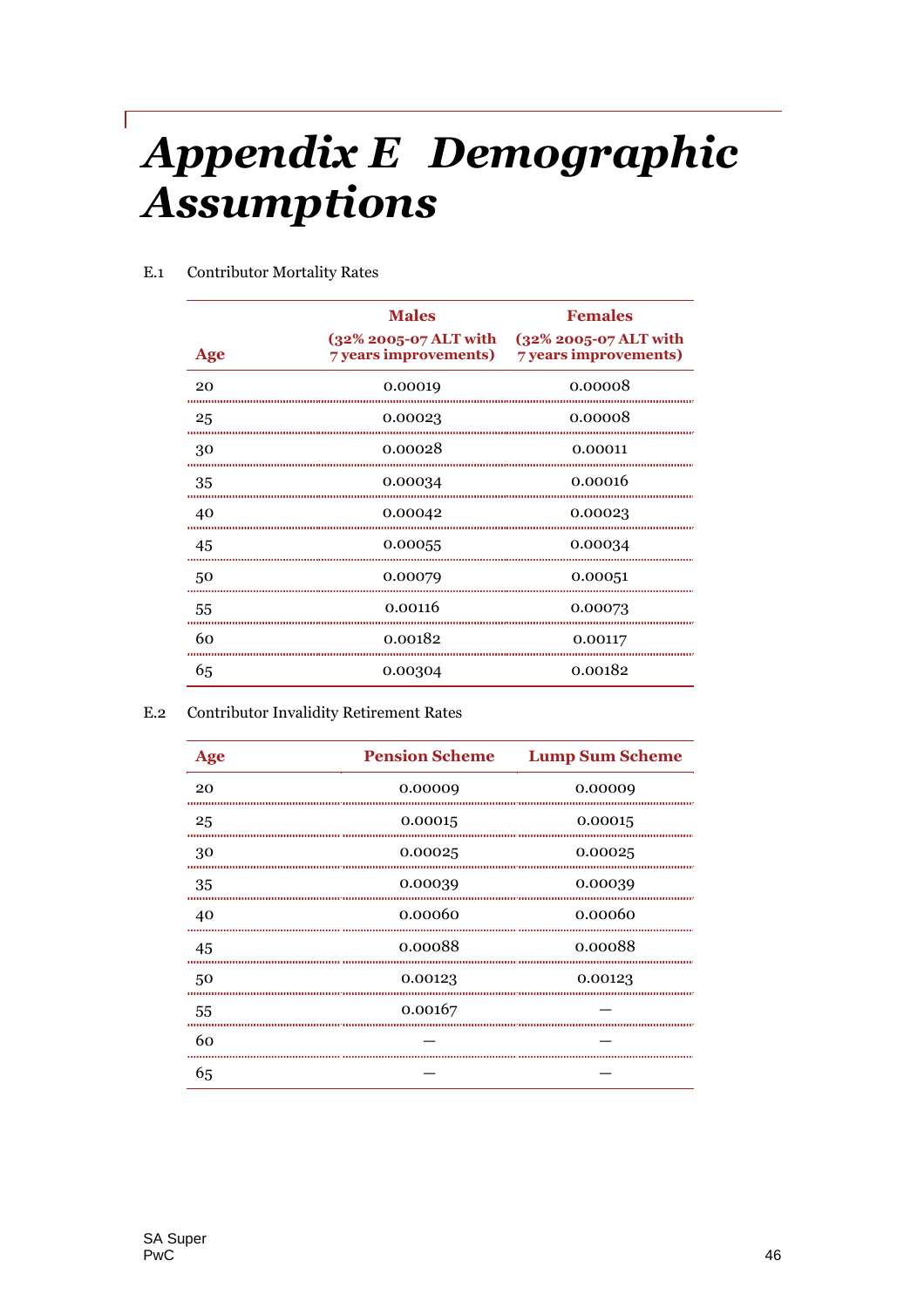# *Appendix E Demographic Assumptions*

E.1 Contributor Mortality Rates

| Age | Males (32% 2005-07 ALT with 7 years improvements) | Females (32% 2005-07 ALT with 7 years improvements) |
|---|---|---|
| 20 | 0.00019 | 0.00008 |
| 25 | 0.00023 | 0.00008 |
| 30 | 0.00028 | 0.00011 |
| 35 | 0.00034 | 0.00016 |
| 40 | 0.00042 | 0.00023 |
| 45 | 0.00055 | 0.00034 |
| 50 | 0.00079 | 0.00051 |
| 55 | 0.00116 | 0.00073 |
| 60 | 0.00182 | 0.00117 |
| 65 | 0.00304 | 0.00182 |

E.2 Contributor Invalidity Retirement Rates

| Age | Pension Scheme | Lump Sum Scheme |
|---|---|---|
| 20 | 0.00009 | 0.00009 |
| 25 | 0.00015 | 0.00015 |
| 30 | 0.00025 | 0.00025 |
| 35 | 0.00039 | 0.00039 |
| 40 | 0.00060 | 0.00060 |
| 45 | 0.00088 | 0.00088 |
| 50 | 0.00123 | 0.00123 |
| 55 | 0.00167 | — |
| 60 | — | — |
| 65 | — | — |

SA Super
PwC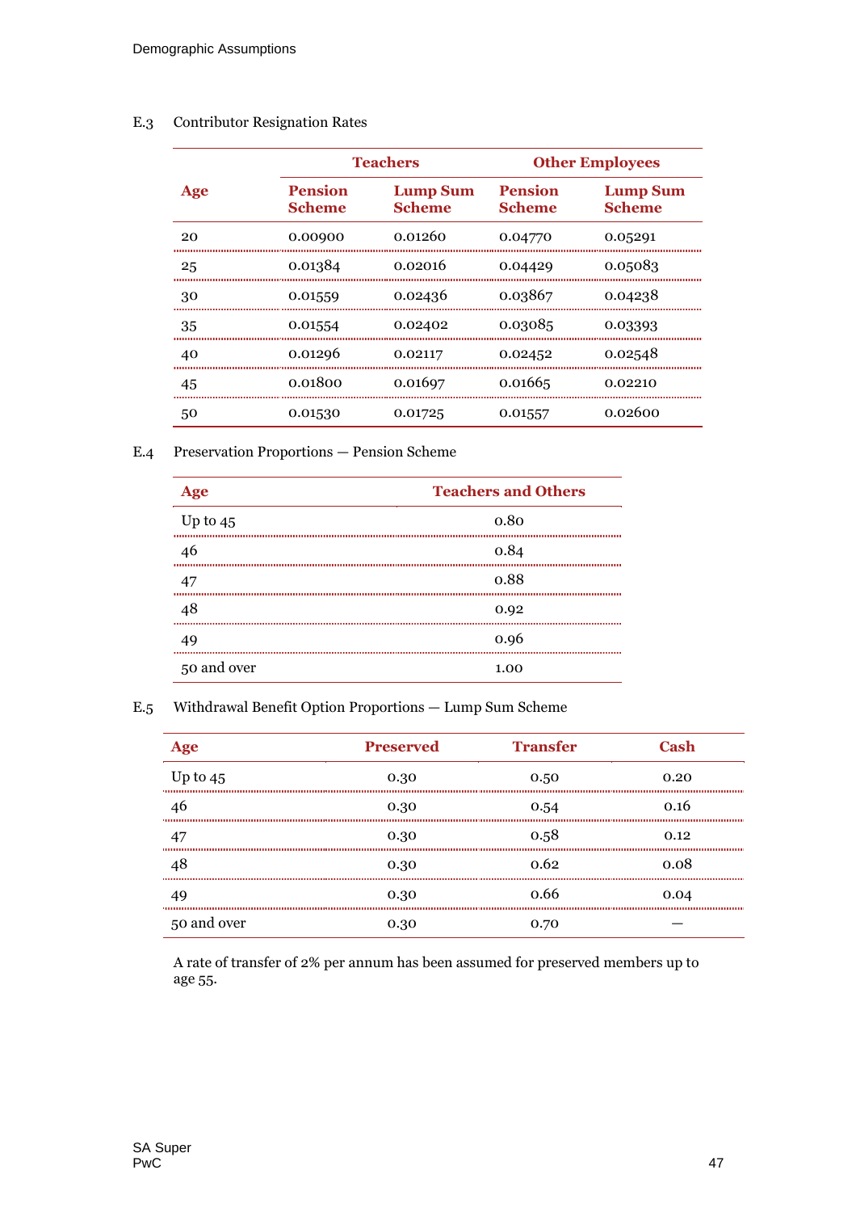### E.3 Contributor Resignation Rates

| Age | Teachers | | Other Employees | |
|---|---|---|---|---|
| | Pension Scheme | Lump Sum Scheme | Pension Scheme | Lump Sum Scheme |
| 20 | 0.00900 | 0.01260 | 0.04770 | 0.05291 |
| 25 | 0.01384 | 0.02016 | 0.04429 | 0.05083 |
| 30 | 0.01559 | 0.02436 | 0.03867 | 0.04238 |
| 35 | 0.01554 | 0.02402 | 0.03085 | 0.03393 |
| 40 | 0.01296 | 0.02117 | 0.02452 | 0.02548 |
| 45 | 0.01800 | 0.01697 | 0.01665 | 0.02210 |
| 50 | 0.01530 | 0.01725 | 0.01557 | 0.02600 |

### E.4 Preservation Proportions — Pension Scheme

| Age | Teachers and Others |
|---|---|
| Up to 45 | 0.80 |
| 46 | 0.84 |
| 47 | 0.88 |
| 48 | 0.92 |
| 49 | 0.96 |
| 50 and over | 1.00 |

### E.5 Withdrawal Benefit Option Proportions — Lump Sum Scheme

| Age | Preserved | Transfer | Cash |
|---|---|---|---|
| Up to 45 | 0.30 | 0.50 | 0.20 |
| 46 | 0.30 | 0.54 | 0.16 |
| 47 | 0.30 | 0.58 | 0.12 |
| 48 | 0.30 | 0.62 | 0.08 |
| 49 | 0.30 | 0.66 | 0.04 |
| 50 and over | 0.30 | 0.70 | — |

A rate of transfer of 2% per annum has been assumed for preserved members up to age 55.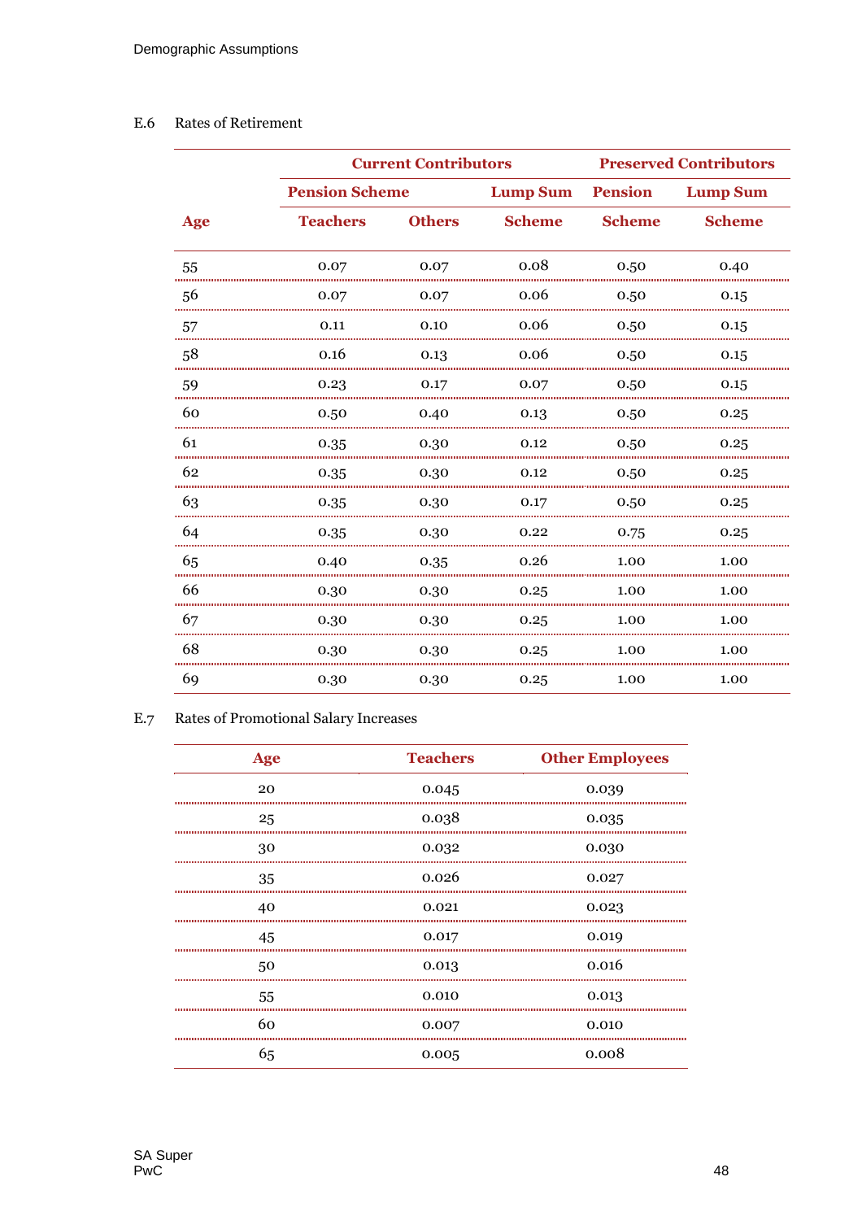### E.6 Rates of Retirement

| Age | Current Contributors | | | Preserved Contributors | |
|---|---|---|---|---|---|
| | Pension Scheme | | Lump Sum | Pension | Lump Sum |
| | Teachers | Others | Scheme | Scheme | Scheme |
| 55 | 0.07 | 0.07 | 0.08 | 0.50 | 0.40 |
| 56 | 0.07 | 0.07 | 0.06 | 0.50 | 0.15 |
| 57 | 0.11 | 0.10 | 0.06 | 0.50 | 0.15 |
| 58 | 0.16 | 0.13 | 0.06 | 0.50 | 0.15 |
| 59 | 0.23 | 0.17 | 0.07 | 0.50 | 0.15 |
| 60 | 0.50 | 0.40 | 0.13 | 0.50 | 0.25 |
| 61 | 0.35 | 0.30 | 0.12 | 0.50 | 0.25 |
| 62 | 0.35 | 0.30 | 0.12 | 0.50 | 0.25 |
| 63 | 0.35 | 0.30 | 0.17 | 0.50 | 0.25 |
| 64 | 0.35 | 0.30 | 0.22 | 0.75 | 0.25 |
| 65 | 0.40 | 0.35 | 0.26 | 1.00 | 1.00 |
| 66 | 0.30 | 0.30 | 0.25 | 1.00 | 1.00 |
| 67 | 0.30 | 0.30 | 0.25 | 1.00 | 1.00 |
| 68 | 0.30 | 0.30 | 0.25 | 1.00 | 1.00 |
| 69 | 0.30 | 0.30 | 0.25 | 1.00 | 1.00 |

### E.7 Rates of Promotional Salary Increases

| Age | Teachers | Other Employees |
|---|---|---|
| 20 | 0.045 | 0.039 |
| 25 | 0.038 | 0.035 |
| 30 | 0.032 | 0.030 |
| 35 | 0.026 | 0.027 |
| 40 | 0.021 | 0.023 |
| 45 | 0.017 | 0.019 |
| 50 | 0.013 | 0.016 |
| 55 | 0.010 | 0.013 |
| 60 | 0.007 | 0.010 |
| 65 | 0.005 | 0.008 |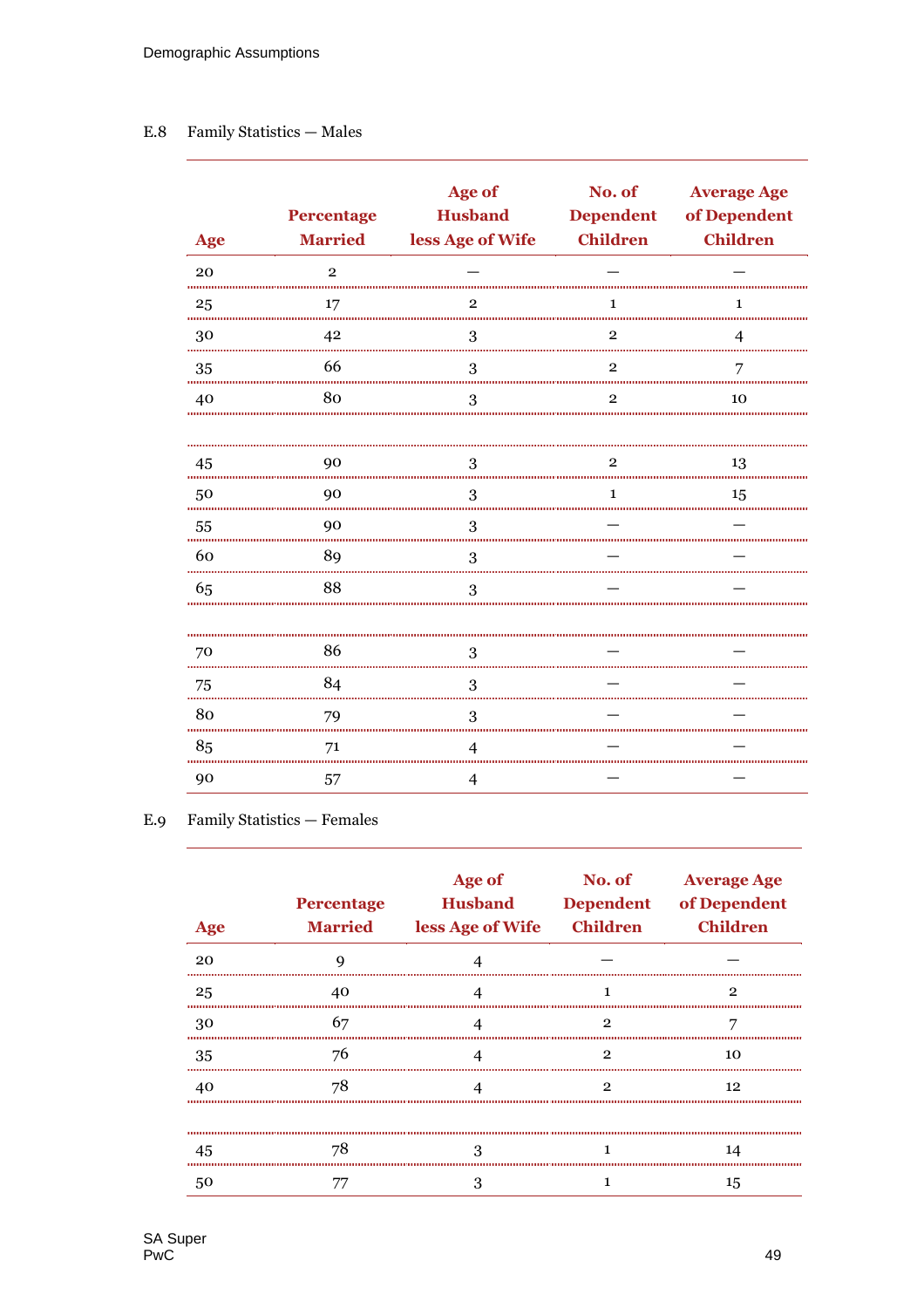### E.8 Family Statistics — Males

| Age | Percentage Married | Age of Husband less Age of Wife | No. of Dependent Children | Average Age of Dependent Children |
|---|---|---|---|---|
| 20 | 2 | — | — | — |
| 25 | 17 | 2 | 1 | 1 |
| 30 | 42 | 3 | 2 | 4 |
| 35 | 66 | 3 | 2 | 7 |
| 40 | 80 | 3 | 2 | 10 |
| | | | | |
| 45 | 90 | 3 | 2 | 13 |
| 50 | 90 | 3 | 1 | 15 |
| 55 | 90 | 3 | — | — |
| 60 | 89 | 3 | — | — |
| 65 | 88 | 3 | — | — |
| | | | | |
| 70 | 86 | 3 | — | — |
| 75 | 84 | 3 | — | — |
| 80 | 79 | 3 | — | — |
| 85 | 71 | 4 | — | — |
| 90 | 57 | 4 | — | — |

### E.9 Family Statistics — Females

| Age | Percentage Married | Age of Husband less Age of Wife | No. of Dependent Children | Average Age of Dependent Children |
|---|---|---|---|---|
| 20 | 9 | 4 | — | — |
| 25 | 40 | 4 | 1 | 2 |
| 30 | 67 | 4 | 2 | 7 |
| 35 | 76 | 4 | 2 | 10 |
| 40 | 78 | 4 | 2 | 12 |
| | | | | |
| 45 | 78 | 3 | 1 | 14 |
| 50 | 77 | 3 | 1 | 15 |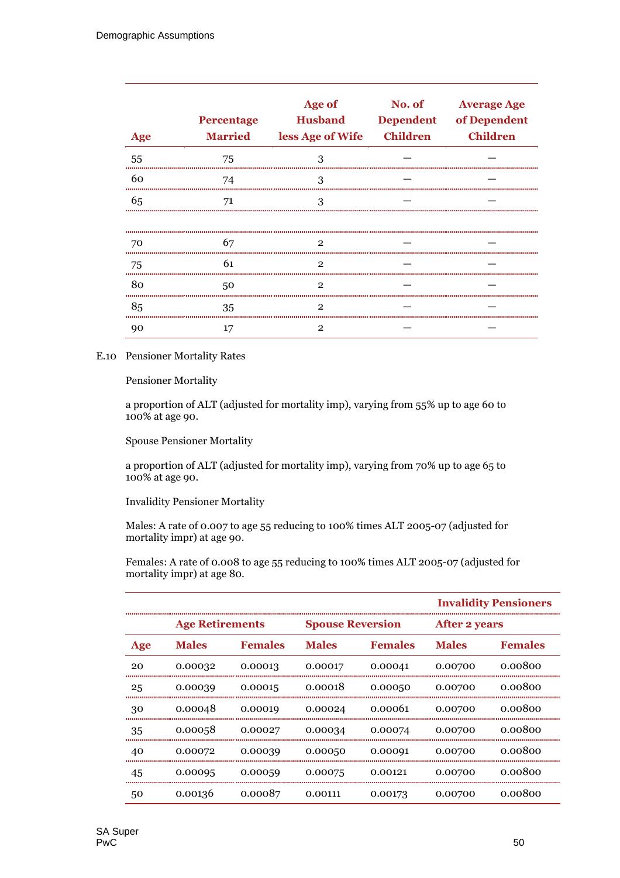| Age | Percentage Married | Age of Husband less Age of Wife | No. of Dependent Children | Average Age of Dependent Children |
|---|---|---|---|---|
| 55 | 75 | 3 | — | — |
| 60 | 74 | 3 | — | — |
| 65 | 71 | 3 | — | — |
| | | | | |
| 70 | 67 | 2 | — | — |
| 75 | 61 | 2 | — | — |
| 80 | 50 | 2 | — | — |
| 85 | 35 | 2 | — | — |
| 90 | 17 | 2 | — | — |

E.10 Pensioner Mortality Rates

Pensioner Mortality

a proportion of ALT (adjusted for mortality imp), varying from 55% up to age 60 to 100% at age 90.

Spouse Pensioner Mortality

a proportion of ALT (adjusted for mortality imp), varying from 70% up to age 65 to 100% at age 90.

Invalidity Pensioner Mortality

Males: A rate of 0.007 to age 55 reducing to 100% times ALT 2005-07 (adjusted for mortality impr) at age 90.

Females: A rate of 0.008 to age 55 reducing to 100% times ALT 2005-07 (adjusted for mortality impr) at age 80.

| | | | | | Invalidity Pensioners | |
|---|---|---|---|---|---|---|
| | Age Retirements | | Spouse Reversion | | After 2 years | |
| Age | Males | Females | Males | Females | Males | Females |
| 20 | 0.00032 | 0.00013 | 0.00017 | 0.00041 | 0.00700 | 0.00800 |
| 25 | 0.00039 | 0.00015 | 0.00018 | 0.00050 | 0.00700 | 0.00800 |
| 30 | 0.00048 | 0.00019 | 0.00024 | 0.00061 | 0.00700 | 0.00800 |
| 35 | 0.00058 | 0.00027 | 0.00034 | 0.00074 | 0.00700 | 0.00800 |
| 40 | 0.00072 | 0.00039 | 0.00050 | 0.00091 | 0.00700 | 0.00800 |
| 45 | 0.00095 | 0.00059 | 0.00075 | 0.00121 | 0.00700 | 0.00800 |
| 50 | 0.00136 | 0.00087 | 0.00111 | 0.00173 | 0.00700 | 0.00800 |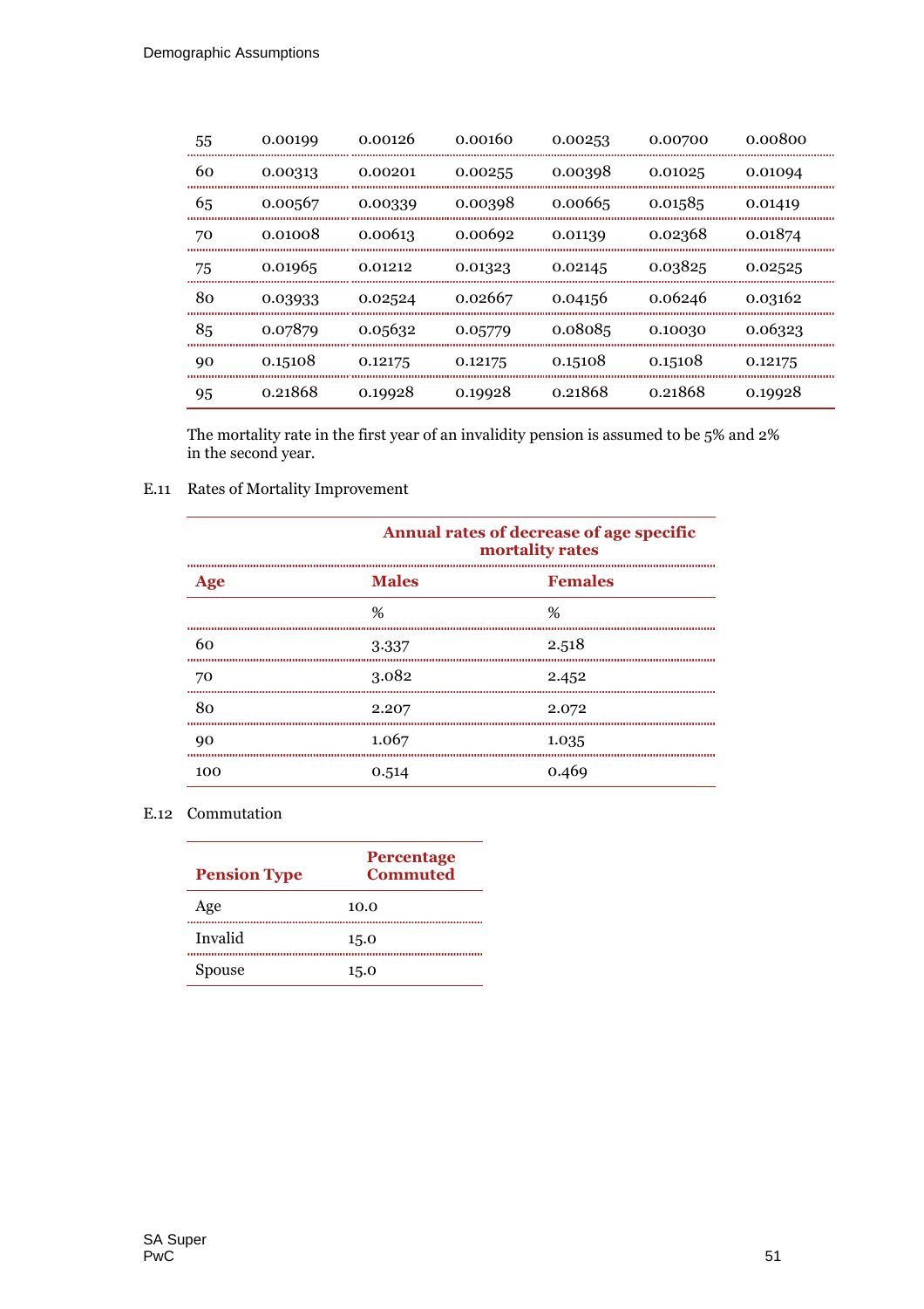| | | | | | | |
|---|---|---|---|---|---|---|
| 55 | 0.00199 | 0.00126 | 0.00160 | 0.00253 | 0.00700 | 0.00800 |
| 60 | 0.00313 | 0.00201 | 0.00255 | 0.00398 | 0.01025 | 0.01094 |
| 65 | 0.00567 | 0.00339 | 0.00398 | 0.00665 | 0.01585 | 0.01419 |
| 70 | 0.01008 | 0.00613 | 0.00692 | 0.01139 | 0.02368 | 0.01874 |
| 75 | 0.01965 | 0.01212 | 0.01323 | 0.02145 | 0.03825 | 0.02525 |
| 80 | 0.03933 | 0.02524 | 0.02667 | 0.04156 | 0.06246 | 0.03162 |
| 85 | 0.07879 | 0.05632 | 0.05779 | 0.08085 | 0.10030 | 0.06323 |
| 90 | 0.15108 | 0.12175 | 0.12175 | 0.15108 | 0.15108 | 0.12175 |
| 95 | 0.21868 | 0.19928 | 0.19928 | 0.21868 | 0.21868 | 0.19928 |

The mortality rate in the first year of an invalidity pension is assumed to be 5% and 2% in the second year.

E.11 Rates of Mortality Improvement

| | Annual rates of decrease of age specific mortality rates | |
|---|---|---|
| **Age** | **Males** | **Females** |
| | % | % |
| 60 | 3.337 | 2.518 |
| 70 | 3.082 | 2.452 |
| 80 | 2.207 | 2.072 |
| 90 | 1.067 | 1.035 |
| 100 | 0.514 | 0.469 |

E.12 Commutation

| Pension Type | Percentage Commuted |
|---|---|
| Age | 10.0 |
| Invalid | 15.0 |
| Spouse | 15.0 |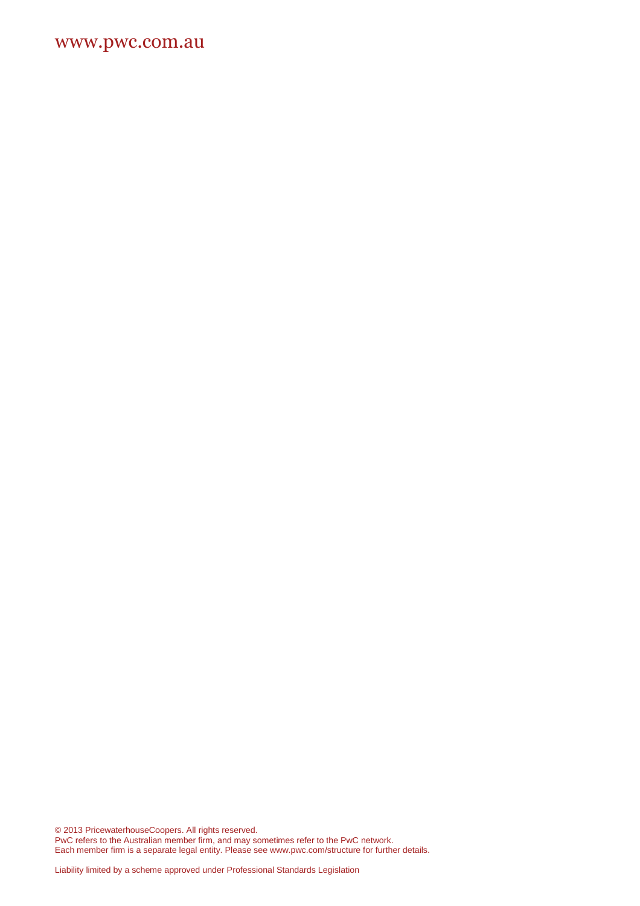www.pwc.com.au

© 2013 PricewaterhouseCoopers. All rights reserved.
PwC refers to the Australian member firm, and may sometimes refer to the PwC network.
Each member firm is a separate legal entity. Please see www.pwc.com/structure for further details.

Liability limited by a scheme approved under Professional Standards Legislation